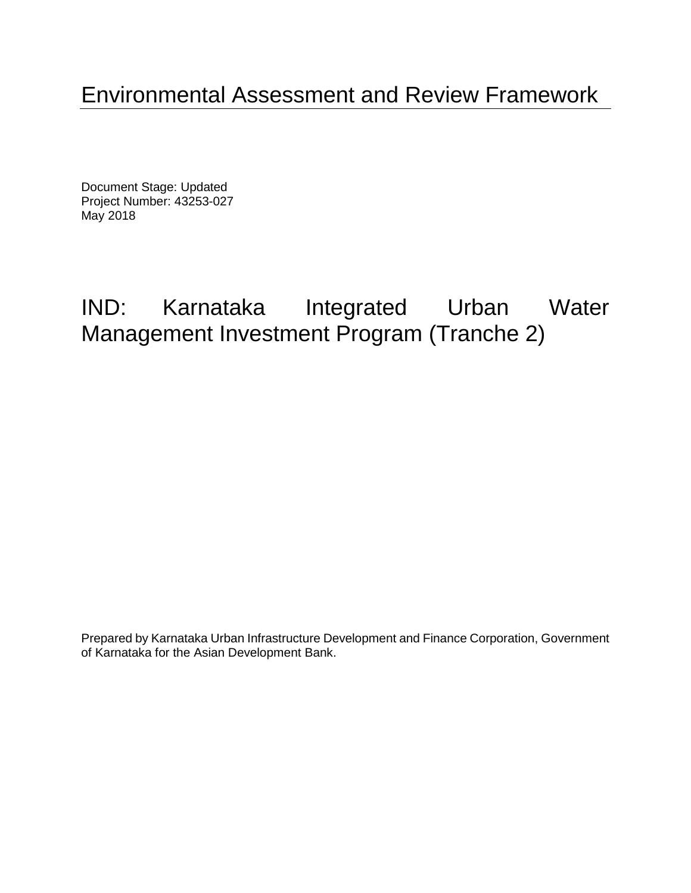# Environmental Assessment and Review Framework

Document Stage: Updated
Project Number: 43253-027
May 2018

# IND: Karnataka Integrated Urban Water Management Investment Program (Tranche 2)

Prepared by Karnataka Urban Infrastructure Development and Finance Corporation, Government of Karnataka for the Asian Development Bank.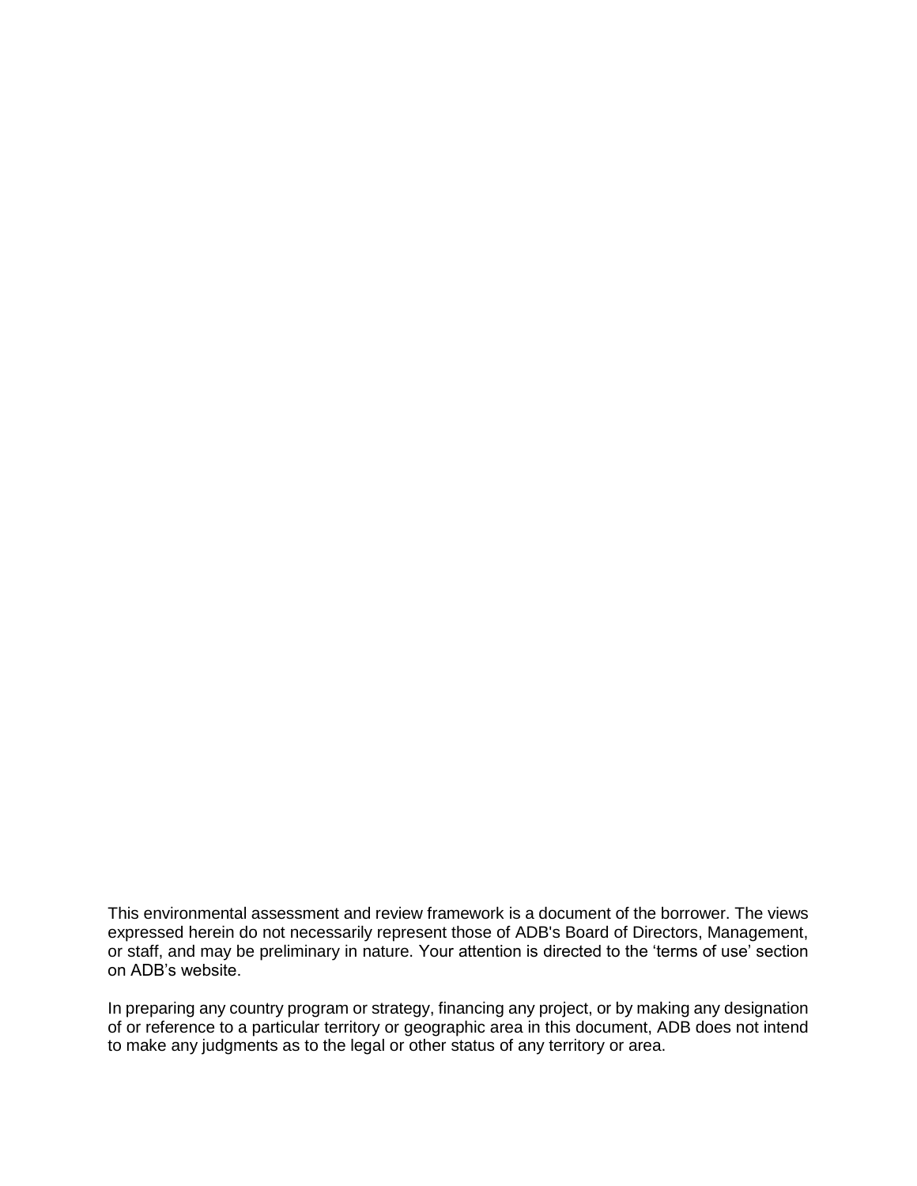This environmental assessment and review framework is a document of the borrower. The views expressed herein do not necessarily represent those of ADB's Board of Directors, Management, or staff, and may be preliminary in nature. Your attention is directed to the 'terms of use' section on ADB's website.

In preparing any country program or strategy, financing any project, or by making any designation of or reference to a particular territory or geographic area in this document, ADB does not intend to make any judgments as to the legal or other status of any territory or area.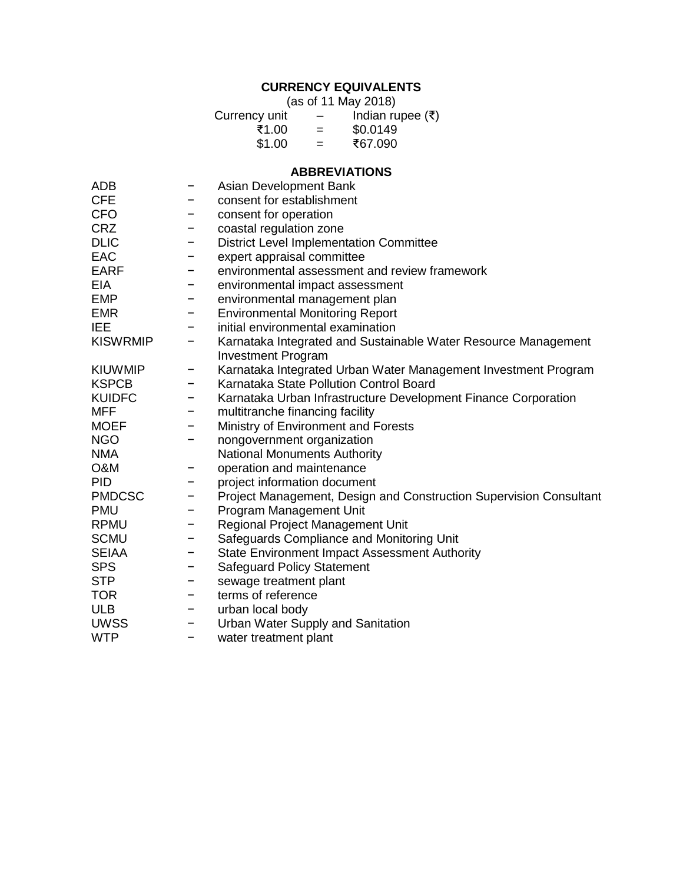## CURRENCY EQUIVALENTS

(as of 11 May 2018)

| | | |
|---|---|---|
| Currency unit | – | Indian rupee (₹) |
| ₹1.00 | = | $0.0149 |
| $1.00 | = | ₹67.090 |

## ABBREVIATIONS

| | | |
|---|---|---|
| ADB | − | Asian Development Bank |
| CFE | − | consent for establishment |
| CFO | − | consent for operation |
| CRZ | − | coastal regulation zone |
| DLIC | − | District Level Implementation Committee |
| EAC | − | expert appraisal committee |
| EARF | − | environmental assessment and review framework |
| EIA | − | environmental impact assessment |
| EMP | − | environmental management plan |
| EMR | − | Environmental Monitoring Report |
| IEE | − | initial environmental examination |
| KISWRMIP | − | Karnataka Integrated and Sustainable Water Resource Management Investment Program |
| KIUWMIP | − | Karnataka Integrated Urban Water Management Investment Program |
| KSPCB | − | Karnataka State Pollution Control Board |
| KUIDFC | − | Karnataka Urban Infrastructure Development Finance Corporation |
| MFF | − | multitranche financing facility |
| MOEF | − | Ministry of Environment and Forests |
| NGO | − | nongovernment organization |
| NMA | | National Monuments Authority |
| O&M | − | operation and maintenance |
| PID | − | project information document |
| PMDCSC | − | Project Management, Design and Construction Supervision Consultant |
| PMU | − | Program Management Unit |
| RPMU | − | Regional Project Management Unit |
| SCMU | − | Safeguards Compliance and Monitoring Unit |
| SEIAA | − | State Environment Impact Assessment Authority |
| SPS | − | Safeguard Policy Statement |
| STP | − | sewage treatment plant |
| TOR | − | terms of reference |
| ULB | − | urban local body |
| UWSS | − | Urban Water Supply and Sanitation |
| WTP | − | water treatment plant |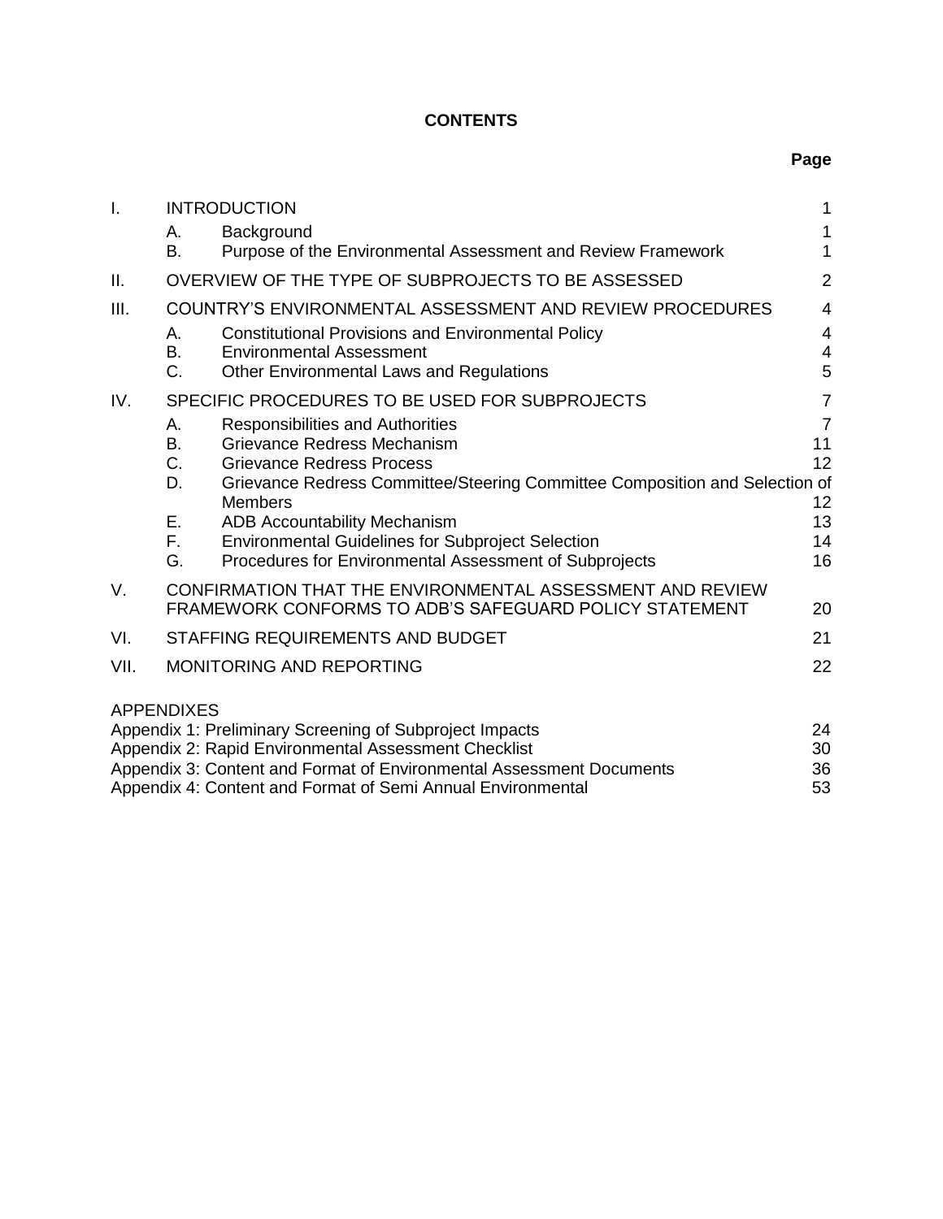**CONTENTS**

| | | | Page |
|---|---|---|---|
| I. | INTRODUCTION | | 1 |
| | A. | Background | 1 |
| | B. | Purpose of the Environmental Assessment and Review Framework | 1 |
| II. | OVERVIEW OF THE TYPE OF SUBPROJECTS TO BE ASSESSED | | 2 |
| III. | COUNTRY'S ENVIRONMENTAL ASSESSMENT AND REVIEW PROCEDURES | | 4 |
| | A. | Constitutional Provisions and Environmental Policy | 4 |
| | B. | Environmental Assessment | 4 |
| | C. | Other Environmental Laws and Regulations | 5 |
| IV. | SPECIFIC PROCEDURES TO BE USED FOR SUBPROJECTS | | 7 |
| | A. | Responsibilities and Authorities | 7 |
| | B. | Grievance Redress Mechanism | 11 |
| | C. | Grievance Redress Process | 12 |
| | D. | Grievance Redress Committee/Steering Committee Composition and Selection of Members | 12 |
| | E. | ADB Accountability Mechanism | 13 |
| | F. | Environmental Guidelines for Subproject Selection | 14 |
| | G. | Procedures for Environmental Assessment of Subprojects | 16 |
| V. | CONFIRMATION THAT THE ENVIRONMENTAL ASSESSMENT AND REVIEW FRAMEWORK CONFORMS TO ADB'S SAFEGUARD POLICY STATEMENT | | 20 |
| VI. | STAFFING REQUIREMENTS AND BUDGET | | 21 |
| VII. | MONITORING AND REPORTING | | 22 |

APPENDIXES

| | |
|---|---|
| Appendix 1: Preliminary Screening of Subproject Impacts | 24 |
| Appendix 2: Rapid Environmental Assessment Checklist | 30 |
| Appendix 3: Content and Format of Environmental Assessment Documents | 36 |
| Appendix 4: Content and Format of Semi Annual Environmental | 53 |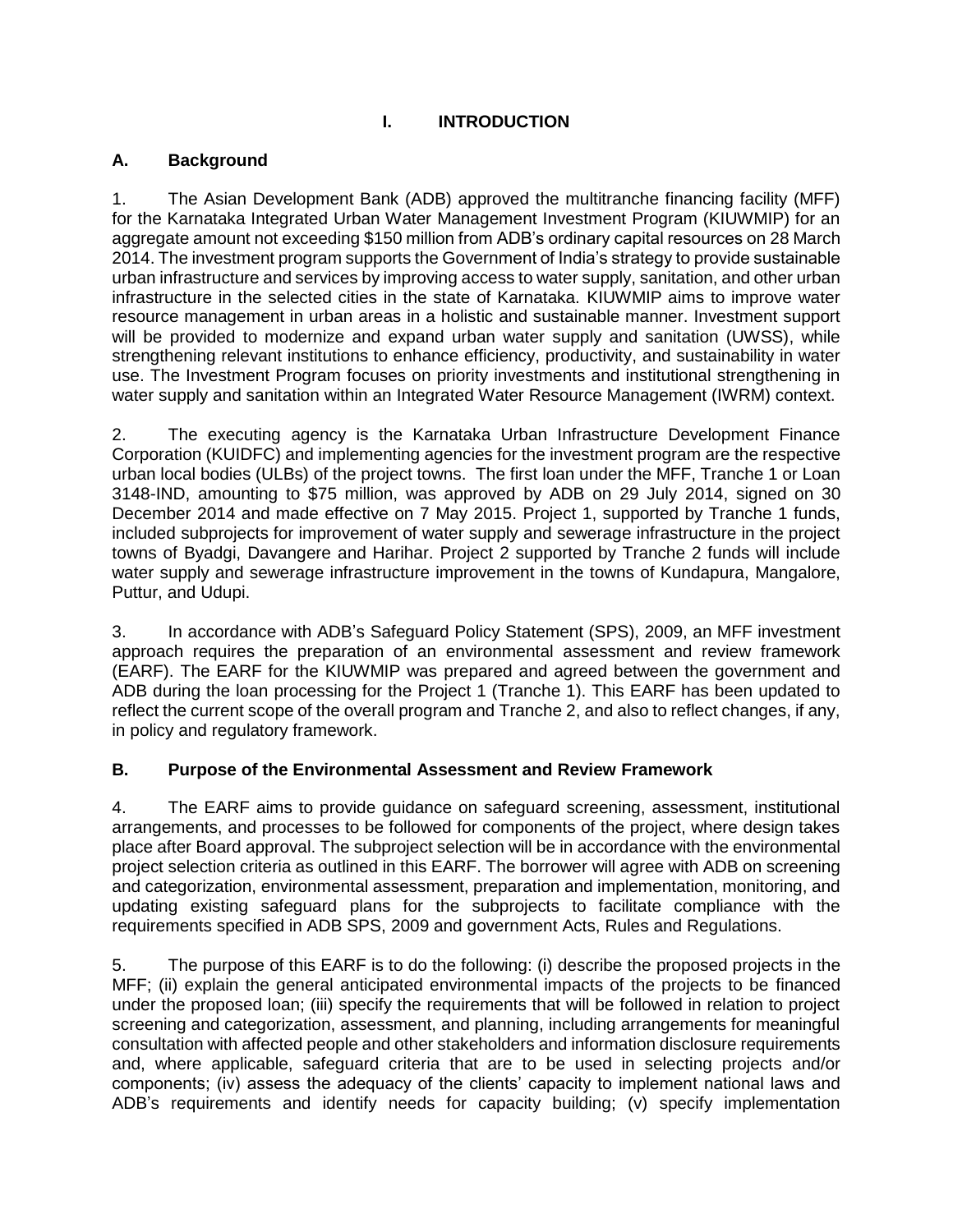# I. INTRODUCTION

## A. Background

1. The Asian Development Bank (ADB) approved the multitranche financing facility (MFF) for the Karnataka Integrated Urban Water Management Investment Program (KIUWMIP) for an aggregate amount not exceeding $150 million from ADB's ordinary capital resources on 28 March 2014. The investment program supports the Government of India's strategy to provide sustainable urban infrastructure and services by improving access to water supply, sanitation, and other urban infrastructure in the selected cities in the state of Karnataka. KIUWMIP aims to improve water resource management in urban areas in a holistic and sustainable manner. Investment support will be provided to modernize and expand urban water supply and sanitation (UWSS), while strengthening relevant institutions to enhance efficiency, productivity, and sustainability in water use. The Investment Program focuses on priority investments and institutional strengthening in water supply and sanitation within an Integrated Water Resource Management (IWRM) context.

2. The executing agency is the Karnataka Urban Infrastructure Development Finance Corporation (KUIDFC) and implementing agencies for the investment program are the respective urban local bodies (ULBs) of the project towns. The first loan under the MFF, Tranche 1 or Loan 3148-IND, amounting to $75 million, was approved by ADB on 29 July 2014, signed on 30 December 2014 and made effective on 7 May 2015. Project 1, supported by Tranche 1 funds, included subprojects for improvement of water supply and sewerage infrastructure in the project towns of Byadgi, Davangere and Harihar. Project 2 supported by Tranche 2 funds will include water supply and sewerage infrastructure improvement in the towns of Kundapura, Mangalore, Puttur, and Udupi.

3. In accordance with ADB's Safeguard Policy Statement (SPS), 2009, an MFF investment approach requires the preparation of an environmental assessment and review framework (EARF). The EARF for the KIUWMIP was prepared and agreed between the government and ADB during the loan processing for the Project 1 (Tranche 1). This EARF has been updated to reflect the current scope of the overall program and Tranche 2, and also to reflect changes, if any, in policy and regulatory framework.

## B. Purpose of the Environmental Assessment and Review Framework

4. The EARF aims to provide guidance on safeguard screening, assessment, institutional arrangements, and processes to be followed for components of the project, where design takes place after Board approval. The subproject selection will be in accordance with the environmental project selection criteria as outlined in this EARF. The borrower will agree with ADB on screening and categorization, environmental assessment, preparation and implementation, monitoring, and updating existing safeguard plans for the subprojects to facilitate compliance with the requirements specified in ADB SPS, 2009 and government Acts, Rules and Regulations.

5. The purpose of this EARF is to do the following: (i) describe the proposed projects in the MFF; (ii) explain the general anticipated environmental impacts of the projects to be financed under the proposed loan; (iii) specify the requirements that will be followed in relation to project screening and categorization, assessment, and planning, including arrangements for meaningful consultation with affected people and other stakeholders and information disclosure requirements and, where applicable, safeguard criteria that are to be used in selecting projects and/or components; (iv) assess the adequacy of the clients' capacity to implement national laws and ADB's requirements and identify needs for capacity building; (v) specify implementation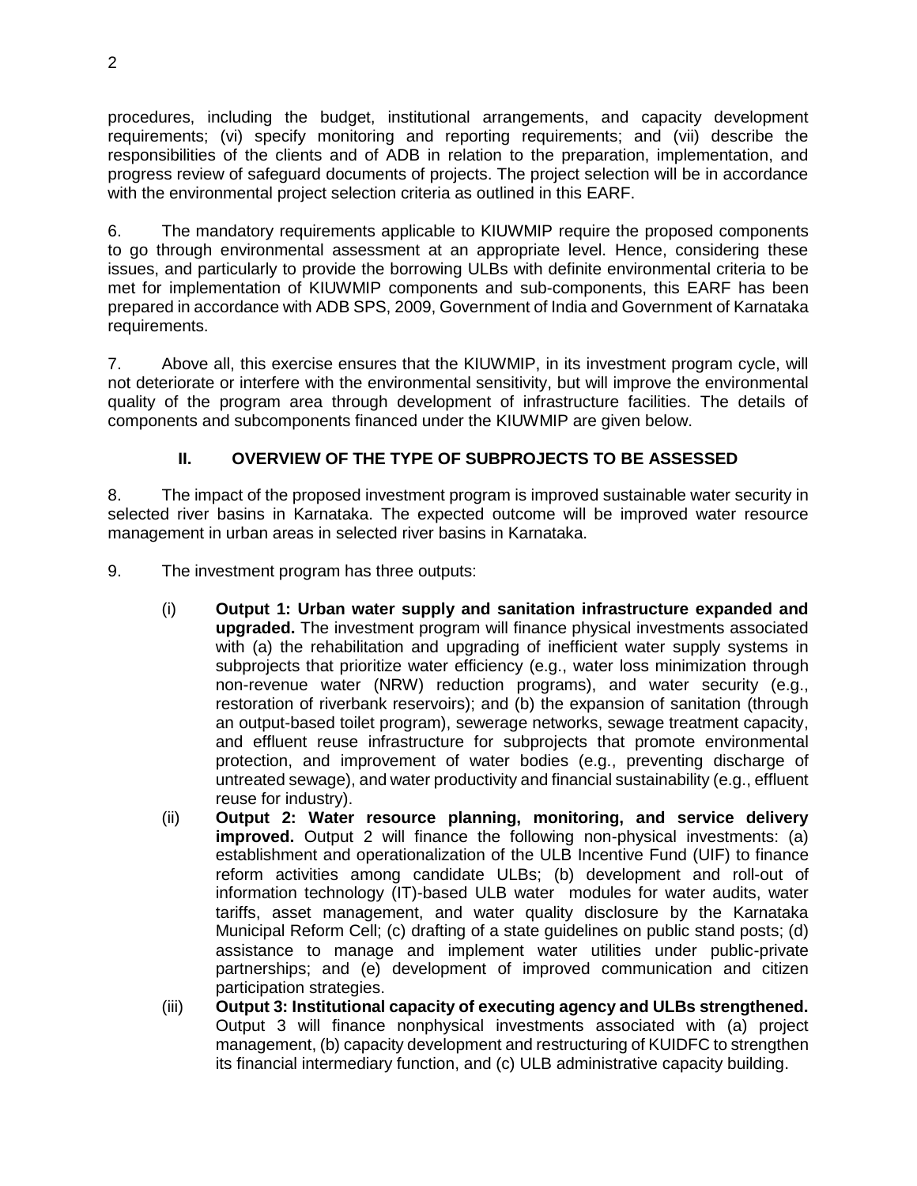procedures, including the budget, institutional arrangements, and capacity development requirements; (vi) specify monitoring and reporting requirements; and (vii) describe the responsibilities of the clients and of ADB in relation to the preparation, implementation, and progress review of safeguard documents of projects. The project selection will be in accordance with the environmental project selection criteria as outlined in this EARF.

6. The mandatory requirements applicable to KIUWMIP require the proposed components to go through environmental assessment at an appropriate level. Hence, considering these issues, and particularly to provide the borrowing ULBs with definite environmental criteria to be met for implementation of KIUWMIP components and sub-components, this EARF has been prepared in accordance with ADB SPS, 2009, Government of India and Government of Karnataka requirements.

7. Above all, this exercise ensures that the KIUWMIP, in its investment program cycle, will not deteriorate or interfere with the environmental sensitivity, but will improve the environmental quality of the program area through development of infrastructure facilities. The details of components and subcomponents financed under the KIUWMIP are given below.

## II. OVERVIEW OF THE TYPE OF SUBPROJECTS TO BE ASSESSED

8. The impact of the proposed investment program is improved sustainable water security in selected river basins in Karnataka. The expected outcome will be improved water resource management in urban areas in selected river basins in Karnataka.

9. The investment program has three outputs:

(i) **Output 1: Urban water supply and sanitation infrastructure expanded and upgraded.** The investment program will finance physical investments associated with (a) the rehabilitation and upgrading of inefficient water supply systems in subprojects that prioritize water efficiency (e.g., water loss minimization through non-revenue water (NRW) reduction programs), and water security (e.g., restoration of riverbank reservoirs); and (b) the expansion of sanitation (through an output-based toilet program), sewerage networks, sewage treatment capacity, and effluent reuse infrastructure for subprojects that promote environmental protection, and improvement of water bodies (e.g., preventing discharge of untreated sewage), and water productivity and financial sustainability (e.g., effluent reuse for industry).

(ii) **Output 2: Water resource planning, monitoring, and service delivery improved.** Output 2 will finance the following non-physical investments: (a) establishment and operationalization of the ULB Incentive Fund (UIF) to finance reform activities among candidate ULBs; (b) development and roll-out of information technology (IT)-based ULB water modules for water audits, water tariffs, asset management, and water quality disclosure by the Karnataka Municipal Reform Cell; (c) drafting of a state guidelines on public stand posts; (d) assistance to manage and implement water utilities under public-private partnerships; and (e) development of improved communication and citizen participation strategies.

(iii) **Output 3: Institutional capacity of executing agency and ULBs strengthened.** Output 3 will finance nonphysical investments associated with (a) project management, (b) capacity development and restructuring of KUIDFC to strengthen its financial intermediary function, and (c) ULB administrative capacity building.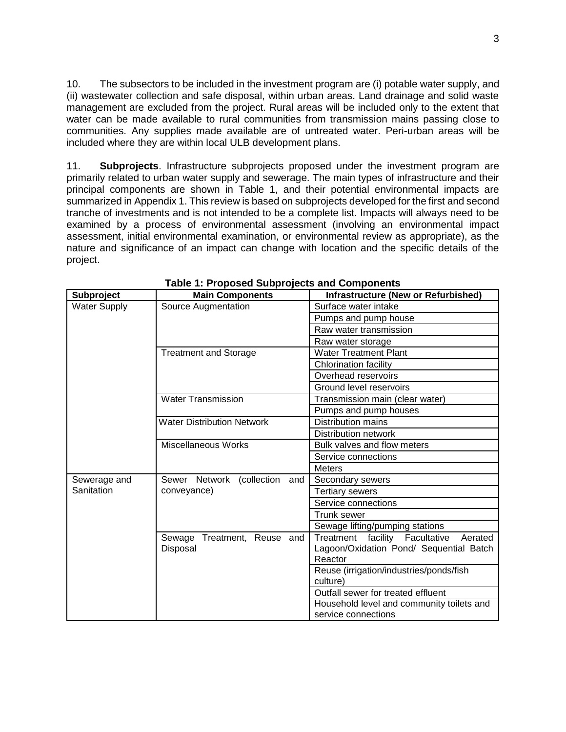10. The subsectors to be included in the investment program are (i) potable water supply, and (ii) wastewater collection and safe disposal, within urban areas. Land drainage and solid waste management are excluded from the project. Rural areas will be included only to the extent that water can be made available to rural communities from transmission mains passing close to communities. Any supplies made available are of untreated water. Peri-urban areas will be included where they are within local ULB development plans.

11. **Subprojects**. Infrastructure subprojects proposed under the investment program are primarily related to urban water supply and sewerage. The main types of infrastructure and their principal components are shown in Table 1, and their potential environmental impacts are summarized in Appendix 1. This review is based on subprojects developed for the first and second tranche of investments and is not intended to be a complete list. Impacts will always need to be examined by a process of environmental assessment (involving an environmental impact assessment, initial environmental examination, or environmental review as appropriate), as the nature and significance of an impact can change with location and the specific details of the project.

**Table 1: Proposed Subprojects and Components**

| Subproject | Main Components | Infrastructure (New or Refurbished) |
|---|---|---|
| Water Supply | Source Augmentation | Surface water intake |
| | | Pumps and pump house |
| | | Raw water transmission |
| | | Raw water storage |
| | Treatment and Storage | Water Treatment Plant |
| | | Chlorination facility |
| | | Overhead reservoirs |
| | | Ground level reservoirs |
| | Water Transmission | Transmission main (clear water) |
| | | Pumps and pump houses |
| | Water Distribution Network | Distribution mains |
| | | Distribution network |
| | Miscellaneous Works | Bulk valves and flow meters |
| | | Service connections |
| | | Meters |
| Sewerage and Sanitation | Sewer Network (collection and conveyance) | Secondary sewers |
| | | Tertiary sewers |
| | | Service connections |
| | | Trunk sewer |
| | | Sewage lifting/pumping stations |
| | Sewage Treatment, Reuse and Disposal | Treatment facility Facultative Aerated Lagoon/Oxidation Pond/ Sequential Batch Reactor |
| | | Reuse (irrigation/industries/ponds/fish culture) |
| | | Outfall sewer for treated effluent |
| | | Household level and community toilets and service connections |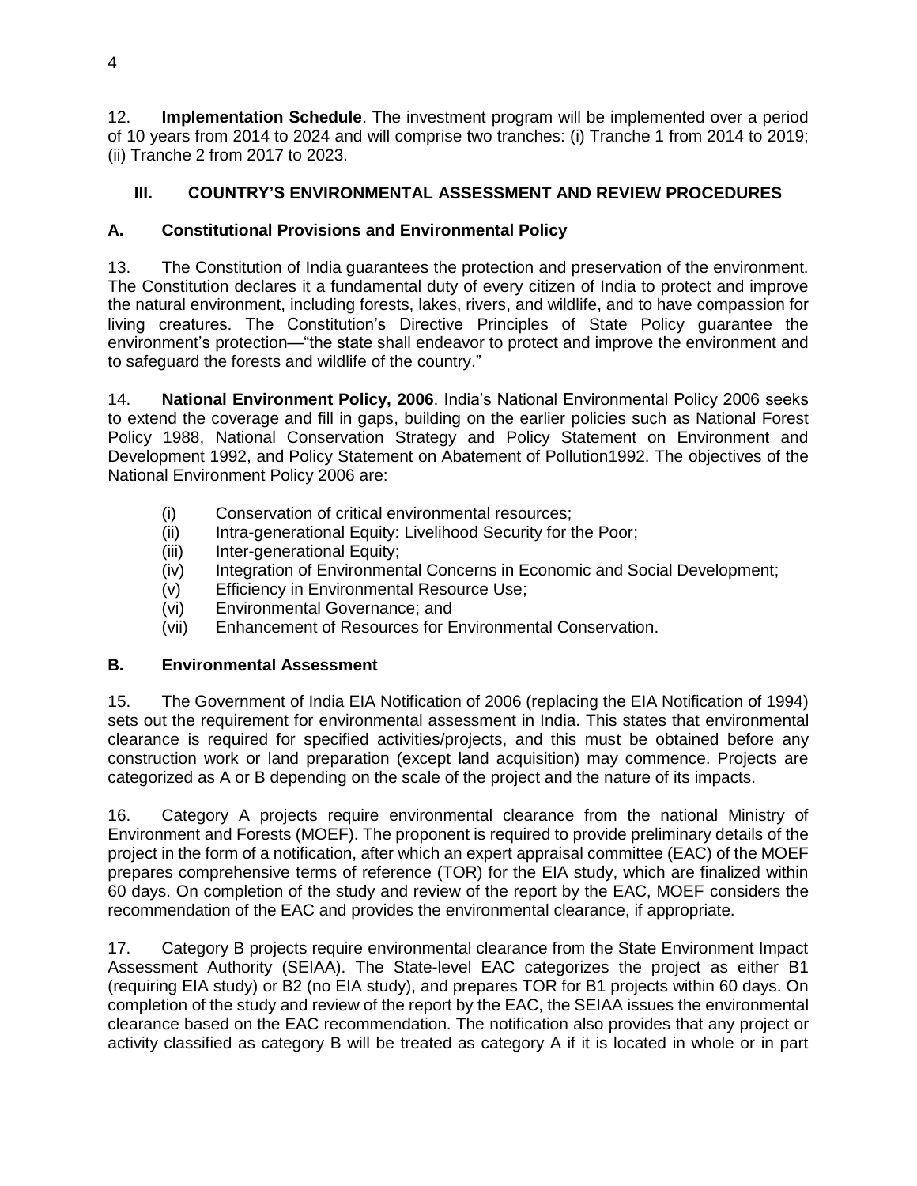12. **Implementation Schedule**. The investment program will be implemented over a period of 10 years from 2014 to 2024 and will comprise two tranches: (i) Tranche 1 from 2014 to 2019; (ii) Tranche 2 from 2017 to 2023.

## III. COUNTRY'S ENVIRONMENTAL ASSESSMENT AND REVIEW PROCEDURES

### A. Constitutional Provisions and Environmental Policy

13. The Constitution of India guarantees the protection and preservation of the environment. The Constitution declares it a fundamental duty of every citizen of India to protect and improve the natural environment, including forests, lakes, rivers, and wildlife, and to have compassion for living creatures. The Constitution's Directive Principles of State Policy guarantee the environment's protection—"the state shall endeavor to protect and improve the environment and to safeguard the forests and wildlife of the country."

14. **National Environment Policy, 2006**. India's National Environmental Policy 2006 seeks to extend the coverage and fill in gaps, building on the earlier policies such as National Forest Policy 1988, National Conservation Strategy and Policy Statement on Environment and Development 1992, and Policy Statement on Abatement of Pollution1992. The objectives of the National Environment Policy 2006 are:

(i) Conservation of critical environmental resources;
(ii) Intra-generational Equity: Livelihood Security for the Poor;
(iii) Inter-generational Equity;
(iv) Integration of Environmental Concerns in Economic and Social Development;
(v) Efficiency in Environmental Resource Use;
(vi) Environmental Governance; and
(vii) Enhancement of Resources for Environmental Conservation.

### B. Environmental Assessment

15. The Government of India EIA Notification of 2006 (replacing the EIA Notification of 1994) sets out the requirement for environmental assessment in India. This states that environmental clearance is required for specified activities/projects, and this must be obtained before any construction work or land preparation (except land acquisition) may commence. Projects are categorized as A or B depending on the scale of the project and the nature of its impacts.

16. Category A projects require environmental clearance from the national Ministry of Environment and Forests (MOEF). The proponent is required to provide preliminary details of the project in the form of a notification, after which an expert appraisal committee (EAC) of the MOEF prepares comprehensive terms of reference (TOR) for the EIA study, which are finalized within 60 days. On completion of the study and review of the report by the EAC, MOEF considers the recommendation of the EAC and provides the environmental clearance, if appropriate.

17. Category B projects require environmental clearance from the State Environment Impact Assessment Authority (SEIAA). The State-level EAC categorizes the project as either B1 (requiring EIA study) or B2 (no EIA study), and prepares TOR for B1 projects within 60 days. On completion of the study and review of the report by the EAC, the SEIAA issues the environmental clearance based on the EAC recommendation. The notification also provides that any project or activity classified as category B will be treated as category A if it is located in whole or in part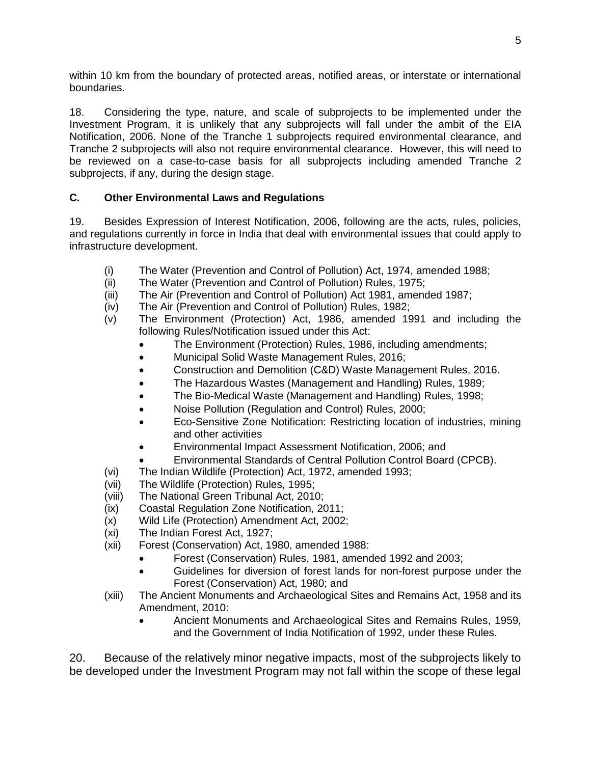within 10 km from the boundary of protected areas, notified areas, or interstate or international boundaries.

18. Considering the type, nature, and scale of subprojects to be implemented under the Investment Program, it is unlikely that any subprojects will fall under the ambit of the EIA Notification, 2006. None of the Tranche 1 subprojects required environmental clearance, and Tranche 2 subprojects will also not require environmental clearance. However, this will need to be reviewed on a case-to-case basis for all subprojects including amended Tranche 2 subprojects, if any, during the design stage.

### C. Other Environmental Laws and Regulations

19. Besides Expression of Interest Notification, 2006, following are the acts, rules, policies, and regulations currently in force in India that deal with environmental issues that could apply to infrastructure development.

(i) The Water (Prevention and Control of Pollution) Act, 1974, amended 1988;
(ii) The Water (Prevention and Control of Pollution) Rules, 1975;
(iii) The Air (Prevention and Control of Pollution) Act 1981, amended 1987;
(iv) The Air (Prevention and Control of Pollution) Rules, 1982;
(v) The Environment (Protection) Act, 1986, amended 1991 and including the following Rules/Notification issued under this Act:
  - The Environment (Protection) Rules, 1986, including amendments;
  - Municipal Solid Waste Management Rules, 2016;
  - Construction and Demolition (C&D) Waste Management Rules, 2016.
  - The Hazardous Wastes (Management and Handling) Rules, 1989;
  - The Bio-Medical Waste (Management and Handling) Rules, 1998;
  - Noise Pollution (Regulation and Control) Rules, 2000;
  - Eco-Sensitive Zone Notification: Restricting location of industries, mining and other activities
  - Environmental Impact Assessment Notification, 2006; and
  - Environmental Standards of Central Pollution Control Board (CPCB).
(vi) The Indian Wildlife (Protection) Act, 1972, amended 1993;
(vii) The Wildlife (Protection) Rules, 1995;
(viii) The National Green Tribunal Act, 2010;
(ix) Coastal Regulation Zone Notification, 2011;
(x) Wild Life (Protection) Amendment Act, 2002;
(xi) The Indian Forest Act, 1927;
(xii) Forest (Conservation) Act, 1980, amended 1988:
  - Forest (Conservation) Rules, 1981, amended 1992 and 2003;
  - Guidelines for diversion of forest lands for non-forest purpose under the Forest (Conservation) Act, 1980; and
(xiii) The Ancient Monuments and Archaeological Sites and Remains Act, 1958 and its Amendment, 2010:
  - Ancient Monuments and Archaeological Sites and Remains Rules, 1959, and the Government of India Notification of 1992, under these Rules.

20. Because of the relatively minor negative impacts, most of the subprojects likely to be developed under the Investment Program may not fall within the scope of these legal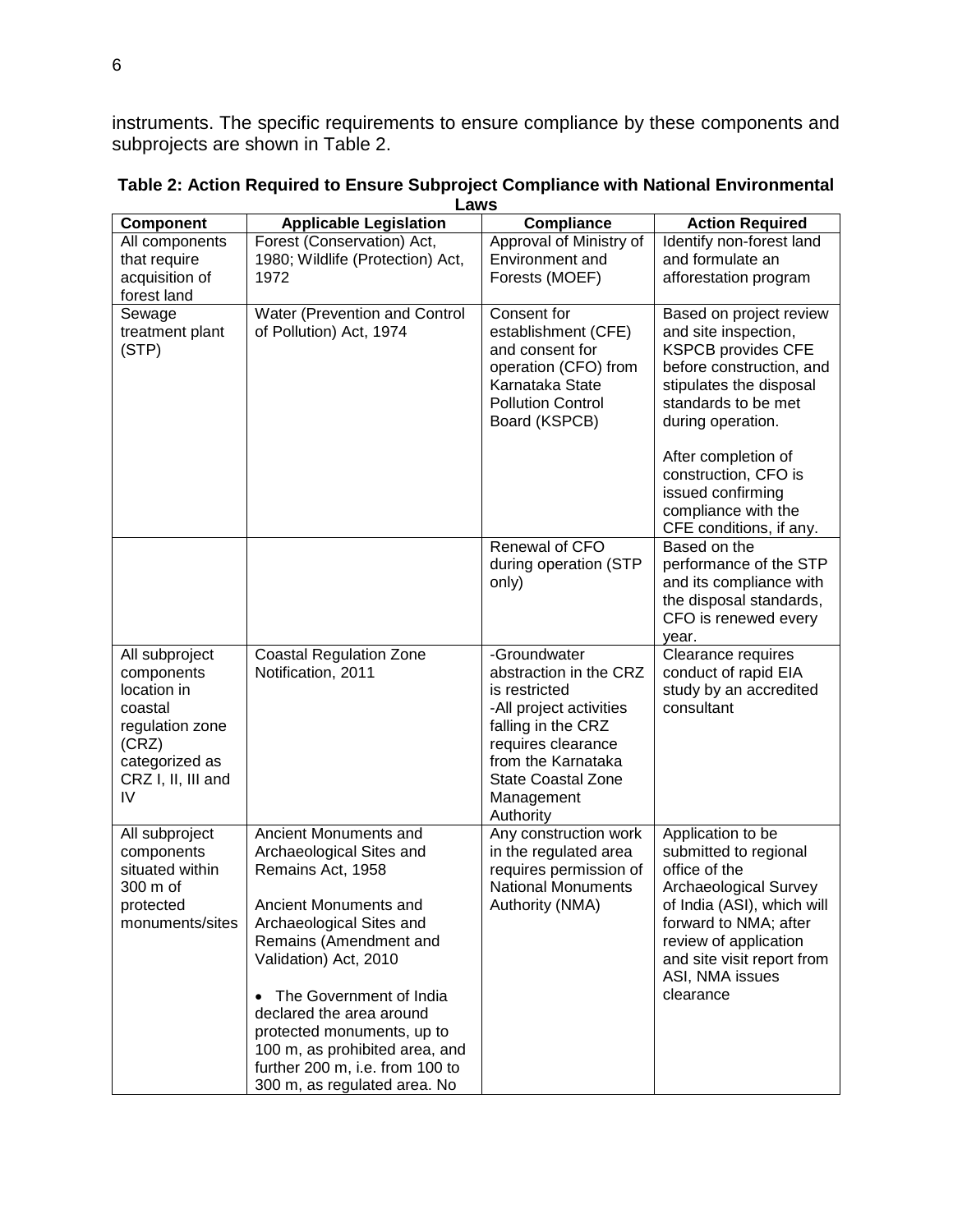instruments. The specific requirements to ensure compliance by these components and subprojects are shown in Table 2.

**Table 2: Action Required to Ensure Subproject Compliance with National Environmental Laws**

| Component | Applicable Legislation | Compliance | Action Required |
|---|---|---|---|
| All components that require acquisition of forest land | Forest (Conservation) Act, 1980; Wildlife (Protection) Act, 1972 | Approval of Ministry of Environment and Forests (MOEF) | Identify non-forest land and formulate an afforestation program |
| Sewage treatment plant (STP) | Water (Prevention and Control of Pollution) Act, 1974 | Consent for establishment (CFE) and consent for operation (CFO) from Karnataka State Pollution Control Board (KSPCB) | Based on project review and site inspection, KSPCB provides CFE before construction, and stipulates the disposal standards to be met during operation.<br><br>After completion of construction, CFO is issued confirming compliance with the CFE conditions, if any. |
| | | Renewal of CFO during operation (STP only) | Based on the performance of the STP and its compliance with the disposal standards, CFO is renewed every year. |
| All subproject components location in coastal regulation zone (CRZ) categorized as CRZ I, II, III and IV | Coastal Regulation Zone Notification, 2011 | -Groundwater abstraction in the CRZ is restricted<br>-All project activities falling in the CRZ requires clearance from the Karnataka State Coastal Zone Management Authority | Clearance requires conduct of rapid EIA study by an accredited consultant |
| All subproject components situated within 300 m of protected monuments/sites | Ancient Monuments and Archaeological Sites and Remains Act, 1958<br><br>Ancient Monuments and Archaeological Sites and Remains (Amendment and Validation) Act, 2010<br><br>• The Government of India declared the area around protected monuments, up to 100 m, as prohibited area, and further 200 m, i.e. from 100 to 300 m, as regulated area. No | Any construction work in the regulated area requires permission of National Monuments Authority (NMA) | Application to be submitted to regional office of the Archaeological Survey of India (ASI), which will forward to NMA; after review of application and site visit report from ASI, NMA issues clearance |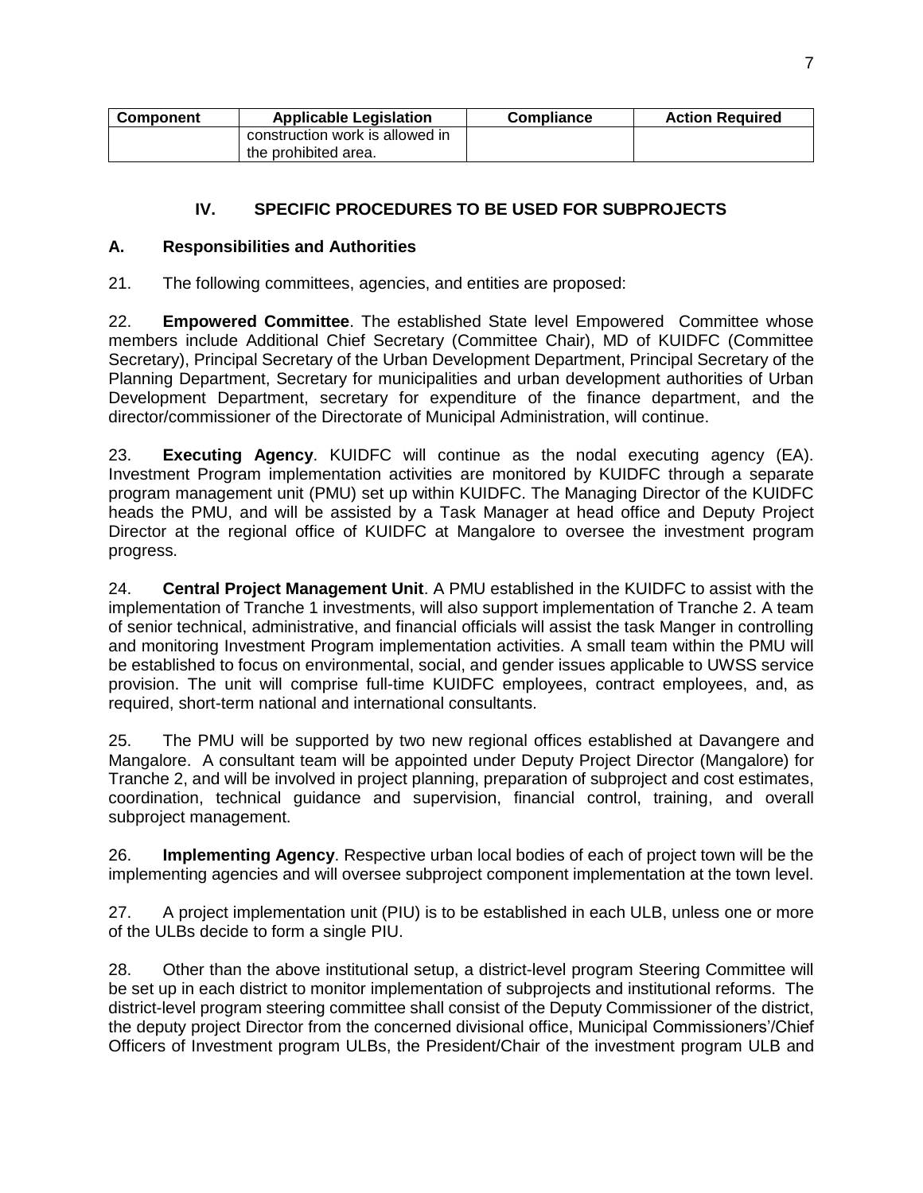| Component | Applicable Legislation | Compliance | Action Required |
|---|---|---|---|
| | construction work is allowed in the prohibited area. | | |

## IV. SPECIFIC PROCEDURES TO BE USED FOR SUBPROJECTS

### A. Responsibilities and Authorities

21. The following committees, agencies, and entities are proposed:

22. **Empowered Committee**. The established State level Empowered Committee whose members include Additional Chief Secretary (Committee Chair), MD of KUIDFC (Committee Secretary), Principal Secretary of the Urban Development Department, Principal Secretary of the Planning Department, Secretary for municipalities and urban development authorities of Urban Development Department, secretary for expenditure of the finance department, and the director/commissioner of the Directorate of Municipal Administration, will continue.

23. **Executing Agency**. KUIDFC will continue as the nodal executing agency (EA). Investment Program implementation activities are monitored by KUIDFC through a separate program management unit (PMU) set up within KUIDFC. The Managing Director of the KUIDFC heads the PMU, and will be assisted by a Task Manager at head office and Deputy Project Director at the regional office of KUIDFC at Mangalore to oversee the investment program progress.

24. **Central Project Management Unit**. A PMU established in the KUIDFC to assist with the implementation of Tranche 1 investments, will also support implementation of Tranche 2. A team of senior technical, administrative, and financial officials will assist the task Manger in controlling and monitoring Investment Program implementation activities. A small team within the PMU will be established to focus on environmental, social, and gender issues applicable to UWSS service provision. The unit will comprise full-time KUIDFC employees, contract employees, and, as required, short-term national and international consultants.

25. The PMU will be supported by two new regional offices established at Davangere and Mangalore. A consultant team will be appointed under Deputy Project Director (Mangalore) for Tranche 2, and will be involved in project planning, preparation of subproject and cost estimates, coordination, technical guidance and supervision, financial control, training, and overall subproject management.

26. **Implementing Agency**. Respective urban local bodies of each of project town will be the implementing agencies and will oversee subproject component implementation at the town level.

27. A project implementation unit (PIU) is to be established in each ULB, unless one or more of the ULBs decide to form a single PIU.

28. Other than the above institutional setup, a district-level program Steering Committee will be set up in each district to monitor implementation of subprojects and institutional reforms. The district-level program steering committee shall consist of the Deputy Commissioner of the district, the deputy project Director from the concerned divisional office, Municipal Commissioners'/Chief Officers of Investment program ULBs, the President/Chair of the investment program ULB and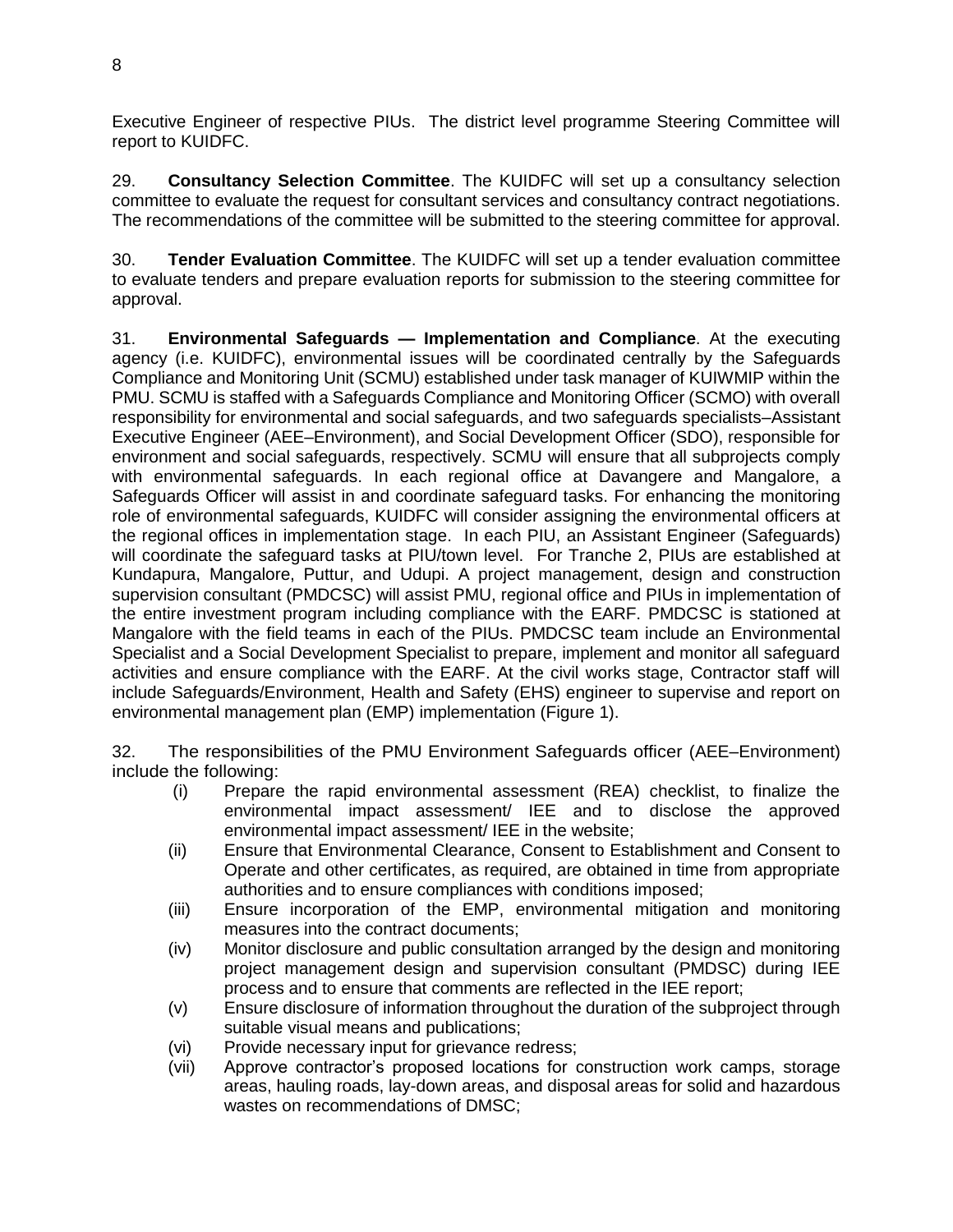Executive Engineer of respective PIUs. The district level programme Steering Committee will report to KUIDFC.

29. **Consultancy Selection Committee**. The KUIDFC will set up a consultancy selection committee to evaluate the request for consultant services and consultancy contract negotiations. The recommendations of the committee will be submitted to the steering committee for approval.

30. **Tender Evaluation Committee**. The KUIDFC will set up a tender evaluation committee to evaluate tenders and prepare evaluation reports for submission to the steering committee for approval.

31. **Environmental Safeguards — Implementation and Compliance**. At the executing agency (i.e. KUIDFC), environmental issues will be coordinated centrally by the Safeguards Compliance and Monitoring Unit (SCMU) established under task manager of KUIWMIP within the PMU. SCMU is staffed with a Safeguards Compliance and Monitoring Officer (SCMO) with overall responsibility for environmental and social safeguards, and two safeguards specialists–Assistant Executive Engineer (AEE–Environment), and Social Development Officer (SDO), responsible for environment and social safeguards, respectively. SCMU will ensure that all subprojects comply with environmental safeguards. In each regional office at Davangere and Mangalore, a Safeguards Officer will assist in and coordinate safeguard tasks. For enhancing the monitoring role of environmental safeguards, KUIDFC will consider assigning the environmental officers at the regional offices in implementation stage. In each PIU, an Assistant Engineer (Safeguards) will coordinate the safeguard tasks at PIU/town level. For Tranche 2, PIUs are established at Kundapura, Mangalore, Puttur, and Udupi. A project management, design and construction supervision consultant (PMDCSC) will assist PMU, regional office and PIUs in implementation of the entire investment program including compliance with the EARF. PMDCSC is stationed at Mangalore with the field teams in each of the PIUs. PMDCSC team include an Environmental Specialist and a Social Development Specialist to prepare, implement and monitor all safeguard activities and ensure compliance with the EARF. At the civil works stage, Contractor staff will include Safeguards/Environment, Health and Safety (EHS) engineer to supervise and report on environmental management plan (EMP) implementation (Figure 1).

32. The responsibilities of the PMU Environment Safeguards officer (AEE–Environment) include the following:

(i) Prepare the rapid environmental assessment (REA) checklist, to finalize the environmental impact assessment/ IEE and to disclose the approved environmental impact assessment/ IEE in the website;

(ii) Ensure that Environmental Clearance, Consent to Establishment and Consent to Operate and other certificates, as required, are obtained in time from appropriate authorities and to ensure compliances with conditions imposed;

(iii) Ensure incorporation of the EMP, environmental mitigation and monitoring measures into the contract documents;

(iv) Monitor disclosure and public consultation arranged by the design and monitoring project management design and supervision consultant (PMDSC) during IEE process and to ensure that comments are reflected in the IEE report;

(v) Ensure disclosure of information throughout the duration of the subproject through suitable visual means and publications;

(vi) Provide necessary input for grievance redress;

(vii) Approve contractor's proposed locations for construction work camps, storage areas, hauling roads, lay-down areas, and disposal areas for solid and hazardous wastes on recommendations of DMSC;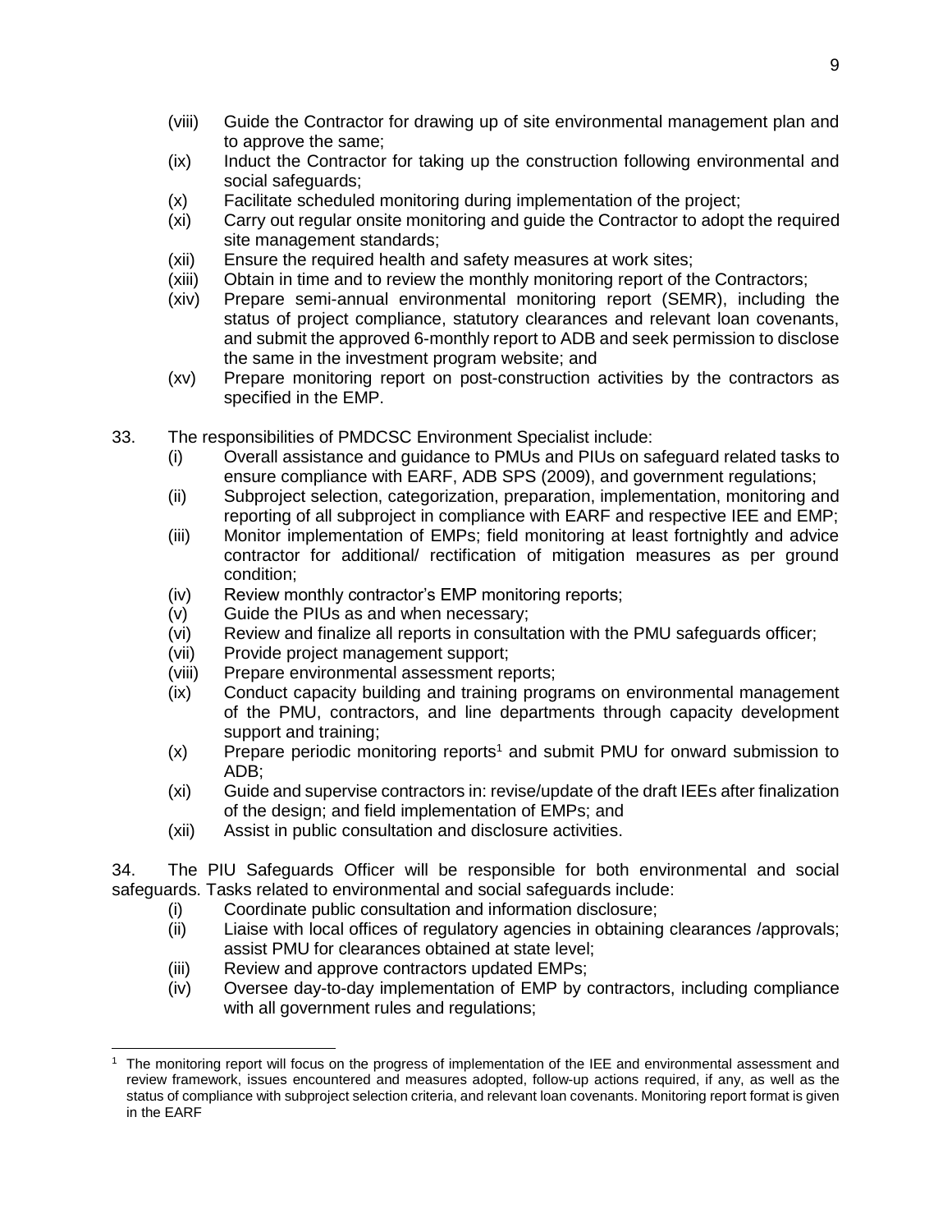(viii) Guide the Contractor for drawing up of site environmental management plan and to approve the same;
(ix) Induct the Contractor for taking up the construction following environmental and social safeguards;
(x) Facilitate scheduled monitoring during implementation of the project;
(xi) Carry out regular onsite monitoring and guide the Contractor to adopt the required site management standards;
(xii) Ensure the required health and safety measures at work sites;
(xiii) Obtain in time and to review the monthly monitoring report of the Contractors;
(xiv) Prepare semi-annual environmental monitoring report (SEMR), including the status of project compliance, statutory clearances and relevant loan covenants, and submit the approved 6-monthly report to ADB and seek permission to disclose the same in the investment program website; and
(xv) Prepare monitoring report on post-construction activities by the contractors as specified in the EMP.

33. The responsibilities of PMDCSC Environment Specialist include:

(i) Overall assistance and guidance to PMUs and PIUs on safeguard related tasks to ensure compliance with EARF, ADB SPS (2009), and government regulations;
(ii) Subproject selection, categorization, preparation, implementation, monitoring and reporting of all subproject in compliance with EARF and respective IEE and EMP;
(iii) Monitor implementation of EMPs; field monitoring at least fortnightly and advice contractor for additional/ rectification of mitigation measures as per ground condition;
(iv) Review monthly contractor's EMP monitoring reports;
(v) Guide the PIUs as and when necessary;
(vi) Review and finalize all reports in consultation with the PMU safeguards officer;
(vii) Provide project management support;
(viii) Prepare environmental assessment reports;
(ix) Conduct capacity building and training programs on environmental management of the PMU, contractors, and line departments through capacity development support and training;
(x) Prepare periodic monitoring reports[1] and submit PMU for onward submission to ADB;
(xi) Guide and supervise contractors in: revise/update of the draft IEEs after finalization of the design; and field implementation of EMPs; and
(xii) Assist in public consultation and disclosure activities.

34. The PIU Safeguards Officer will be responsible for both environmental and social safeguards. Tasks related to environmental and social safeguards include:

(i) Coordinate public consultation and information disclosure;
(ii) Liaise with local offices of regulatory agencies in obtaining clearances /approvals; assist PMU for clearances obtained at state level;
(iii) Review and approve contractors updated EMPs;
(iv) Oversee day-to-day implementation of EMP by contractors, including compliance with all government rules and regulations;

---

[1] The monitoring report will focus on the progress of implementation of the IEE and environmental assessment and review framework, issues encountered and measures adopted, follow-up actions required, if any, as well as the status of compliance with subproject selection criteria, and relevant loan covenants. Monitoring report format is given in the EARF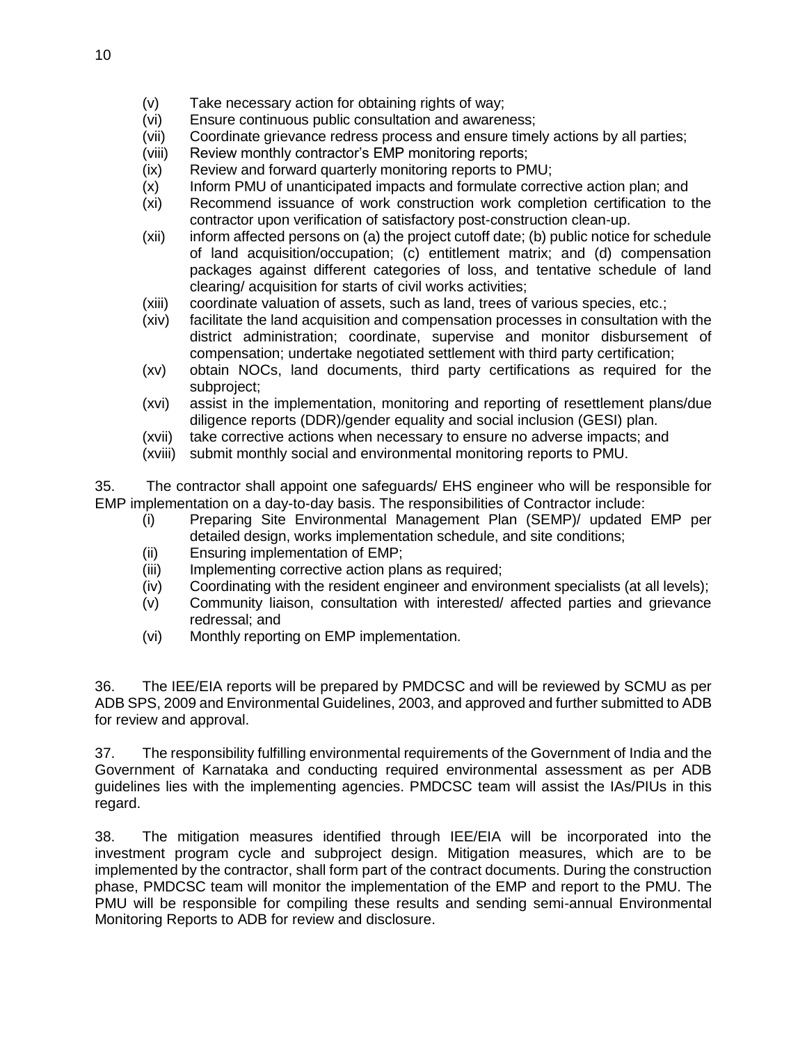(v) Take necessary action for obtaining rights of way;
(vi) Ensure continuous public consultation and awareness;
(vii) Coordinate grievance redress process and ensure timely actions by all parties;
(viii) Review monthly contractor's EMP monitoring reports;
(ix) Review and forward quarterly monitoring reports to PMU;
(x) Inform PMU of unanticipated impacts and formulate corrective action plan; and
(xi) Recommend issuance of work construction work completion certification to the contractor upon verification of satisfactory post-construction clean-up.
(xii) inform affected persons on (a) the project cutoff date; (b) public notice for schedule of land acquisition/occupation; (c) entitlement matrix; and (d) compensation packages against different categories of loss, and tentative schedule of land clearing/ acquisition for starts of civil works activities;
(xiii) coordinate valuation of assets, such as land, trees of various species, etc.;
(xiv) facilitate the land acquisition and compensation processes in consultation with the district administration; coordinate, supervise and monitor disbursement of compensation; undertake negotiated settlement with third party certification;
(xv) obtain NOCs, land documents, third party certifications as required for the subproject;
(xvi) assist in the implementation, monitoring and reporting of resettlement plans/due diligence reports (DDR)/gender equality and social inclusion (GESI) plan.
(xvii) take corrective actions when necessary to ensure no adverse impacts; and
(xviii) submit monthly social and environmental monitoring reports to PMU.

35. The contractor shall appoint one safeguards/ EHS engineer who will be responsible for EMP implementation on a day-to-day basis. The responsibilities of Contractor include:

(i) Preparing Site Environmental Management Plan (SEMP)/ updated EMP per detailed design, works implementation schedule, and site conditions;
(ii) Ensuring implementation of EMP;
(iii) Implementing corrective action plans as required;
(iv) Coordinating with the resident engineer and environment specialists (at all levels);
(v) Community liaison, consultation with interested/ affected parties and grievance redressal; and
(vi) Monthly reporting on EMP implementation.

36. The IEE/EIA reports will be prepared by PMDCSC and will be reviewed by SCMU as per ADB SPS, 2009 and Environmental Guidelines, 2003, and approved and further submitted to ADB for review and approval.

37. The responsibility fulfilling environmental requirements of the Government of India and the Government of Karnataka and conducting required environmental assessment as per ADB guidelines lies with the implementing agencies. PMDCSC team will assist the IAs/PIUs in this regard.

38. The mitigation measures identified through IEE/EIA will be incorporated into the investment program cycle and subproject design. Mitigation measures, which are to be implemented by the contractor, shall form part of the contract documents. During the construction phase, PMDCSC team will monitor the implementation of the EMP and report to the PMU. The PMU will be responsible for compiling these results and sending semi-annual Environmental Monitoring Reports to ADB for review and disclosure.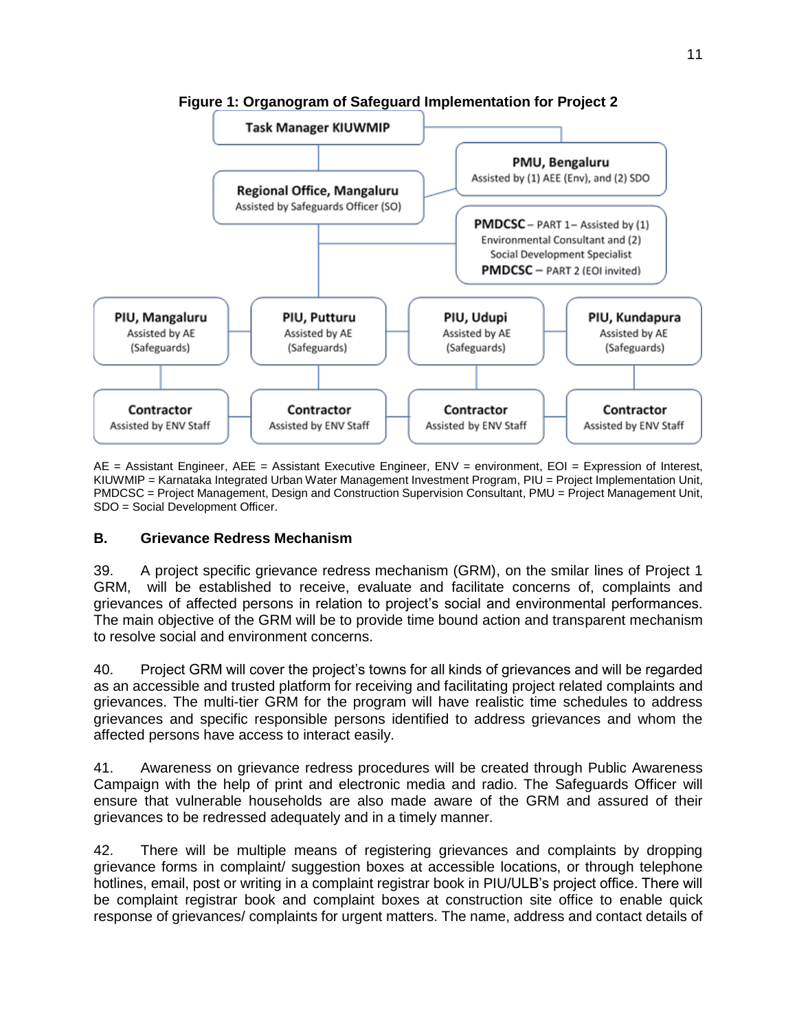**Figure 1: Organogram of Safeguard Implementation for Project 2**

Task Manager KIUWMIP

PMU, Bengaluru
Assisted by (1) AEE (Env), and (2) SDO

Regional Office, Mangaluru
Assisted by Safeguards Officer (SO)

PMDCSC – PART 1– Assisted by (1) Environmental Consultant and (2) Social Development Specialist
PMDCSC – PART 2 (EOI invited)

PIU, Mangaluru
Assisted by AE (Safeguards)

PIU, Putturu
Assisted by AE (Safeguards)

PIU, Udupi
Assisted by AE (Safeguards)

PIU, Kundapura
Assisted by AE (Safeguards)

Contractor
Assisted by ENV Staff

Contractor
Assisted by ENV Staff

Contractor
Assisted by ENV Staff

Contractor
Assisted by ENV Staff

AE = Assistant Engineer, AEE = Assistant Executive Engineer, ENV = environment, EOI = Expression of Interest, KIUWMIP = Karnataka Integrated Urban Water Management Investment Program, PIU = Project Implementation Unit, PMDCSC = Project Management, Design and Construction Supervision Consultant, PMU = Project Management Unit, SDO = Social Development Officer.

## B. Grievance Redress Mechanism

39. A project specific grievance redress mechanism (GRM), on the smilar lines of Project 1 GRM, will be established to receive, evaluate and facilitate concerns of, complaints and grievances of affected persons in relation to project's social and environmental performances. The main objective of the GRM will be to provide time bound action and transparent mechanism to resolve social and environment concerns.

40. Project GRM will cover the project's towns for all kinds of grievances and will be regarded as an accessible and trusted platform for receiving and facilitating project related complaints and grievances. The multi-tier GRM for the program will have realistic time schedules to address grievances and specific responsible persons identified to address grievances and whom the affected persons have access to interact easily.

41. Awareness on grievance redress procedures will be created through Public Awareness Campaign with the help of print and electronic media and radio. The Safeguards Officer will ensure that vulnerable households are also made aware of the GRM and assured of their grievances to be redressed adequately and in a timely manner.

42. There will be multiple means of registering grievances and complaints by dropping grievance forms in complaint/ suggestion boxes at accessible locations, or through telephone hotlines, email, post or writing in a complaint registrar book in PIU/ULB's project office. There will be complaint registrar book and complaint boxes at construction site office to enable quick response of grievances/ complaints for urgent matters. The name, address and contact details of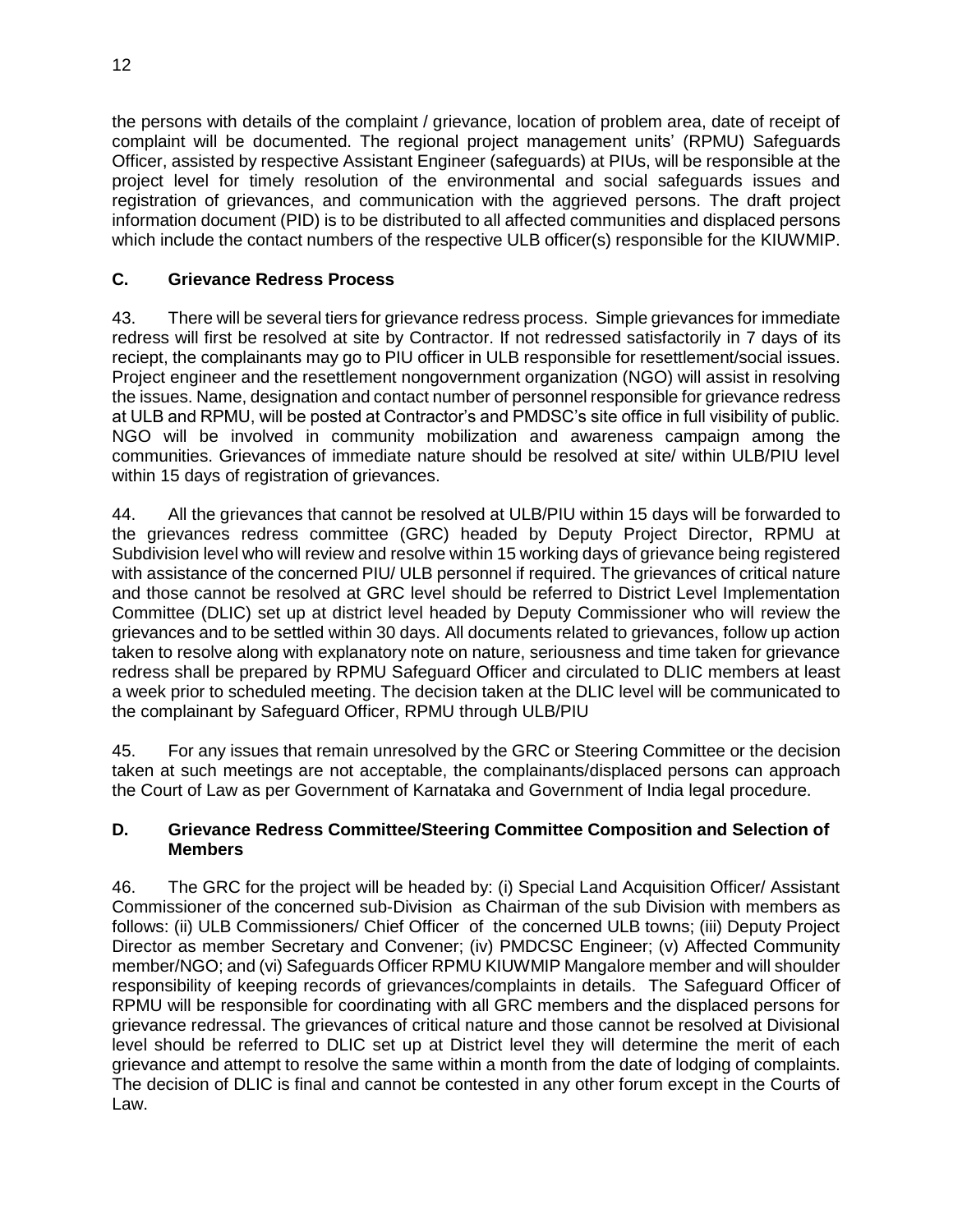the persons with details of the complaint / grievance, location of problem area, date of receipt of complaint will be documented. The regional project management units' (RPMU) Safeguards Officer, assisted by respective Assistant Engineer (safeguards) at PIUs, will be responsible at the project level for timely resolution of the environmental and social safeguards issues and registration of grievances, and communication with the aggrieved persons. The draft project information document (PID) is to be distributed to all affected communities and displaced persons which include the contact numbers of the respective ULB officer(s) responsible for the KIUWMIP.

### C. Grievance Redress Process

43. There will be several tiers for grievance redress process. Simple grievances for immediate redress will first be resolved at site by Contractor. If not redressed satisfactorily in 7 days of its reciept, the complainants may go to PIU officer in ULB responsible for resettlement/social issues. Project engineer and the resettlement nongovernment organization (NGO) will assist in resolving the issues. Name, designation and contact number of personnel responsible for grievance redress at ULB and RPMU, will be posted at Contractor's and PMDSC's site office in full visibility of public. NGO will be involved in community mobilization and awareness campaign among the communities. Grievances of immediate nature should be resolved at site/ within ULB/PIU level within 15 days of registration of grievances.

44. All the grievances that cannot be resolved at ULB/PIU within 15 days will be forwarded to the grievances redress committee (GRC) headed by Deputy Project Director, RPMU at Subdivision level who will review and resolve within 15 working days of grievance being registered with assistance of the concerned PIU/ ULB personnel if required. The grievances of critical nature and those cannot be resolved at GRC level should be referred to District Level Implementation Committee (DLIC) set up at district level headed by Deputy Commissioner who will review the grievances and to be settled within 30 days. All documents related to grievances, follow up action taken to resolve along with explanatory note on nature, seriousness and time taken for grievance redress shall be prepared by RPMU Safeguard Officer and circulated to DLIC members at least a week prior to scheduled meeting. The decision taken at the DLIC level will be communicated to the complainant by Safeguard Officer, RPMU through ULB/PIU

45. For any issues that remain unresolved by the GRC or Steering Committee or the decision taken at such meetings are not acceptable, the complainants/displaced persons can approach the Court of Law as per Government of Karnataka and Government of India legal procedure.

### D. Grievance Redress Committee/Steering Committee Composition and Selection of Members

46. The GRC for the project will be headed by: (i) Special Land Acquisition Officer/ Assistant Commissioner of the concerned sub-Division as Chairman of the sub Division with members as follows: (ii) ULB Commissioners/ Chief Officer of the concerned ULB towns; (iii) Deputy Project Director as member Secretary and Convener; (iv) PMDCSC Engineer; (v) Affected Community member/NGO; and (vi) Safeguards Officer RPMU KIUWMIP Mangalore member and will shoulder responsibility of keeping records of grievances/complaints in details. The Safeguard Officer of RPMU will be responsible for coordinating with all GRC members and the displaced persons for grievance redressal. The grievances of critical nature and those cannot be resolved at Divisional level should be referred to DLIC set up at District level they will determine the merit of each grievance and attempt to resolve the same within a month from the date of lodging of complaints. The decision of DLIC is final and cannot be contested in any other forum except in the Courts of Law.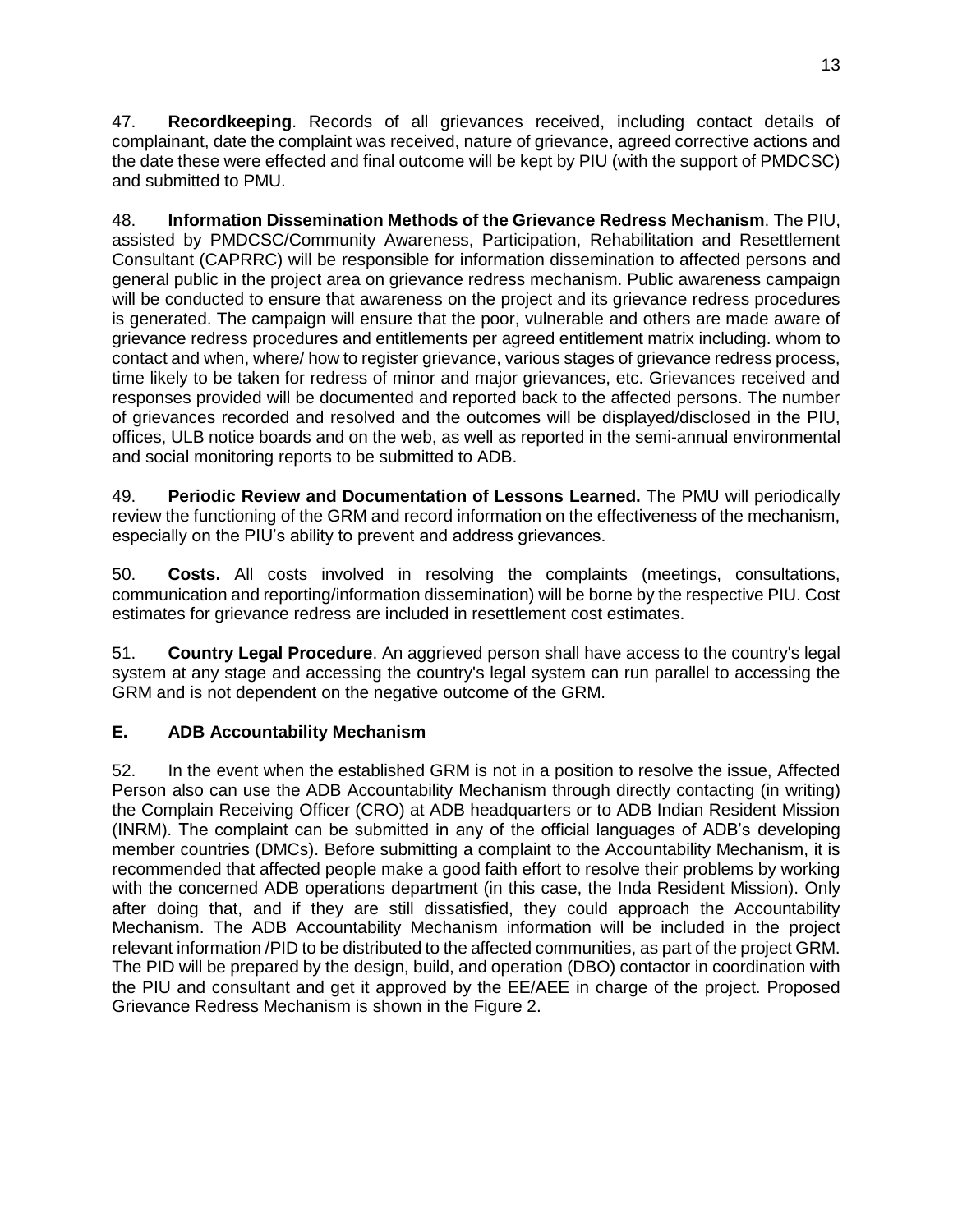47. **Recordkeeping**. Records of all grievances received, including contact details of complainant, date the complaint was received, nature of grievance, agreed corrective actions and the date these were effected and final outcome will be kept by PIU (with the support of PMDCSC) and submitted to PMU.

48. **Information Dissemination Methods of the Grievance Redress Mechanism**. The PIU, assisted by PMDCSC/Community Awareness, Participation, Rehabilitation and Resettlement Consultant (CAPRRC) will be responsible for information dissemination to affected persons and general public in the project area on grievance redress mechanism. Public awareness campaign will be conducted to ensure that awareness on the project and its grievance redress procedures is generated. The campaign will ensure that the poor, vulnerable and others are made aware of grievance redress procedures and entitlements per agreed entitlement matrix including. whom to contact and when, where/ how to register grievance, various stages of grievance redress process, time likely to be taken for redress of minor and major grievances, etc. Grievances received and responses provided will be documented and reported back to the affected persons. The number of grievances recorded and resolved and the outcomes will be displayed/disclosed in the PIU, offices, ULB notice boards and on the web, as well as reported in the semi-annual environmental and social monitoring reports to be submitted to ADB.

49. **Periodic Review and Documentation of Lessons Learned.** The PMU will periodically review the functioning of the GRM and record information on the effectiveness of the mechanism, especially on the PIU's ability to prevent and address grievances.

50. **Costs.** All costs involved in resolving the complaints (meetings, consultations, communication and reporting/information dissemination) will be borne by the respective PIU. Cost estimates for grievance redress are included in resettlement cost estimates.

51. **Country Legal Procedure**. An aggrieved person shall have access to the country's legal system at any stage and accessing the country's legal system can run parallel to accessing the GRM and is not dependent on the negative outcome of the GRM.

## E. ADB Accountability Mechanism

52. In the event when the established GRM is not in a position to resolve the issue, Affected Person also can use the ADB Accountability Mechanism through directly contacting (in writing) the Complain Receiving Officer (CRO) at ADB headquarters or to ADB Indian Resident Mission (INRM). The complaint can be submitted in any of the official languages of ADB's developing member countries (DMCs). Before submitting a complaint to the Accountability Mechanism, it is recommended that affected people make a good faith effort to resolve their problems by working with the concerned ADB operations department (in this case, the Inda Resident Mission). Only after doing that, and if they are still dissatisfied, they could approach the Accountability Mechanism. The ADB Accountability Mechanism information will be included in the project relevant information /PID to be distributed to the affected communities, as part of the project GRM. The PID will be prepared by the design, build, and operation (DBO) contactor in coordination with the PIU and consultant and get it approved by the EE/AEE in charge of the project. Proposed Grievance Redress Mechanism is shown in the Figure 2.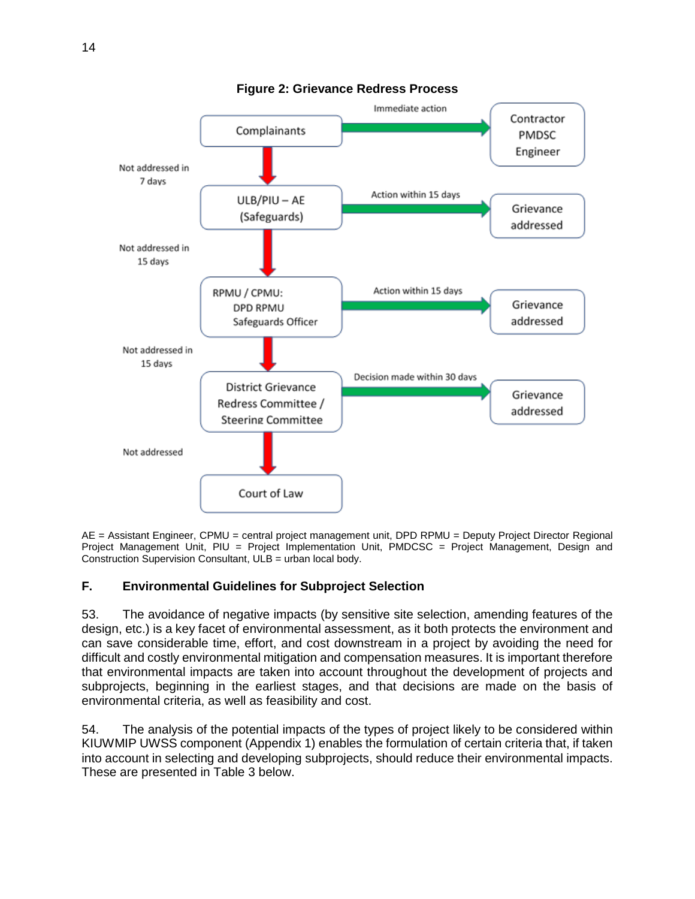**Figure 2: Grievance Redress Process**

Complainants → (Immediate action) → Contractor PMDSC Engineer

Not addressed in 7 days ↓

ULB/PIU – AE (Safeguards) → (Action within 15 days) → Grievance addressed

Not addressed in 15 days ↓

RPMU / CPMU: DPD RPMU Safeguards Officer → (Action within 15 days) → Grievance addressed

Not addressed in 15 days ↓

District Grievance Redress Committee / Steering Committee → (Decision made within 30 days) → Grievance addressed

Not addressed ↓

Court of Law

AE = Assistant Engineer, CPMU = central project management unit, DPD RPMU = Deputy Project Director Regional Project Management Unit, PIU = Project Implementation Unit, PMDCSC = Project Management, Design and Construction Supervision Consultant, ULB = urban local body.

## F. Environmental Guidelines for Subproject Selection

53. The avoidance of negative impacts (by sensitive site selection, amending features of the design, etc.) is a key facet of environmental assessment, as it both protects the environment and can save considerable time, effort, and cost downstream in a project by avoiding the need for difficult and costly environmental mitigation and compensation measures. It is important therefore that environmental impacts are taken into account throughout the development of projects and subprojects, beginning in the earliest stages, and that decisions are made on the basis of environmental criteria, as well as feasibility and cost.

54. The analysis of the potential impacts of the types of project likely to be considered within KIUWMIP UWSS component (Appendix 1) enables the formulation of certain criteria that, if taken into account in selecting and developing subprojects, should reduce their environmental impacts. These are presented in Table 3 below.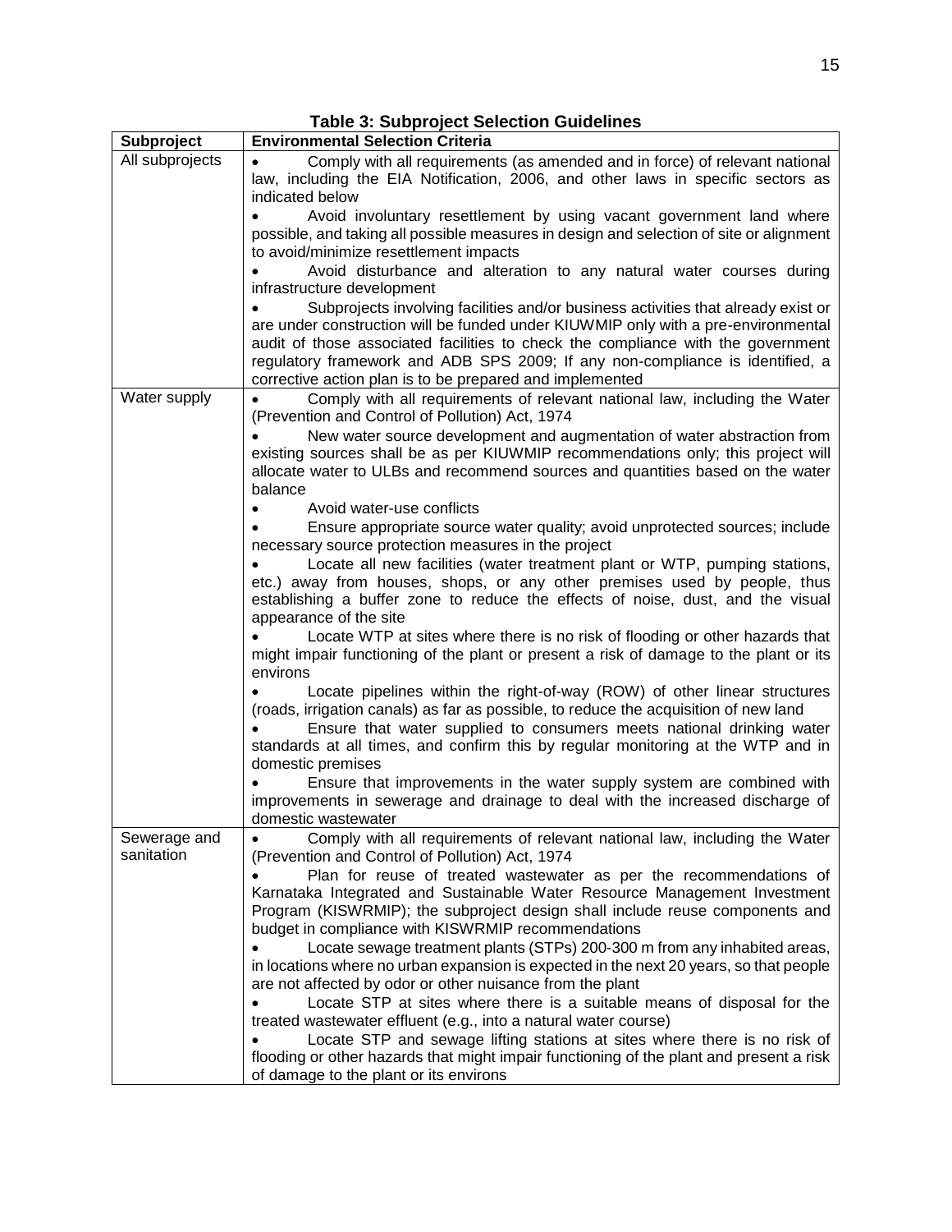**Table 3: Subproject Selection Guidelines**

| Subproject | Environmental Selection Criteria |
|---|---|
| All subprojects | • Comply with all requirements (as amended and in force) of relevant national law, including the EIA Notification, 2006, and other laws in specific sectors as indicated below<br>• Avoid involuntary resettlement by using vacant government land where possible, and taking all possible measures in design and selection of site or alignment to avoid/minimize resettlement impacts<br>• Avoid disturbance and alteration to any natural water courses during infrastructure development<br>• Subprojects involving facilities and/or business activities that already exist or are under construction will be funded under KIUWMIP only with a pre-environmental audit of those associated facilities to check the compliance with the government regulatory framework and ADB SPS 2009; If any non-compliance is identified, a corrective action plan is to be prepared and implemented |
| Water supply | • Comply with all requirements of relevant national law, including the Water (Prevention and Control of Pollution) Act, 1974<br>• New water source development and augmentation of water abstraction from existing sources shall be as per KIUWMIP recommendations only; this project will allocate water to ULBs and recommend sources and quantities based on the water balance<br>• Avoid water-use conflicts<br>• Ensure appropriate source water quality; avoid unprotected sources; include necessary source protection measures in the project<br>• Locate all new facilities (water treatment plant or WTP, pumping stations, etc.) away from houses, shops, or any other premises used by people, thus establishing a buffer zone to reduce the effects of noise, dust, and the visual appearance of the site<br>• Locate WTP at sites where there is no risk of flooding or other hazards that might impair functioning of the plant or present a risk of damage to the plant or its environs<br>• Locate pipelines within the right-of-way (ROW) of other linear structures (roads, irrigation canals) as far as possible, to reduce the acquisition of new land<br>• Ensure that water supplied to consumers meets national drinking water standards at all times, and confirm this by regular monitoring at the WTP and in domestic premises<br>• Ensure that improvements in the water supply system are combined with improvements in sewerage and drainage to deal with the increased discharge of domestic wastewater |
| Sewerage and sanitation | • Comply with all requirements of relevant national law, including the Water (Prevention and Control of Pollution) Act, 1974<br>• Plan for reuse of treated wastewater as per the recommendations of Karnataka Integrated and Sustainable Water Resource Management Investment Program (KISWRMIP); the subproject design shall include reuse components and budget in compliance with KISWRMIP recommendations<br>• Locate sewage treatment plants (STPs) 200-300 m from any inhabited areas, in locations where no urban expansion is expected in the next 20 years, so that people are not affected by odor or other nuisance from the plant<br>• Locate STP at sites where there is a suitable means of disposal for the treated wastewater effluent (e.g., into a natural water course)<br>• Locate STP and sewage lifting stations at sites where there is no risk of flooding or other hazards that might impair functioning of the plant and present a risk of damage to the plant or its environs |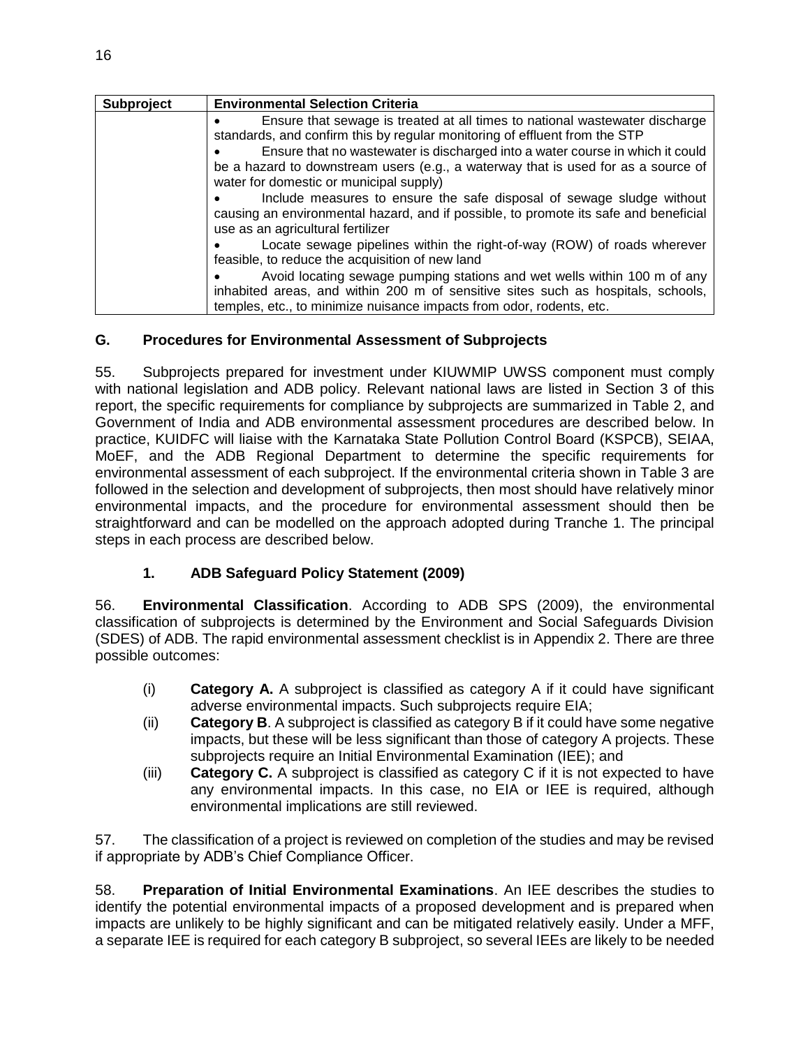| Subproject | Environmental Selection Criteria |
| --- | --- |
| | • Ensure that sewage is treated at all times to national wastewater discharge standards, and confirm this by regular monitoring of effluent from the STP<br>• Ensure that no wastewater is discharged into a water course in which it could be a hazard to downstream users (e.g., a waterway that is used for as a source of water for domestic or municipal supply)<br>• Include measures to ensure the safe disposal of sewage sludge without causing an environmental hazard, and if possible, to promote its safe and beneficial use as an agricultural fertilizer<br>• Locate sewage pipelines within the right-of-way (ROW) of roads wherever feasible, to reduce the acquisition of new land<br>• Avoid locating sewage pumping stations and wet wells within 100 m of any inhabited areas, and within 200 m of sensitive sites such as hospitals, schools, temples, etc., to minimize nuisance impacts from odor, rodents, etc. |

## G. Procedures for Environmental Assessment of Subprojects

55. Subprojects prepared for investment under KIUWMIP UWSS component must comply with national legislation and ADB policy. Relevant national laws are listed in Section 3 of this report, the specific requirements for compliance by subprojects are summarized in Table 2, and Government of India and ADB environmental assessment procedures are described below. In practice, KUIDFC will liaise with the Karnataka State Pollution Control Board (KSPCB), SEIAA, MoEF, and the ADB Regional Department to determine the specific requirements for environmental assessment of each subproject. If the environmental criteria shown in Table 3 are followed in the selection and development of subprojects, then most should have relatively minor environmental impacts, and the procedure for environmental assessment should then be straightforward and can be modelled on the approach adopted during Tranche 1. The principal steps in each process are described below.

### 1. ADB Safeguard Policy Statement (2009)

56. **Environmental Classification**. According to ADB SPS (2009), the environmental classification of subprojects is determined by the Environment and Social Safeguards Division (SDES) of ADB. The rapid environmental assessment checklist is in Appendix 2. There are three possible outcomes:

(i) **Category A.** A subproject is classified as category A if it could have significant adverse environmental impacts. Such subprojects require EIA;

(ii) **Category B**. A subproject is classified as category B if it could have some negative impacts, but these will be less significant than those of category A projects. These subprojects require an Initial Environmental Examination (IEE); and

(iii) **Category C.** A subproject is classified as category C if it is not expected to have any environmental impacts. In this case, no EIA or IEE is required, although environmental implications are still reviewed.

57. The classification of a project is reviewed on completion of the studies and may be revised if appropriate by ADB's Chief Compliance Officer.

58. **Preparation of Initial Environmental Examinations**. An IEE describes the studies to identify the potential environmental impacts of a proposed development and is prepared when impacts are unlikely to be highly significant and can be mitigated relatively easily. Under a MFF, a separate IEE is required for each category B subproject, so several IEEs are likely to be needed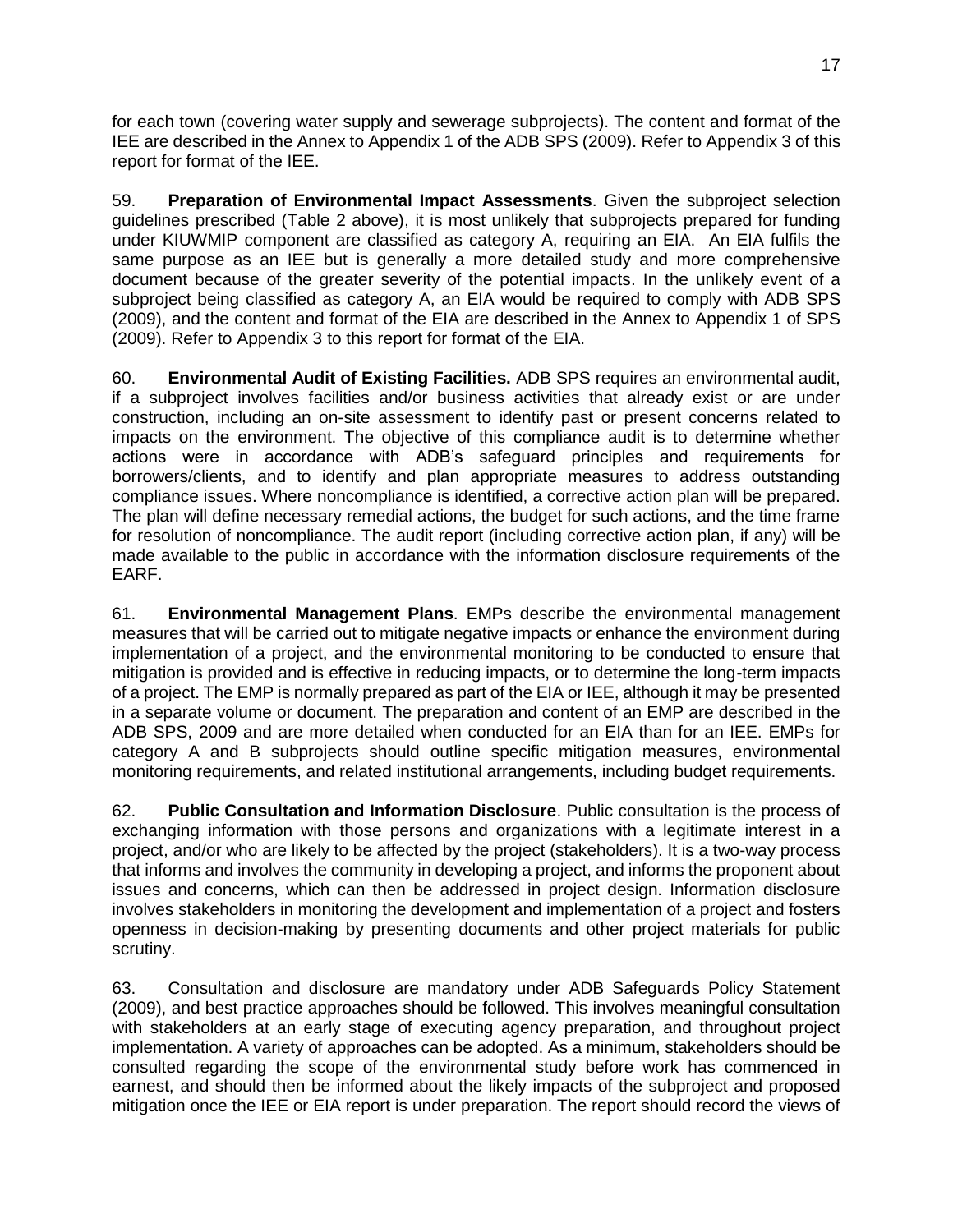for each town (covering water supply and sewerage subprojects). The content and format of the IEE are described in the Annex to Appendix 1 of the ADB SPS (2009). Refer to Appendix 3 of this report for format of the IEE.

59. **Preparation of Environmental Impact Assessments**. Given the subproject selection guidelines prescribed (Table 2 above), it is most unlikely that subprojects prepared for funding under KIUWMIP component are classified as category A, requiring an EIA. An EIA fulfils the same purpose as an IEE but is generally a more detailed study and more comprehensive document because of the greater severity of the potential impacts. In the unlikely event of a subproject being classified as category A, an EIA would be required to comply with ADB SPS (2009), and the content and format of the EIA are described in the Annex to Appendix 1 of SPS (2009). Refer to Appendix 3 to this report for format of the EIA.

60. **Environmental Audit of Existing Facilities.** ADB SPS requires an environmental audit, if a subproject involves facilities and/or business activities that already exist or are under construction, including an on-site assessment to identify past or present concerns related to impacts on the environment. The objective of this compliance audit is to determine whether actions were in accordance with ADB's safeguard principles and requirements for borrowers/clients, and to identify and plan appropriate measures to address outstanding compliance issues. Where noncompliance is identified, a corrective action plan will be prepared. The plan will define necessary remedial actions, the budget for such actions, and the time frame for resolution of noncompliance. The audit report (including corrective action plan, if any) will be made available to the public in accordance with the information disclosure requirements of the EARF.

61. **Environmental Management Plans**. EMPs describe the environmental management measures that will be carried out to mitigate negative impacts or enhance the environment during implementation of a project, and the environmental monitoring to be conducted to ensure that mitigation is provided and is effective in reducing impacts, or to determine the long-term impacts of a project. The EMP is normally prepared as part of the EIA or IEE, although it may be presented in a separate volume or document. The preparation and content of an EMP are described in the ADB SPS, 2009 and are more detailed when conducted for an EIA than for an IEE. EMPs for category A and B subprojects should outline specific mitigation measures, environmental monitoring requirements, and related institutional arrangements, including budget requirements.

62. **Public Consultation and Information Disclosure**. Public consultation is the process of exchanging information with those persons and organizations with a legitimate interest in a project, and/or who are likely to be affected by the project (stakeholders). It is a two-way process that informs and involves the community in developing a project, and informs the proponent about issues and concerns, which can then be addressed in project design. Information disclosure involves stakeholders in monitoring the development and implementation of a project and fosters openness in decision-making by presenting documents and other project materials for public scrutiny.

63. Consultation and disclosure are mandatory under ADB Safeguards Policy Statement (2009), and best practice approaches should be followed. This involves meaningful consultation with stakeholders at an early stage of executing agency preparation, and throughout project implementation. A variety of approaches can be adopted. As a minimum, stakeholders should be consulted regarding the scope of the environmental study before work has commenced in earnest, and should then be informed about the likely impacts of the subproject and proposed mitigation once the IEE or EIA report is under preparation. The report should record the views of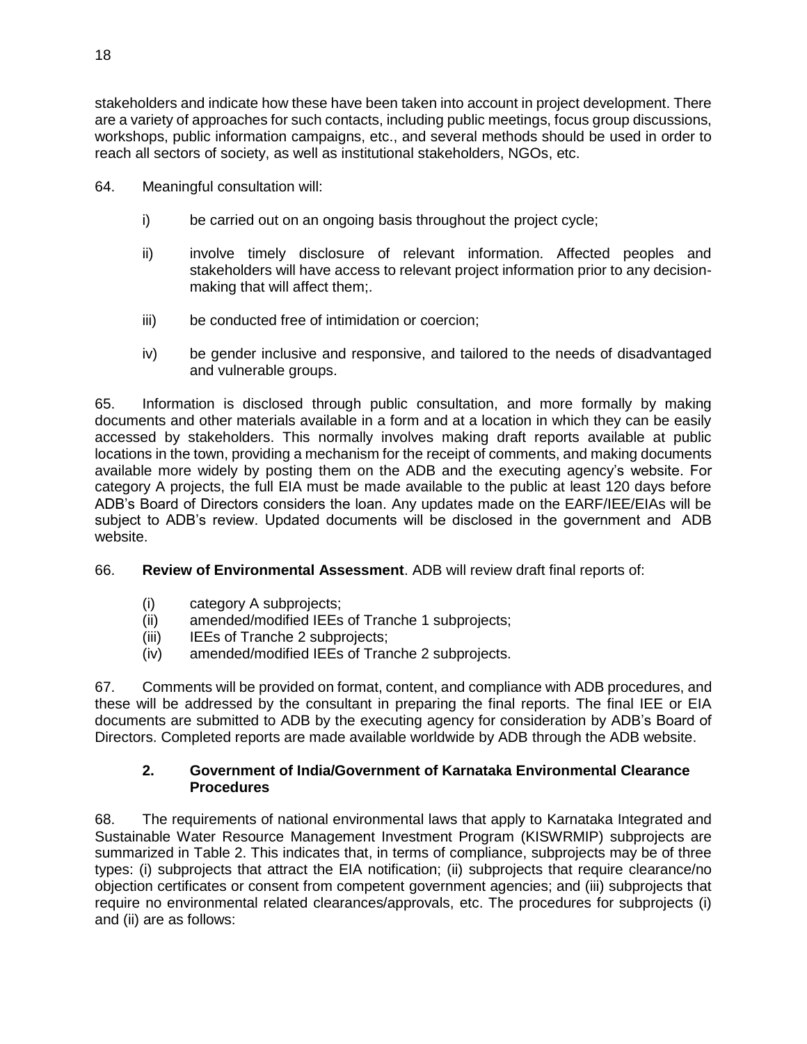stakeholders and indicate how these have been taken into account in project development. There are a variety of approaches for such contacts, including public meetings, focus group discussions, workshops, public information campaigns, etc., and several methods should be used in order to reach all sectors of society, as well as institutional stakeholders, NGOs, etc.

64. Meaningful consultation will:

i) be carried out on an ongoing basis throughout the project cycle;

ii) involve timely disclosure of relevant information. Affected peoples and stakeholders will have access to relevant project information prior to any decision-making that will affect them;.

iii) be conducted free of intimidation or coercion;

iv) be gender inclusive and responsive, and tailored to the needs of disadvantaged and vulnerable groups.

65. Information is disclosed through public consultation, and more formally by making documents and other materials available in a form and at a location in which they can be easily accessed by stakeholders. This normally involves making draft reports available at public locations in the town, providing a mechanism for the receipt of comments, and making documents available more widely by posting them on the ADB and the executing agency's website. For category A projects, the full EIA must be made available to the public at least 120 days before ADB's Board of Directors considers the loan. Any updates made on the EARF/IEE/EIAs will be subject to ADB's review. Updated documents will be disclosed in the government and ADB website.

66. **Review of Environmental Assessment**. ADB will review draft final reports of:

(i) category A subprojects;
(ii) amended/modified IEEs of Tranche 1 subprojects;
(iii) IEEs of Tranche 2 subprojects;
(iv) amended/modified IEEs of Tranche 2 subprojects.

67. Comments will be provided on format, content, and compliance with ADB procedures, and these will be addressed by the consultant in preparing the final reports. The final IEE or EIA documents are submitted to ADB by the executing agency for consideration by ADB's Board of Directors. Completed reports are made available worldwide by ADB through the ADB website.

### 2. Government of India/Government of Karnataka Environmental Clearance Procedures

68. The requirements of national environmental laws that apply to Karnataka Integrated and Sustainable Water Resource Management Investment Program (KISWRMIP) subprojects are summarized in Table 2. This indicates that, in terms of compliance, subprojects may be of three types: (i) subprojects that attract the EIA notification; (ii) subprojects that require clearance/no objection certificates or consent from competent government agencies; and (iii) subprojects that require no environmental related clearances/approvals, etc. The procedures for subprojects (i) and (ii) are as follows: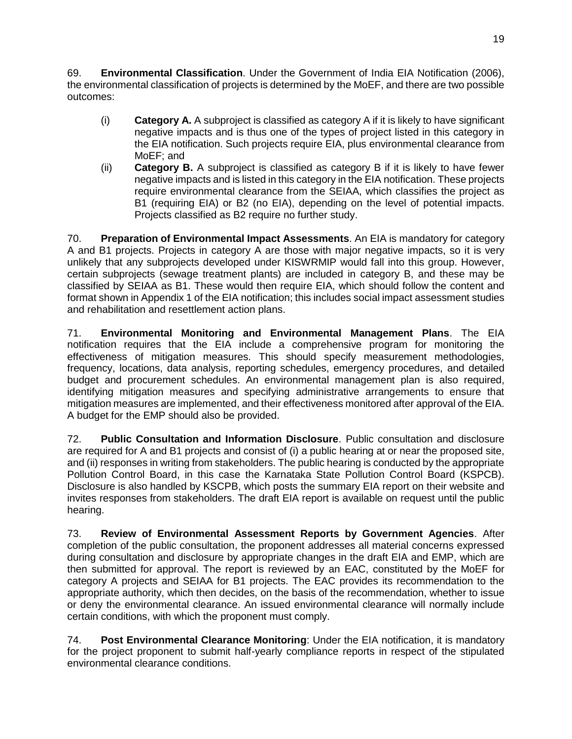69. **Environmental Classification**. Under the Government of India EIA Notification (2006), the environmental classification of projects is determined by the MoEF, and there are two possible outcomes:

(i) **Category A.** A subproject is classified as category A if it is likely to have significant negative impacts and is thus one of the types of project listed in this category in the EIA notification. Such projects require EIA, plus environmental clearance from MoEF; and

(ii) **Category B.** A subproject is classified as category B if it is likely to have fewer negative impacts and is listed in this category in the EIA notification. These projects require environmental clearance from the SEIAA, which classifies the project as B1 (requiring EIA) or B2 (no EIA), depending on the level of potential impacts. Projects classified as B2 require no further study.

70. **Preparation of Environmental Impact Assessments**. An EIA is mandatory for category A and B1 projects. Projects in category A are those with major negative impacts, so it is very unlikely that any subprojects developed under KISWRMIP would fall into this group. However, certain subprojects (sewage treatment plants) are included in category B, and these may be classified by SEIAA as B1. These would then require EIA, which should follow the content and format shown in Appendix 1 of the EIA notification; this includes social impact assessment studies and rehabilitation and resettlement action plans.

71. **Environmental Monitoring and Environmental Management Plans**. The EIA notification requires that the EIA include a comprehensive program for monitoring the effectiveness of mitigation measures. This should specify measurement methodologies, frequency, locations, data analysis, reporting schedules, emergency procedures, and detailed budget and procurement schedules. An environmental management plan is also required, identifying mitigation measures and specifying administrative arrangements to ensure that mitigation measures are implemented, and their effectiveness monitored after approval of the EIA. A budget for the EMP should also be provided.

72. **Public Consultation and Information Disclosure**. Public consultation and disclosure are required for A and B1 projects and consist of (i) a public hearing at or near the proposed site, and (ii) responses in writing from stakeholders. The public hearing is conducted by the appropriate Pollution Control Board, in this case the Karnataka State Pollution Control Board (KSPCB). Disclosure is also handled by KSCPB, which posts the summary EIA report on their website and invites responses from stakeholders. The draft EIA report is available on request until the public hearing.

73. **Review of Environmental Assessment Reports by Government Agencies**. After completion of the public consultation, the proponent addresses all material concerns expressed during consultation and disclosure by appropriate changes in the draft EIA and EMP, which are then submitted for approval. The report is reviewed by an EAC, constituted by the MoEF for category A projects and SEIAA for B1 projects. The EAC provides its recommendation to the appropriate authority, which then decides, on the basis of the recommendation, whether to issue or deny the environmental clearance. An issued environmental clearance will normally include certain conditions, with which the proponent must comply.

74. **Post Environmental Clearance Monitoring**: Under the EIA notification, it is mandatory for the project proponent to submit half-yearly compliance reports in respect of the stipulated environmental clearance conditions.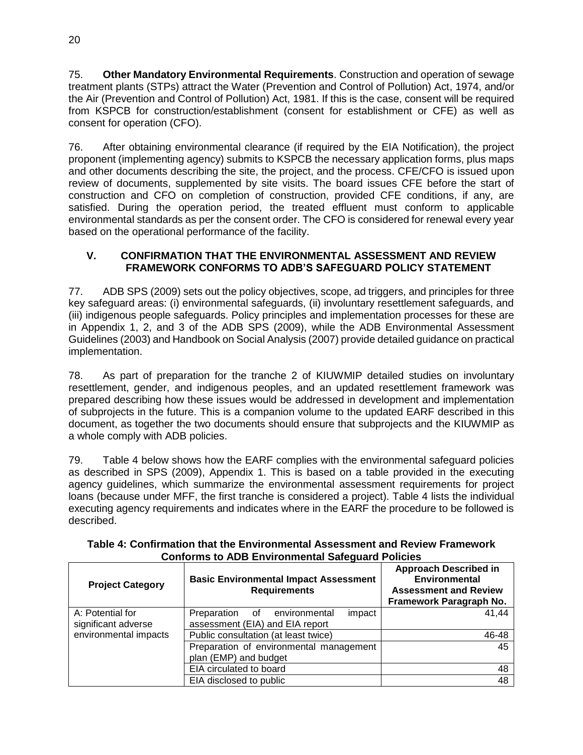75. **Other Mandatory Environmental Requirements**. Construction and operation of sewage treatment plants (STPs) attract the Water (Prevention and Control of Pollution) Act, 1974, and/or the Air (Prevention and Control of Pollution) Act, 1981. If this is the case, consent will be required from KSPCB for construction/establishment (consent for establishment or CFE) as well as consent for operation (CFO).

76. After obtaining environmental clearance (if required by the EIA Notification), the project proponent (implementing agency) submits to KSPCB the necessary application forms, plus maps and other documents describing the site, the project, and the process. CFE/CFO is issued upon review of documents, supplemented by site visits. The board issues CFE before the start of construction and CFO on completion of construction, provided CFE conditions, if any, are satisfied. During the operation period, the treated effluent must conform to applicable environmental standards as per the consent order. The CFO is considered for renewal every year based on the operational performance of the facility.

## V. CONFIRMATION THAT THE ENVIRONMENTAL ASSESSMENT AND REVIEW FRAMEWORK CONFORMS TO ADB'S SAFEGUARD POLICY STATEMENT

77. ADB SPS (2009) sets out the policy objectives, scope, ad triggers, and principles for three key safeguard areas: (i) environmental safeguards, (ii) involuntary resettlement safeguards, and (iii) indigenous people safeguards. Policy principles and implementation processes for these are in Appendix 1, 2, and 3 of the ADB SPS (2009), while the ADB Environmental Assessment Guidelines (2003) and Handbook on Social Analysis (2007) provide detailed guidance on practical implementation.

78. As part of preparation for the tranche 2 of KIUWMIP detailed studies on involuntary resettlement, gender, and indigenous peoples, and an updated resettlement framework was prepared describing how these issues would be addressed in development and implementation of subprojects in the future. This is a companion volume to the updated EARF described in this document, as together the two documents should ensure that subprojects and the KIUWMIP as a whole comply with ADB policies.

79. Table 4 below shows how the EARF complies with the environmental safeguard policies as described in SPS (2009), Appendix 1. This is based on a table provided in the executing agency guidelines, which summarize the environmental assessment requirements for project loans (because under MFF, the first tranche is considered a project). Table 4 lists the individual executing agency requirements and indicates where in the EARF the procedure to be followed is described.

**Table 4: Confirmation that the Environmental Assessment and Review Framework Conforms to ADB Environmental Safeguard Policies**

| Project Category | Basic Environmental Impact Assessment Requirements | Approach Described in Environmental Assessment and Review Framework Paragraph No. |
|---|---|---|
| A: Potential for significant adverse environmental impacts | Preparation of environmental impact assessment (EIA) and EIA report | 41,44 |
| | Public consultation (at least twice) | 46-48 |
| | Preparation of environmental management plan (EMP) and budget | 45 |
| | EIA circulated to board | 48 |
| | EIA disclosed to public | 48 |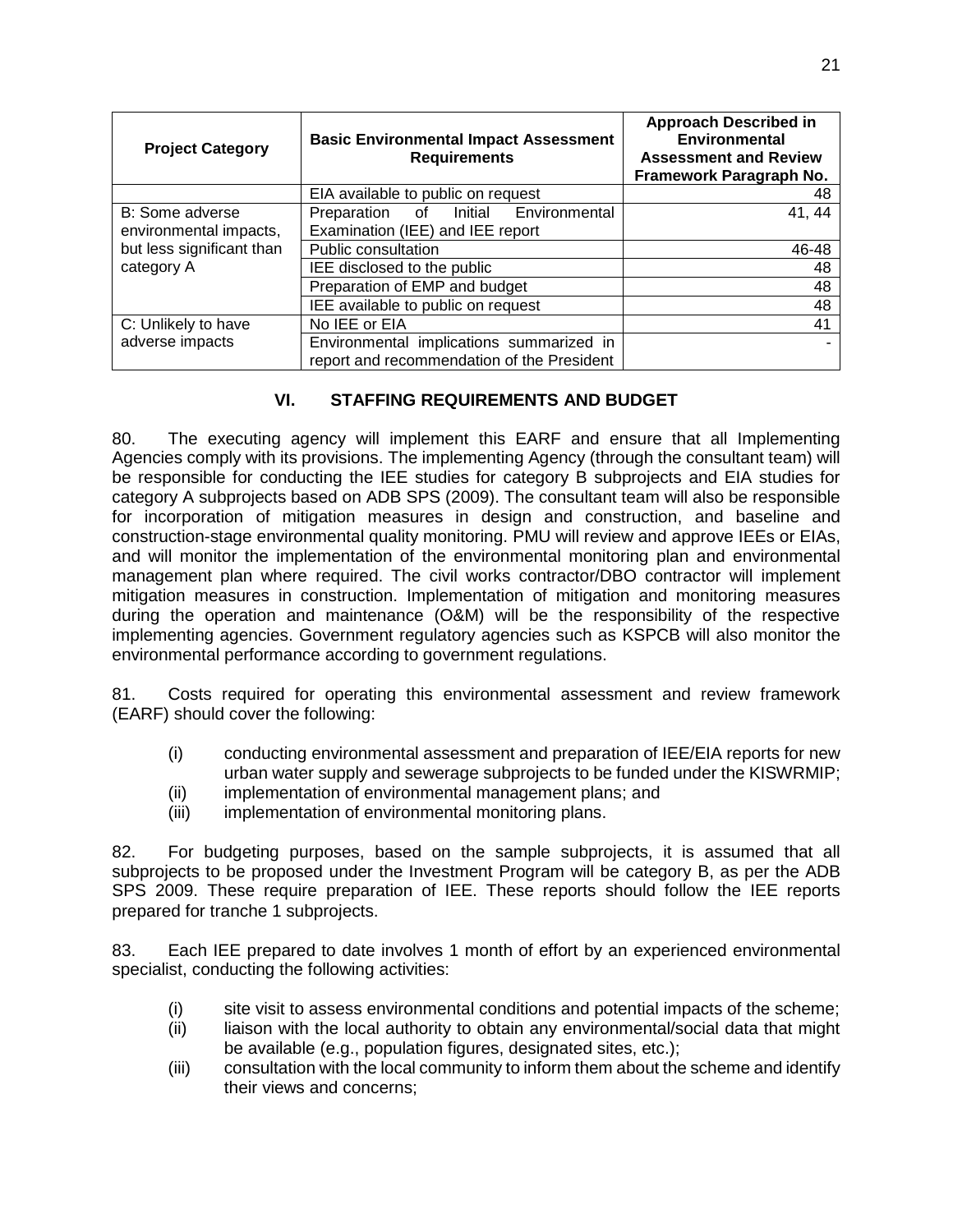| Project Category | Basic Environmental Impact Assessment Requirements | Approach Described in Environmental Assessment and Review Framework Paragraph No. |
|---|---|---|
| | EIA available to public on request | 48 |
| B: Some adverse environmental impacts, but less significant than category A | Preparation of Initial Environmental Examination (IEE) and IEE report | 41, 44 |
| | Public consultation | 46-48 |
| | IEE disclosed to the public | 48 |
| | Preparation of EMP and budget | 48 |
| | IEE available to public on request | 48 |
| C: Unlikely to have adverse impacts | No IEE or EIA | 41 |
| | Environmental implications summarized in report and recommendation of the President | - |

## VI. STAFFING REQUIREMENTS AND BUDGET

80. The executing agency will implement this EARF and ensure that all Implementing Agencies comply with its provisions. The implementing Agency (through the consultant team) will be responsible for conducting the IEE studies for category B subprojects and EIA studies for category A subprojects based on ADB SPS (2009). The consultant team will also be responsible for incorporation of mitigation measures in design and construction, and baseline and construction-stage environmental quality monitoring. PMU will review and approve IEEs or EIAs, and will monitor the implementation of the environmental monitoring plan and environmental management plan where required. The civil works contractor/DBO contractor will implement mitigation measures in construction. Implementation of mitigation and monitoring measures during the operation and maintenance (O&M) will be the responsibility of the respective implementing agencies. Government regulatory agencies such as KSPCB will also monitor the environmental performance according to government regulations.

81. Costs required for operating this environmental assessment and review framework (EARF) should cover the following:

(i) conducting environmental assessment and preparation of IEE/EIA reports for new urban water supply and sewerage subprojects to be funded under the KISWRMIP;
(ii) implementation of environmental management plans; and
(iii) implementation of environmental monitoring plans.

82. For budgeting purposes, based on the sample subprojects, it is assumed that all subprojects to be proposed under the Investment Program will be category B, as per the ADB SPS 2009. These require preparation of IEE. These reports should follow the IEE reports prepared for tranche 1 subprojects.

83. Each IEE prepared to date involves 1 month of effort by an experienced environmental specialist, conducting the following activities:

(i) site visit to assess environmental conditions and potential impacts of the scheme;
(ii) liaison with the local authority to obtain any environmental/social data that might be available (e.g., population figures, designated sites, etc.);
(iii) consultation with the local community to inform them about the scheme and identify their views and concerns;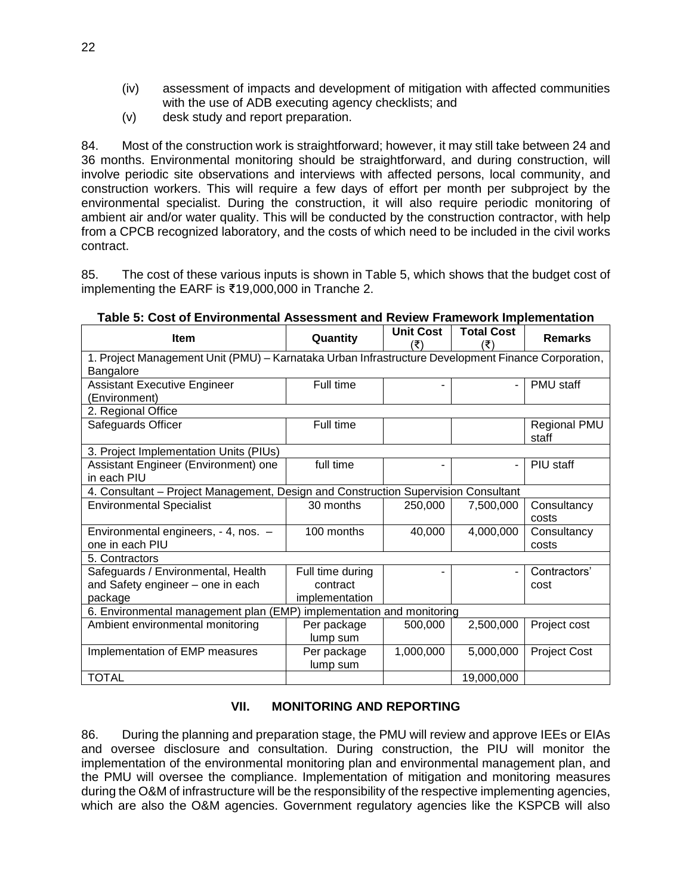(iv) assessment of impacts and development of mitigation with affected communities with the use of ADB executing agency checklists; and

(v) desk study and report preparation.

84. Most of the construction work is straightforward; however, it may still take between 24 and 36 months. Environmental monitoring should be straightforward, and during construction, will involve periodic site observations and interviews with affected persons, local community, and construction workers. This will require a few days of effort per month per subproject by the environmental specialist. During the construction, it will also require periodic monitoring of ambient air and/or water quality. This will be conducted by the construction contractor, with help from a CPCB recognized laboratory, and the costs of which need to be included in the civil works contract.

85. The cost of these various inputs is shown in Table 5, which shows that the budget cost of implementing the EARF is ₹19,000,000 in Tranche 2.

**Table 5: Cost of Environmental Assessment and Review Framework Implementation**

| Item | Quantity | Unit Cost (₹) | Total Cost (₹) | Remarks |
|---|---|---|---|---|
| 1. Project Management Unit (PMU) – Karnataka Urban Infrastructure Development Finance Corporation, Bangalore | | | | |
| Assistant Executive Engineer (Environment) | Full time | - | - | PMU staff |
| 2. Regional Office | | | | |
| Safeguards Officer | Full time | | | Regional PMU staff |
| 3. Project Implementation Units (PIUs) | | | | |
| Assistant Engineer (Environment) one in each PIU | full time | - | - | PIU staff |
| 4. Consultant – Project Management, Design and Construction Supervision Consultant | | | | |
| Environmental Specialist | 30 months | 250,000 | 7,500,000 | Consultancy costs |
| Environmental engineers, - 4, nos. – one in each PIU | 100 months | 40,000 | 4,000,000 | Consultancy costs |
| 5. Contractors | | | | |
| Safeguards / Environmental, Health and Safety engineer – one in each package | Full time during contract implementation | - | - | Contractors' cost |
| 6. Environmental management plan (EMP) implementation and monitoring | | | | |
| Ambient environmental monitoring | Per package lump sum | 500,000 | 2,500,000 | Project cost |
| Implementation of EMP measures | Per package lump sum | 1,000,000 | 5,000,000 | Project Cost |
| TOTAL | | | 19,000,000 | |

## VII. MONITORING AND REPORTING

86. During the planning and preparation stage, the PMU will review and approve IEEs or EIAs and oversee disclosure and consultation. During construction, the PIU will monitor the implementation of the environmental monitoring plan and environmental management plan, and the PMU will oversee the compliance. Implementation of mitigation and monitoring measures during the O&M of infrastructure will be the responsibility of the respective implementing agencies, which are also the O&M agencies. Government regulatory agencies like the KSPCB will also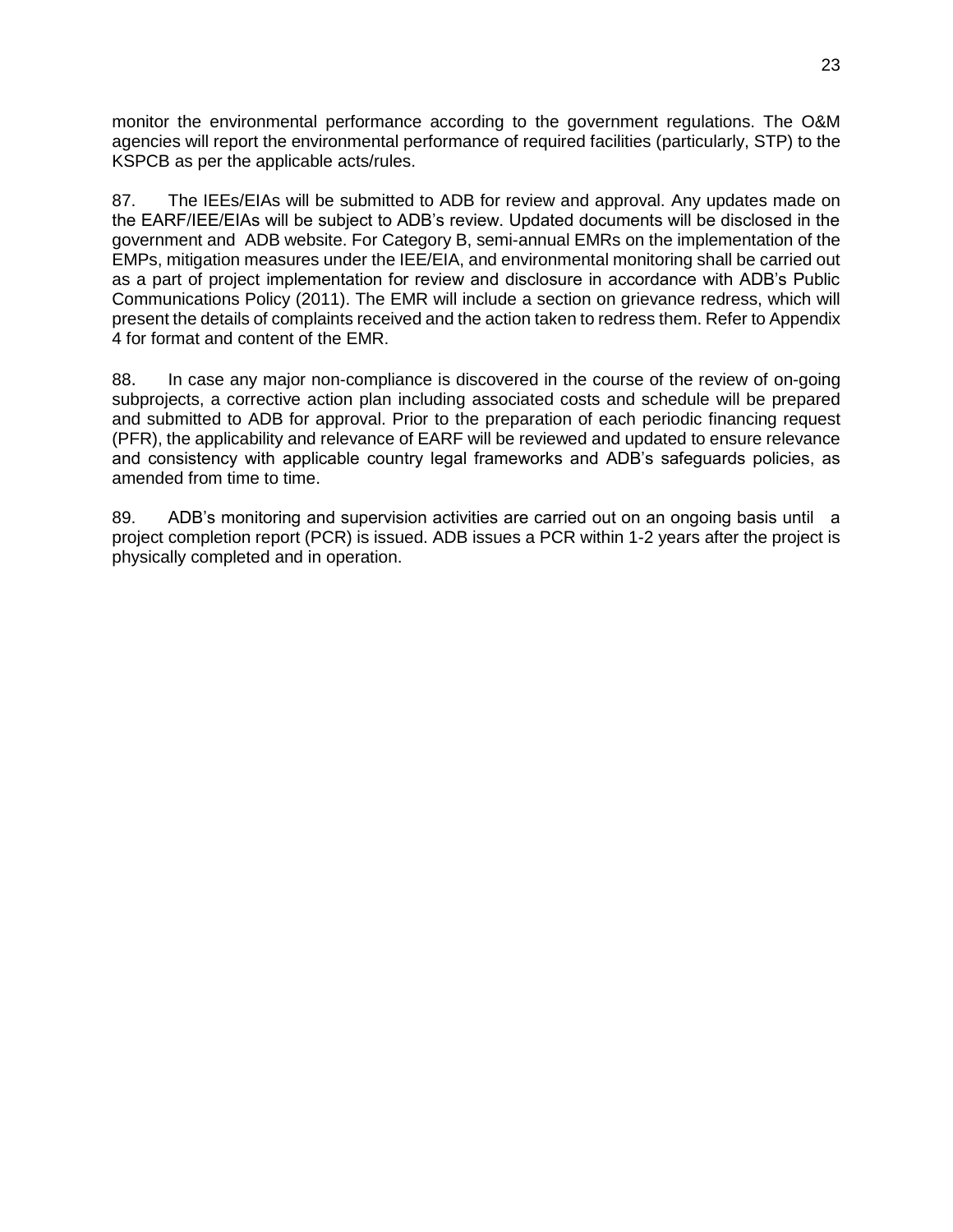monitor the environmental performance according to the government regulations. The O&M agencies will report the environmental performance of required facilities (particularly, STP) to the KSPCB as per the applicable acts/rules.

87. The IEEs/EIAs will be submitted to ADB for review and approval. Any updates made on the EARF/IEE/EIAs will be subject to ADB's review. Updated documents will be disclosed in the government and ADB website. For Category B, semi-annual EMRs on the implementation of the EMPs, mitigation measures under the IEE/EIA, and environmental monitoring shall be carried out as a part of project implementation for review and disclosure in accordance with ADB's Public Communications Policy (2011). The EMR will include a section on grievance redress, which will present the details of complaints received and the action taken to redress them. Refer to Appendix 4 for format and content of the EMR.

88. In case any major non-compliance is discovered in the course of the review of on-going subprojects, a corrective action plan including associated costs and schedule will be prepared and submitted to ADB for approval. Prior to the preparation of each periodic financing request (PFR), the applicability and relevance of EARF will be reviewed and updated to ensure relevance and consistency with applicable country legal frameworks and ADB's safeguards policies, as amended from time to time.

89. ADB's monitoring and supervision activities are carried out on an ongoing basis until a project completion report (PCR) is issued. ADB issues a PCR within 1-2 years after the project is physically completed and in operation.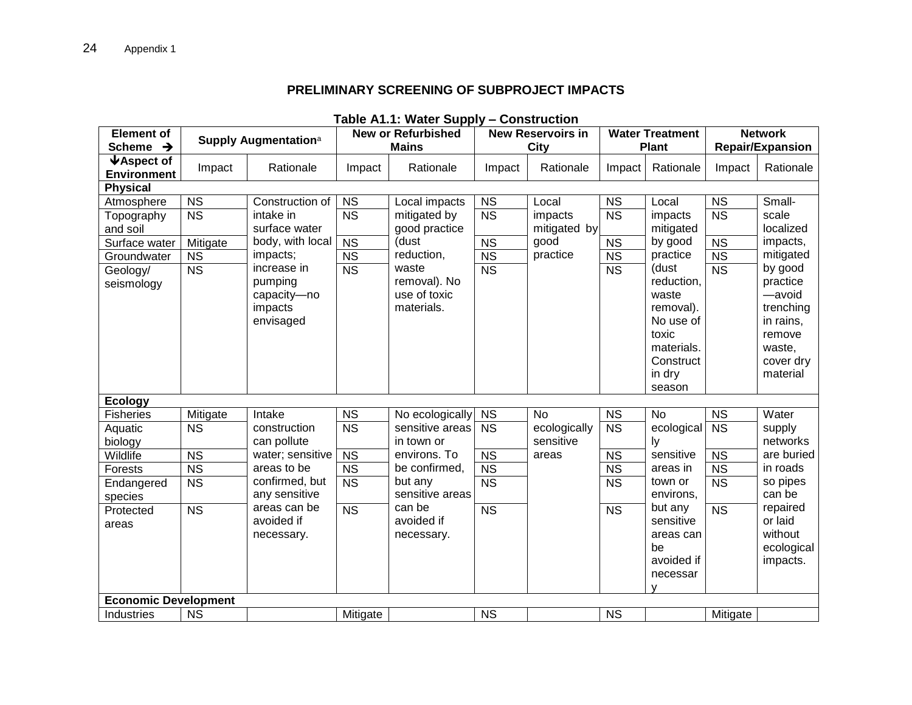## PRELIMINARY SCREENING OF SUBPROJECT IMPACTS

**Table A1.1: Water Supply – Construction**

| Element of Scheme → | Supply Augmentation[a] | | New or Refurbished Mains | | New Reservoirs in City | | Water Treatment Plant | | Network Repair/Expansion | |
|---|---|---|---|---|---|---|---|---|---|---|
| ↓Aspect of Environment | Impact | Rationale | Impact | Rationale | Impact | Rationale | Impact | Rationale | Impact | Rationale |
| **Physical** | | | | | | | | | | |
| Atmosphere | NS | Construction of intake in surface water body, with local impacts; increase in pumping capacity—no impacts envisaged | NS | Local impacts mitigated by good practice (dust reduction, waste removal). No use of toxic materials. | NS | Local impacts mitigated by good practice | NS | Local impacts mitigated by good practice (dust reduction, waste removal). No use of toxic materials. Construct in dry season | NS | Small-scale localized impacts, mitigated by good practice —avoid trenching in rains, remove waste, cover dry material |
| Topography and soil | NS | | NS | | NS | | NS | | NS | |
| Surface water | Mitigate | | NS | | NS | | NS | | NS | |
| Groundwater | NS | | NS | | NS | | NS | | NS | |
| Geology/ seismology | NS | | NS | | NS | | NS | | NS | |
| **Ecology** | | | | | | | | | | |
| Fisheries | Mitigate | Intake construction can pollute water; sensitive areas to be confirmed, but any sensitive areas can be avoided if necessary. | NS | No ecologically sensitive areas in town or environs. To be confirmed, but any sensitive areas can be avoided if necessary. | NS | No ecologically sensitive areas | NS | No ecologically sensitive areas in town or environs, but any sensitive areas can be avoided if necessary | NS | Water supply networks are buried in roads so pipes can be repaired or laid without ecological impacts. |
| Aquatic biology | NS | | NS | | NS | | NS | | NS | |
| Wildlife | NS | | NS | | NS | | NS | | NS | |
| Forests | NS | | NS | | NS | | NS | | NS | |
| Endangered species | NS | | NS | | NS | | NS | | NS | |
| Protected areas | NS | | NS | | NS | | NS | | NS | |
| **Economic Development** | | | | | | | | | | |
| Industries | NS | | Mitigate | | NS | | NS | | Mitigate | |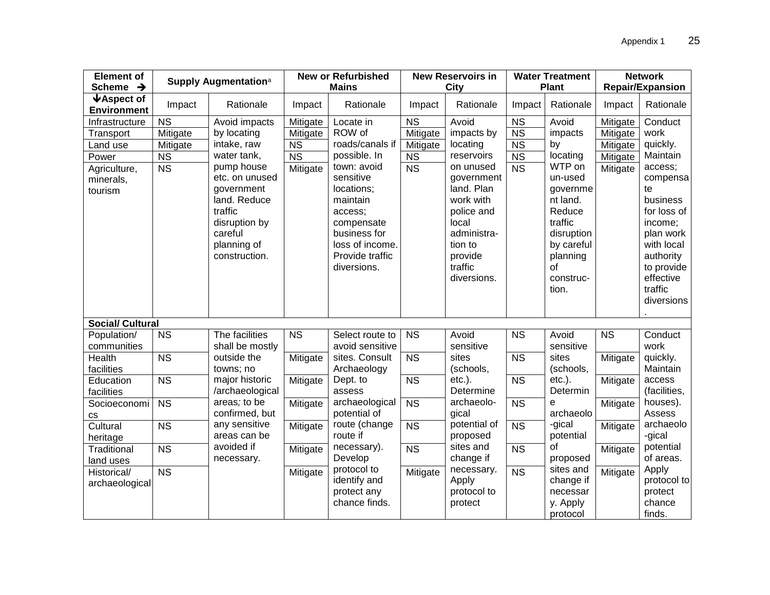| Element of Scheme → | Supply Augmentation[a] | | New or Refurbished Mains | | New Reservoirs in City | | Water Treatment Plant | | Network Repair/Expansion | |
|---|---|---|---|---|---|---|---|---|---|---|
| ↓Aspect of Environment | Impact | Rationale | Impact | Rationale | Impact | Rationale | Impact | Rationale | Impact | Rationale |
| Infrastructure | NS | Avoid impacts by locating intake, raw water tank, pump house etc. on unused government land. Reduce traffic disruption by careful planning of construction. | Mitigate | Locate in ROW of roads/canals if possible. In town: avoid sensitive locations; maintain access; compensate business for loss of income. Provide traffic diversions. | NS | Avoid impacts by locating reservoirs on unused government land. Plan work with police and local administra-tion to provide traffic diversions. | NS | Avoid impacts by locating WTP on un-used government land. Reduce traffic disruption by careful planning of construc-tion. | Mitigate | Conduct work quickly. Maintain access; compensate business for loss of income; plan work with local authority to provide effective traffic diversions. |
| Transport | Mitigate | | Mitigate | | Mitigate | | NS | | Mitigate | |
| Land use | Mitigate | | NS | | Mitigate | | NS | | Mitigate | |
| Power | NS | | NS | | NS | | NS | | Mitigate | |
| Agriculture, minerals, tourism | NS | | Mitigate | | NS | | NS | | Mitigate | |
| **Social/ Cultural** | | | | | | | | | | |
| Population/ communities | NS | The facilities shall be mostly outside the towns; no major historic /archaeological areas; to be confirmed, but any sensitive areas can be avoided if necessary. | NS | Select route to avoid sensitive sites. Consult Archaeology Dept. to assess archaeological potential of route (change route if necessary). Develop protocol to identify and protect any chance finds. | NS | Avoid sensitive sites (schools, etc.). Determine archaeolo-gical potential of proposed sites and change if necessary. Apply protocol to protect | NS | Avoid sensitive sites (schools, etc.). Determine archaeolo-gical potential of proposed sites and change if necessary. Apply protocol | NS | Conduct work quickly. Maintain access (facilities, houses). Assess archaeolo-gical potential of areas. Apply protocol to protect chance finds. |
| Health facilities | NS | | Mitigate | | NS | | NS | | Mitigate | |
| Education facilities | NS | | Mitigate | | NS | | NS | | Mitigate | |
| Socioeconomics | NS | | Mitigate | | NS | | NS | | Mitigate | |
| Cultural heritage | NS | | Mitigate | | NS | | NS | | Mitigate | |
| Traditional land uses | NS | | Mitigate | | NS | | NS | | Mitigate | |
| Historical/ archaeological | NS | | Mitigate | | Mitigate | | NS | | Mitigate | |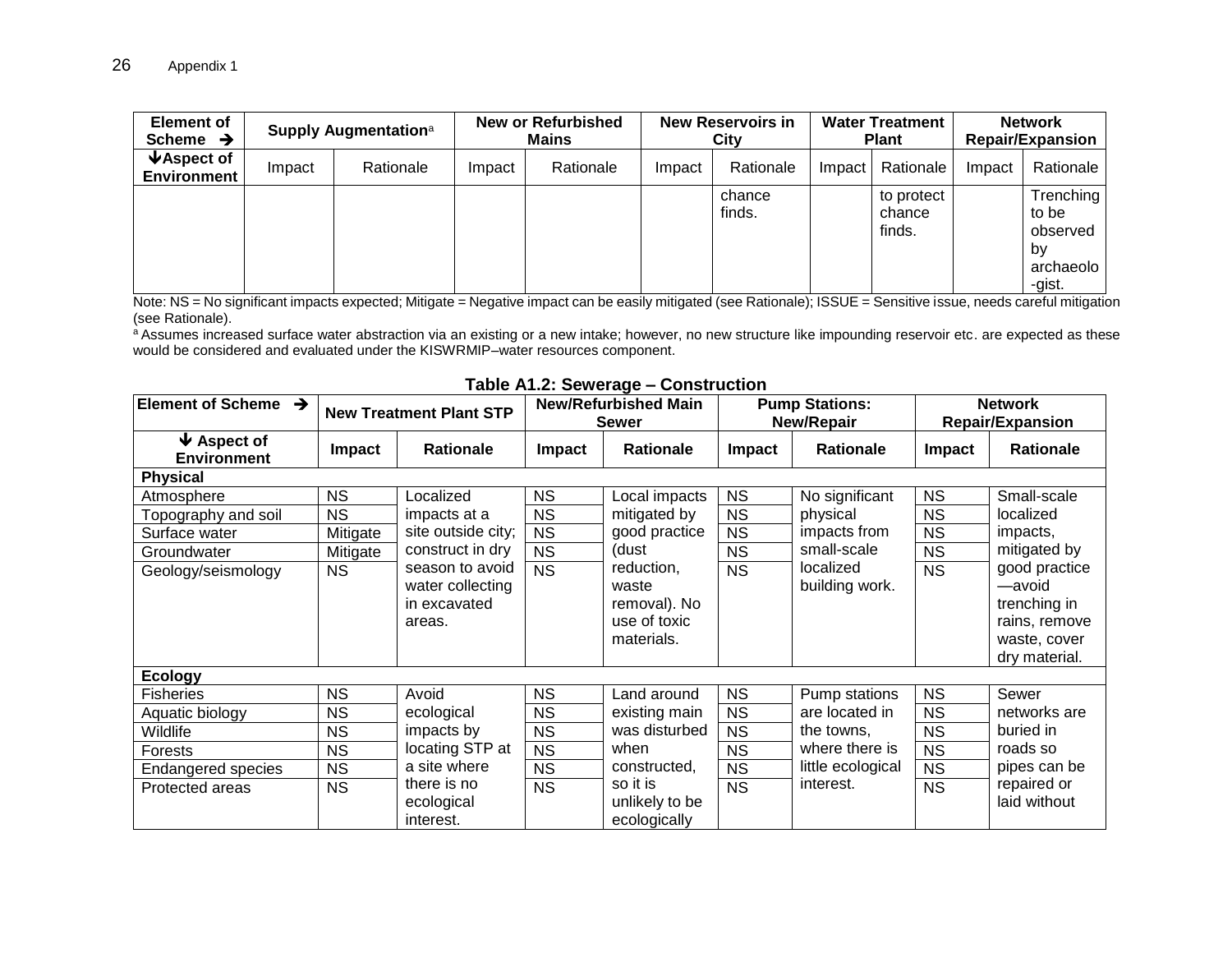| Element of Scheme → | Supply Augmentation[a] | | New or Refurbished Mains | | New Reservoirs in City | | Water Treatment Plant | | Network Repair/Expansion | |
|---|---|---|---|---|---|---|---|---|---|---|
| ↓Aspect of Environment | Impact | Rationale | Impact | Rationale | Impact | Rationale | Impact | Rationale | Impact | Rationale |
| | | | | | | chance finds. | | to protect chance finds. | | Trenching to be observed by archaeolo-gist. |

Note: NS = No significant impacts expected; Mitigate = Negative impact can be easily mitigated (see Rationale); ISSUE = Sensitive issue, needs careful mitigation (see Rationale).

[a] Assumes increased surface water abstraction via an existing or a new intake; however, no new structure like impounding reservoir etc. are expected as these would be considered and evaluated under the KISWRMIP–water resources component.

**Table A1.2: Sewerage – Construction**

| Element of Scheme → | New Treatment Plant STP | | New/Refurbished Main Sewer | | Pump Stations: New/Repair | | Network Repair/Expansion | |
|---|---|---|---|---|---|---|---|---|
| ↓ Aspect of Environment | Impact | Rationale | Impact | Rationale | Impact | Rationale | Impact | Rationale |
| **Physical** | | | | | | | | |
| Atmosphere | NS | Localized impacts at a site outside city; construct in dry season to avoid water collecting in excavated areas. | NS | Local impacts mitigated by good practice (dust reduction, waste removal). No use of toxic materials. | NS | No significant physical impacts from small-scale localized building work. | NS | Small-scale localized impacts, mitigated by good practice —avoid trenching in rains, remove waste, cover dry material. |
| Topography and soil | NS | | NS | | NS | | NS | |
| Surface water | Mitigate | | NS | | NS | | NS | |
| Groundwater | Mitigate | | NS | | NS | | NS | |
| Geology/seismology | NS | | NS | | NS | | NS | |
| **Ecology** | | | | | | | | |
| Fisheries | NS | Avoid ecological impacts by locating STP at a site where there is no ecological interest. | NS | Land around existing main was disturbed when constructed, so it is unlikely to be ecologically | NS | Pump stations are located in the towns, where there is little ecological interest. | NS | Sewer networks are buried in roads so pipes can be repaired or laid without |
| Aquatic biology | NS | | NS | | NS | | NS | |
| Wildlife | NS | | NS | | NS | | NS | |
| Forests | NS | | NS | | NS | | NS | |
| Endangered species | NS | | NS | | NS | | NS | |
| Protected areas | NS | | NS | | NS | | NS | |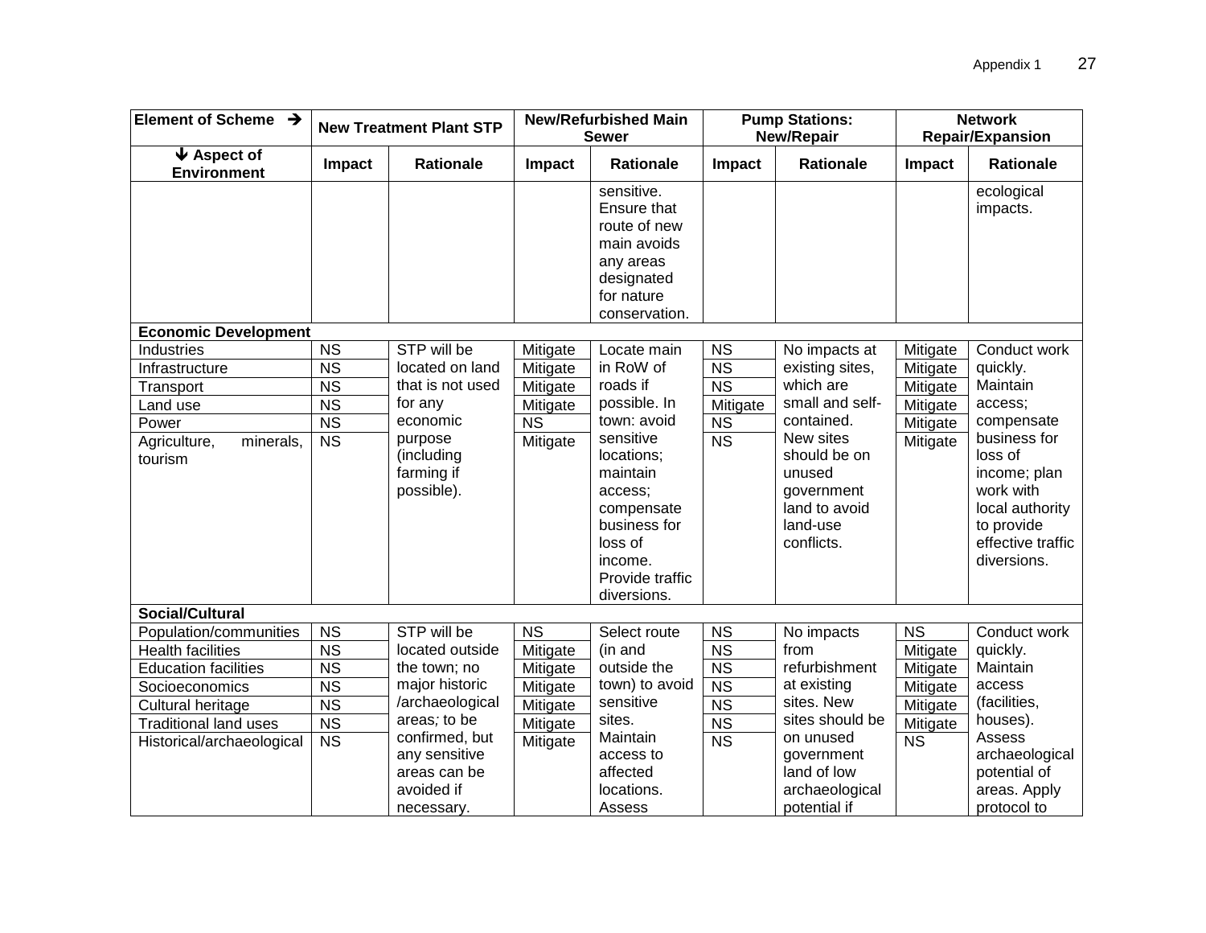| Element of Scheme → | New Treatment Plant STP | | New/Refurbished Main Sewer | | Pump Stations: New/Repair | | Network Repair/Expansion | |
|---|---|---|---|---|---|---|---|---|
| ↓ Aspect of Environment | Impact | Rationale | Impact | Rationale | Impact | Rationale | Impact | Rationale |
| | | | | sensitive. Ensure that route of new main avoids any areas designated for nature conservation. | | | | ecological impacts. |
| **Economic Development** | | | | | | | | |
| Industries | NS | STP will be located on land that is not used for any economic purpose (including farming if possible). | Mitigate | Locate main in RoW of roads if possible. In town: avoid sensitive locations; maintain access; compensate business for loss of income. Provide traffic diversions. | NS | No impacts at existing sites, which are small and self-contained. New sites should be on unused government land to avoid land-use conflicts. | Mitigate | Conduct work quickly. Maintain access; compensate business for loss of income; plan work with local authority to provide effective traffic diversions. |
| Infrastructure | NS | | Mitigate | | NS | | Mitigate | |
| Transport | NS | | Mitigate | | NS | | Mitigate | |
| Land use | NS | | Mitigate | | Mitigate | | Mitigate | |
| Power | NS | | NS | | NS | | Mitigate | |
| Agriculture, minerals, tourism | NS | | Mitigate | | NS | | Mitigate | |
| **Social/Cultural** | | | | | | | | |
| Population/communities | NS | STP will be located outside the town; no major historic /archaeological areas; to be confirmed, but any sensitive areas can be avoided if necessary. | NS | Select route (in and outside the town) to avoid sensitive sites. Maintain access to affected locations. Assess | NS | No impacts from refurbishment at existing sites. New sites should be on unused government land of low archaeological potential if | NS | Conduct work quickly. Maintain access (facilities, houses). Assess archaeological potential of areas. Apply protocol to |
| Health facilities | NS | | Mitigate | | NS | | Mitigate | |
| Education facilities | NS | | Mitigate | | NS | | Mitigate | |
| Socioeconomics | NS | | Mitigate | | NS | | Mitigate | |
| Cultural heritage | NS | | Mitigate | | NS | | Mitigate | |
| Traditional land uses | NS | | Mitigate | | NS | | Mitigate | |
| Historical/archaeological | NS | | Mitigate | | NS | | NS | |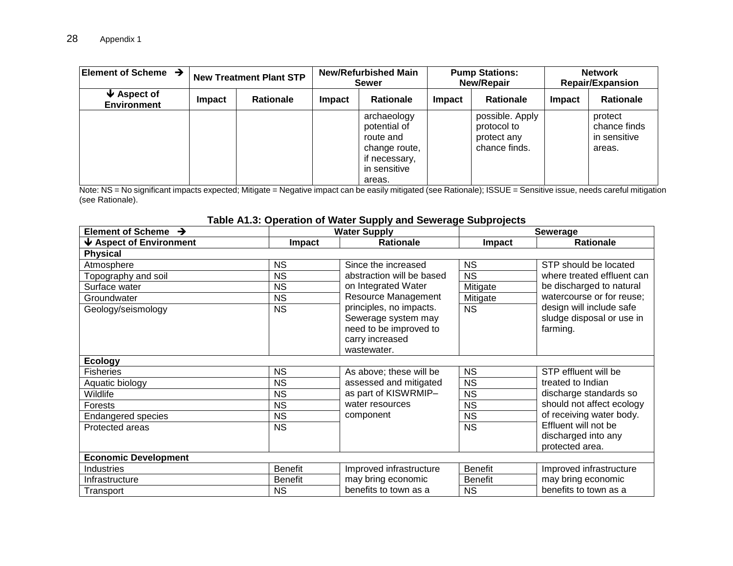| Element of Scheme → | New Treatment Plant STP | | New/Refurbished Main Sewer | | Pump Stations: New/Repair | | Network Repair/Expansion | |
|---|---|---|---|---|---|---|---|---|
| ↓ Aspect of Environment | Impact | Rationale | Impact | Rationale | Impact | Rationale | Impact | Rationale |
| | | | | archaeology potential of route and change route, if necessary, in sensitive areas. | | possible. Apply protocol to protect any chance finds. | | protect chance finds in sensitive areas. |

Note: NS = No significant impacts expected; Mitigate = Negative impact can be easily mitigated (see Rationale); ISSUE = Sensitive issue, needs careful mitigation (see Rationale).

**Table A1.3: Operation of Water Supply and Sewerage Subprojects**

| Element of Scheme → | Water Supply | | Sewerage | |
|---|---|---|---|---|
| ↓ Aspect of Environment | Impact | Rationale | Impact | Rationale |
| **Physical** | | | | |
| Atmosphere | NS | Since the increased abstraction will be based on Integrated Water Resource Management principles, no impacts. Sewerage system may need to be improved to carry increased wastewater. | NS | STP should be located where treated effluent can be discharged to natural watercourse or for reuse; design will include safe sludge disposal or use in farming. |
| Topography and soil | NS | | NS | |
| Surface water | NS | | Mitigate | |
| Groundwater | NS | | Mitigate | |
| Geology/seismology | NS | | NS | |
| **Ecology** | | | | |
| Fisheries | NS | As above; these will be assessed and mitigated as part of KISWRMIP–water resources component | NS | STP effluent will be treated to Indian discharge standards so should not affect ecology of receiving water body. Effluent will not be discharged into any protected area. |
| Aquatic biology | NS | | NS | |
| Wildlife | NS | | NS | |
| Forests | NS | | NS | |
| Endangered species | NS | | NS | |
| Protected areas | NS | | NS | |
| **Economic Development** | | | | |
| Industries | Benefit | Improved infrastructure may bring economic benefits to town as a | Benefit | Improved infrastructure may bring economic benefits to town as a |
| Infrastructure | Benefit | | Benefit | |
| Transport | NS | | NS | |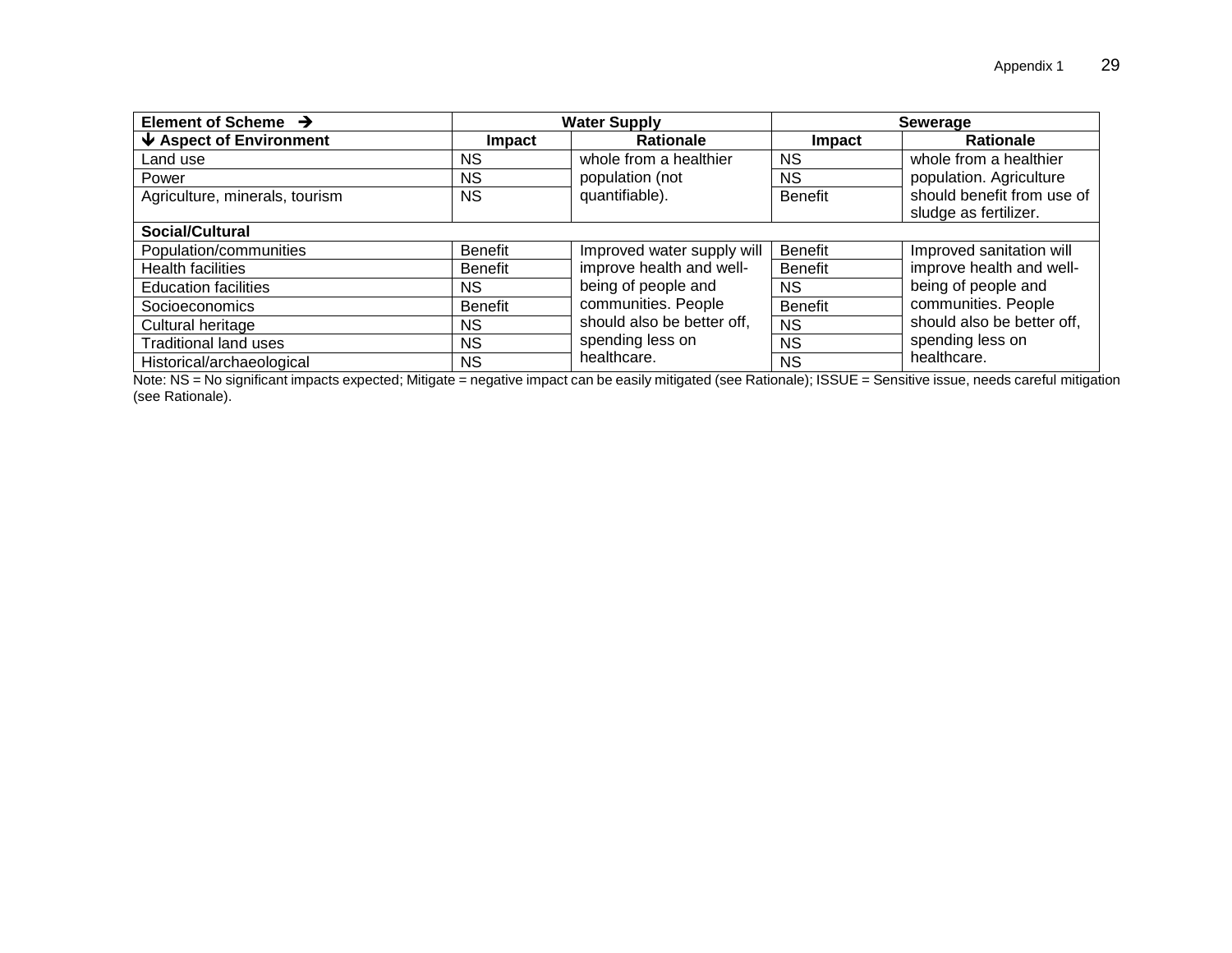| Element of Scheme → | Water Supply | | Sewerage | |
|---|---|---|---|---|
| ↓ Aspect of Environment | Impact | Rationale | Impact | Rationale |
| Land use | NS | whole from a healthier population (not quantifiable). | NS | whole from a healthier population. Agriculture should benefit from use of sludge as fertilizer. |
| Power | NS | | NS | |
| Agriculture, minerals, tourism | NS | | Benefit | |
| **Social/Cultural** | | | | |
| Population/communities | Benefit | Improved water supply will improve health and well-being of people and communities. People should also be better off, spending less on healthcare. | Benefit | Improved sanitation will improve health and well-being of people and communities. People should also be better off, spending less on healthcare. |
| Health facilities | Benefit | | Benefit | |
| Education facilities | NS | | NS | |
| Socioeconomics | Benefit | | Benefit | |
| Cultural heritage | NS | | NS | |
| Traditional land uses | NS | | NS | |
| Historical/archaeological | NS | | NS | |

Note: NS = No significant impacts expected; Mitigate = negative impact can be easily mitigated (see Rationale); ISSUE = Sensitive issue, needs careful mitigation (see Rationale).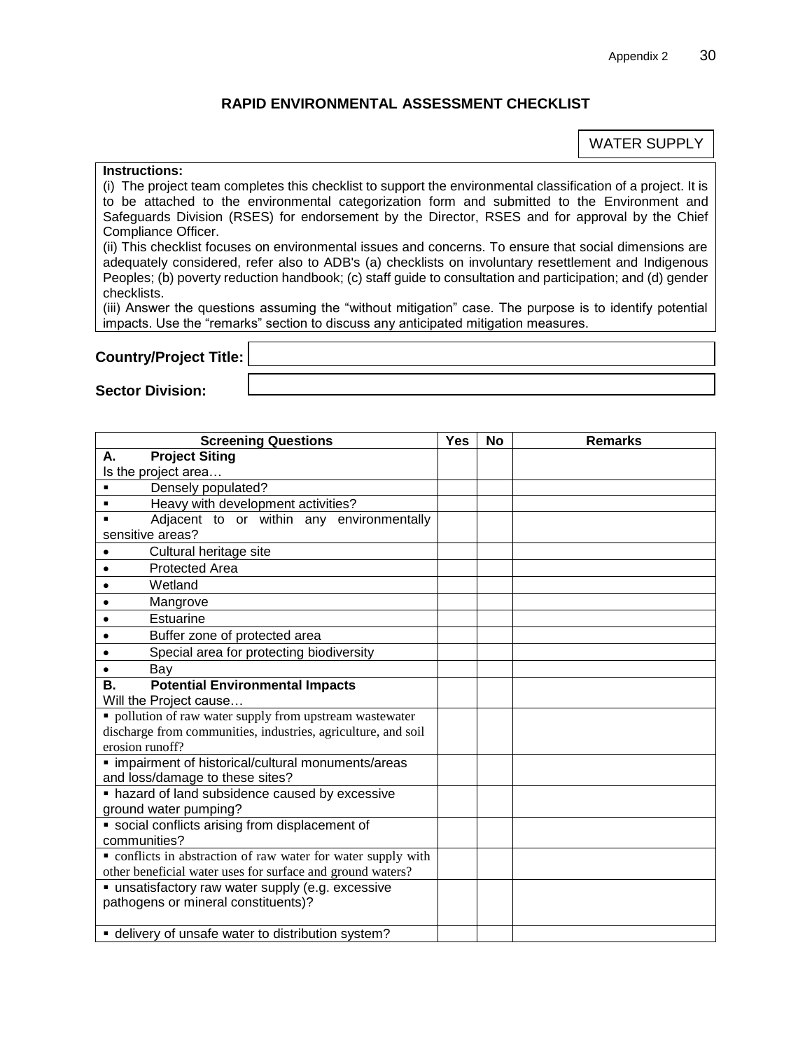## RAPID ENVIRONMENTAL ASSESSMENT CHECKLIST

WATER SUPPLY

**Instructions:**

(i) The project team completes this checklist to support the environmental classification of a project. It is to be attached to the environmental categorization form and submitted to the Environment and Safeguards Division (RSES) for endorsement by the Director, RSES and for approval by the Chief Compliance Officer.

(ii) This checklist focuses on environmental issues and concerns. To ensure that social dimensions are adequately considered, refer also to ADB's (a) checklists on involuntary resettlement and Indigenous Peoples; (b) poverty reduction handbook; (c) staff guide to consultation and participation; and (d) gender checklists.

(iii) Answer the questions assuming the "without mitigation" case. The purpose is to identify potential impacts. Use the "remarks" section to discuss any anticipated mitigation measures.

**Country/Project Title:**

**Sector Division:**

| Screening Questions | Yes | No | Remarks |
|---|---|---|---|
| **A. Project Siting**<br>Is the project area… | | | |
| ▪ Densely populated? | | | |
| ▪ Heavy with development activities? | | | |
| ▪ Adjacent to or within any environmentally sensitive areas? | | | |
| • Cultural heritage site | | | |
| • Protected Area | | | |
| • Wetland | | | |
| • Mangrove | | | |
| • Estuarine | | | |
| • Buffer zone of protected area | | | |
| • Special area for protecting biodiversity | | | |
| • Bay | | | |
| **B. Potential Environmental Impacts**<br>Will the Project cause… | | | |
| ▪ pollution of raw water supply from upstream wastewater discharge from communities, industries, agriculture, and soil erosion runoff? | | | |
| ▪ impairment of historical/cultural monuments/areas and loss/damage to these sites? | | | |
| ▪ hazard of land subsidence caused by excessive ground water pumping? | | | |
| ▪ social conflicts arising from displacement of communities? | | | |
| ▪ conflicts in abstraction of raw water for water supply with other beneficial water uses for surface and ground waters? | | | |
| ▪ unsatisfactory raw water supply (e.g. excessive pathogens or mineral constituents)? | | | |
| ▪ delivery of unsafe water to distribution system? | | | |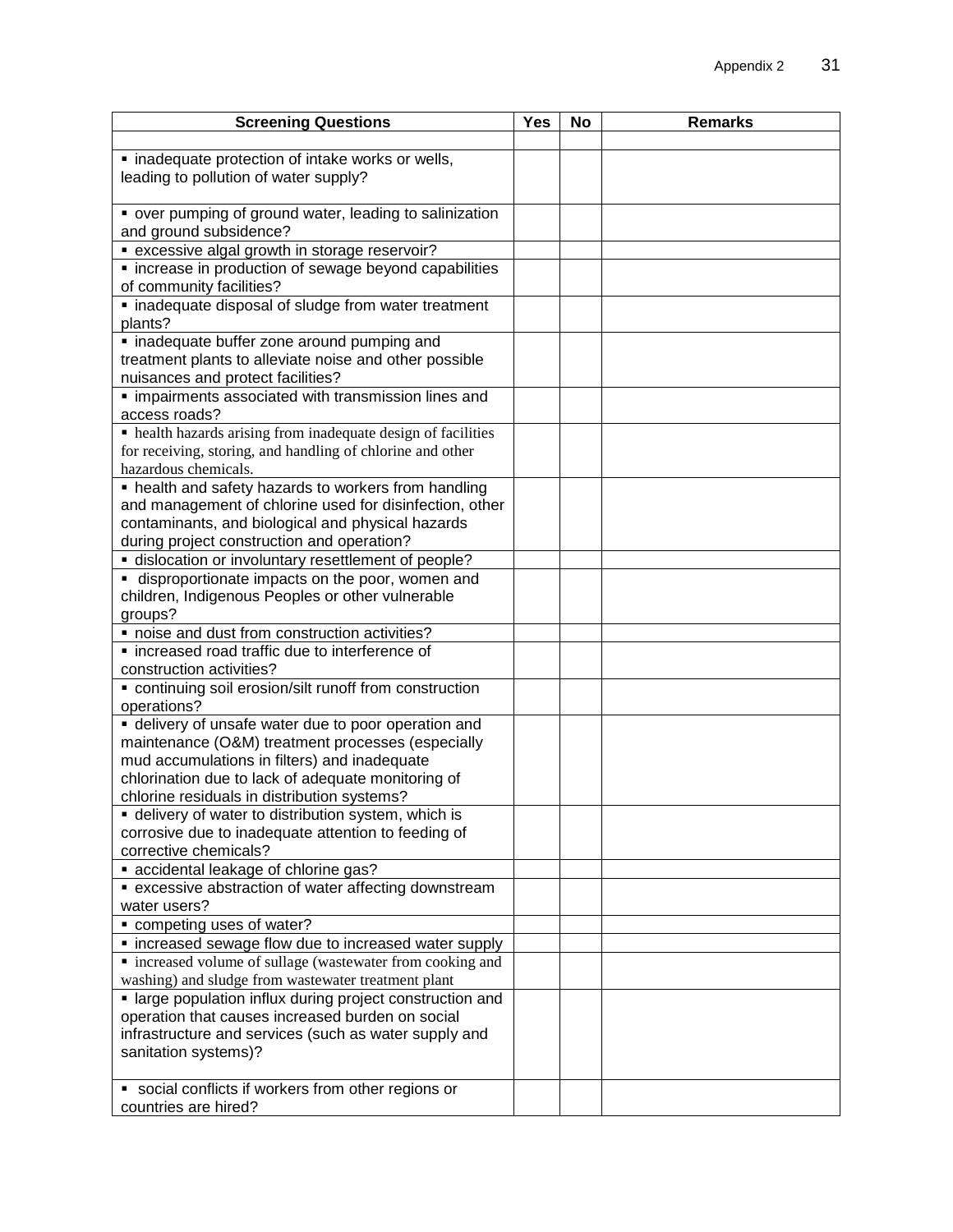| Screening Questions | Yes | No | Remarks |
|---|---|---|---|
| | | | |
| ▪ inadequate protection of intake works or wells, leading to pollution of water supply? | | | |
| ▪ over pumping of ground water, leading to salinization and ground subsidence? | | | |
| ▪ excessive algal growth in storage reservoir? | | | |
| ▪ increase in production of sewage beyond capabilities of community facilities? | | | |
| ▪ inadequate disposal of sludge from water treatment plants? | | | |
| ▪ inadequate buffer zone around pumping and treatment plants to alleviate noise and other possible nuisances and protect facilities? | | | |
| ▪ impairments associated with transmission lines and access roads? | | | |
| ▪ health hazards arising from inadequate design of facilities for receiving, storing, and handling of chlorine and other hazardous chemicals. | | | |
| ▪ health and safety hazards to workers from handling and management of chlorine used for disinfection, other contaminants, and biological and physical hazards during project construction and operation? | | | |
| ▪ dislocation or involuntary resettlement of people? | | | |
| ▪ disproportionate impacts on the poor, women and children, Indigenous Peoples or other vulnerable groups? | | | |
| ▪ noise and dust from construction activities? | | | |
| ▪ increased road traffic due to interference of construction activities? | | | |
| ▪ continuing soil erosion/silt runoff from construction operations? | | | |
| ▪ delivery of unsafe water due to poor operation and maintenance (O&M) treatment processes (especially mud accumulations in filters) and inadequate chlorination due to lack of adequate monitoring of chlorine residuals in distribution systems? | | | |
| ▪ delivery of water to distribution system, which is corrosive due to inadequate attention to feeding of corrective chemicals? | | | |
| ▪ accidental leakage of chlorine gas? | | | |
| ▪ excessive abstraction of water affecting downstream water users? | | | |
| ▪ competing uses of water? | | | |
| ▪ increased sewage flow due to increased water supply | | | |
| ▪ increased volume of sullage (wastewater from cooking and washing) and sludge from wastewater treatment plant | | | |
| ▪ large population influx during project construction and operation that causes increased burden on social infrastructure and services (such as water supply and sanitation systems)? | | | |
| ▪ social conflicts if workers from other regions or countries are hired? | | | |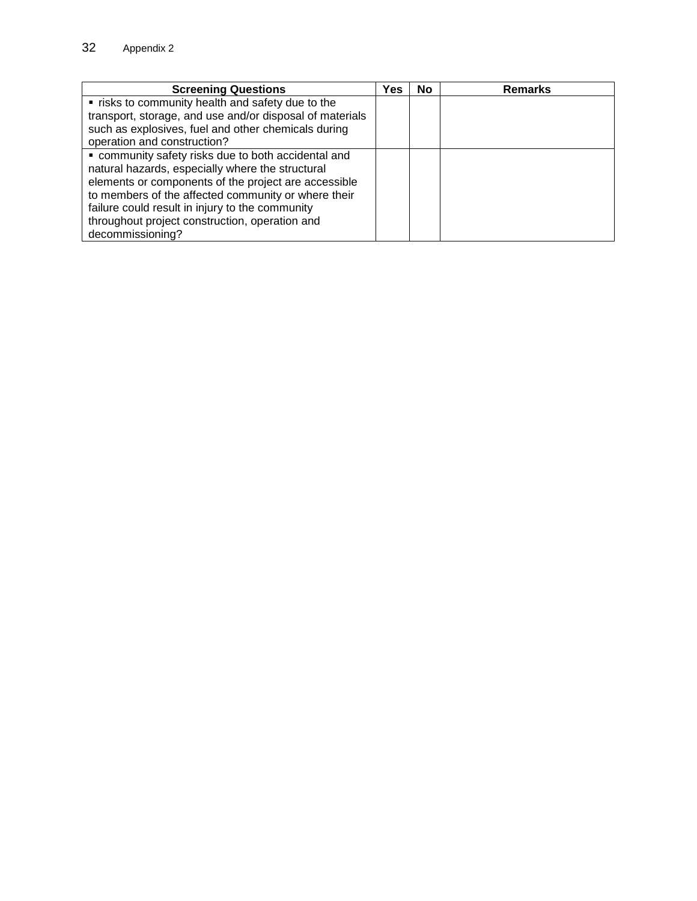| Screening Questions | Yes | No | Remarks |
|---|---|---|---|
| ▪ risks to community health and safety due to the transport, storage, and use and/or disposal of materials such as explosives, fuel and other chemicals during operation and construction? | | | |
| ▪ community safety risks due to both accidental and natural hazards, especially where the structural elements or components of the project are accessible to members of the affected community or where their failure could result in injury to the community throughout project construction, operation and decommissioning? | | | |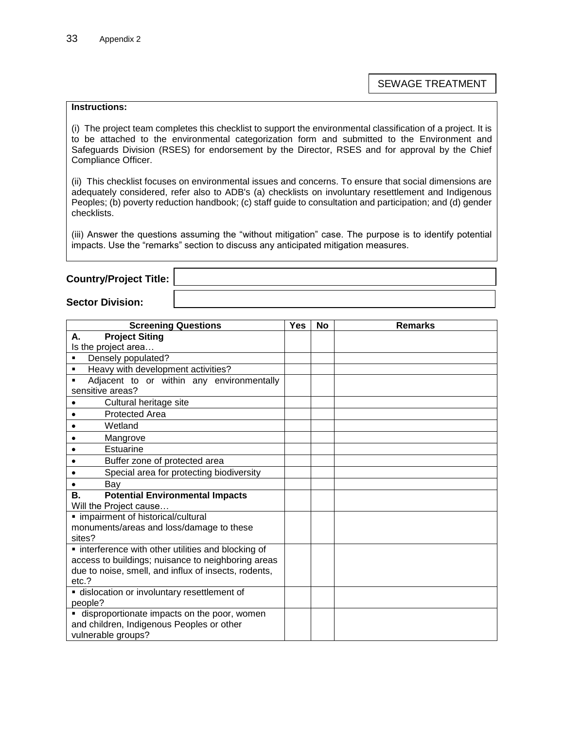SEWAGE TREATMENT

**Instructions:**

(i) The project team completes this checklist to support the environmental classification of a project. It is to be attached to the environmental categorization form and submitted to the Environment and Safeguards Division (RSES) for endorsement by the Director, RSES and for approval by the Chief Compliance Officer.

(ii) This checklist focuses on environmental issues and concerns. To ensure that social dimensions are adequately considered, refer also to ADB's (a) checklists on involuntary resettlement and Indigenous Peoples; (b) poverty reduction handbook; (c) staff guide to consultation and participation; and (d) gender checklists.

(iii) Answer the questions assuming the "without mitigation" case. The purpose is to identify potential impacts. Use the "remarks" section to discuss any anticipated mitigation measures.

**Country/Project Title:**

**Sector Division:**

| Screening Questions | Yes | No | Remarks |
|---|---|---|---|
| **A. Project Siting**<br>Is the project area… | | | |
| ▪ Densely populated? | | | |
| ▪ Heavy with development activities? | | | |
| ▪ Adjacent to or within any environmentally sensitive areas? | | | |
| • Cultural heritage site | | | |
| • Protected Area | | | |
| • Wetland | | | |
| • Mangrove | | | |
| • Estuarine | | | |
| • Buffer zone of protected area | | | |
| • Special area for protecting biodiversity | | | |
| • Bay | | | |
| **B. Potential Environmental Impacts**<br>Will the Project cause… | | | |
| ▪ impairment of historical/cultural monuments/areas and loss/damage to these sites? | | | |
| ▪ interference with other utilities and blocking of access to buildings; nuisance to neighboring areas due to noise, smell, and influx of insects, rodents, etc.? | | | |
| ▪ dislocation or involuntary resettlement of people? | | | |
| ▪ disproportionate impacts on the poor, women and children, Indigenous Peoples or other vulnerable groups? | | | |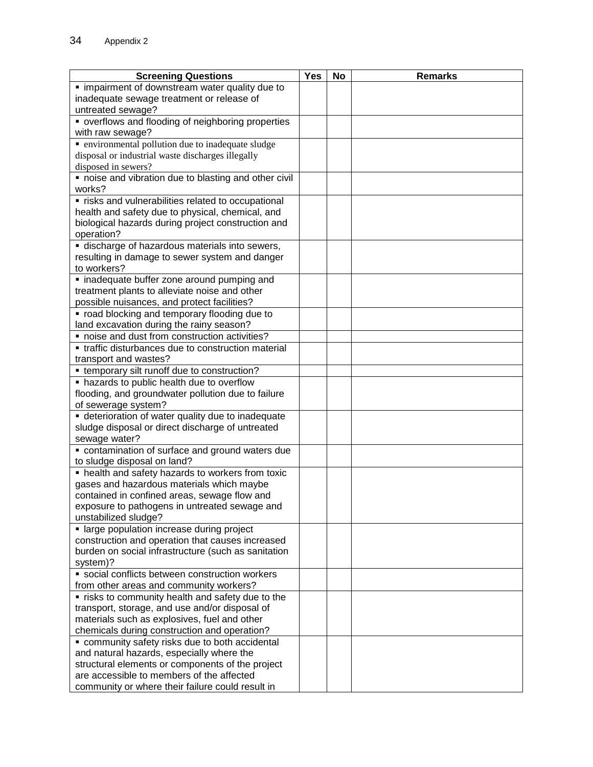| Screening Questions | Yes | No | Remarks |
|---|---|---|---|
| ▪ impairment of downstream water quality due to inadequate sewage treatment or release of untreated sewage? | | | |
| ▪ overflows and flooding of neighboring properties with raw sewage? | | | |
| ▪ environmental pollution due to inadequate sludge disposal or industrial waste discharges illegally disposed in sewers? | | | |
| ▪ noise and vibration due to blasting and other civil works? | | | |
| ▪ risks and vulnerabilities related to occupational health and safety due to physical, chemical, and biological hazards during project construction and operation? | | | |
| ▪ discharge of hazardous materials into sewers, resulting in damage to sewer system and danger to workers? | | | |
| ▪ inadequate buffer zone around pumping and treatment plants to alleviate noise and other possible nuisances, and protect facilities? | | | |
| ▪ road blocking and temporary flooding due to land excavation during the rainy season? | | | |
| ▪ noise and dust from construction activities? | | | |
| ▪ traffic disturbances due to construction material transport and wastes? | | | |
| ▪ temporary silt runoff due to construction? | | | |
| ▪ hazards to public health due to overflow flooding, and groundwater pollution due to failure of sewerage system? | | | |
| ▪ deterioration of water quality due to inadequate sludge disposal or direct discharge of untreated sewage water? | | | |
| ▪ contamination of surface and ground waters due to sludge disposal on land? | | | |
| ▪ health and safety hazards to workers from toxic gases and hazardous materials which maybe contained in confined areas, sewage flow and exposure to pathogens in untreated sewage and unstabilized sludge? | | | |
| ▪ large population increase during project construction and operation that causes increased burden on social infrastructure (such as sanitation system)? | | | |
| ▪ social conflicts between construction workers from other areas and community workers? | | | |
| ▪ risks to community health and safety due to the transport, storage, and use and/or disposal of materials such as explosives, fuel and other chemicals during construction and operation? | | | |
| ▪ community safety risks due to both accidental and natural hazards, especially where the structural elements or components of the project are accessible to members of the affected community or where their failure could result in | | | |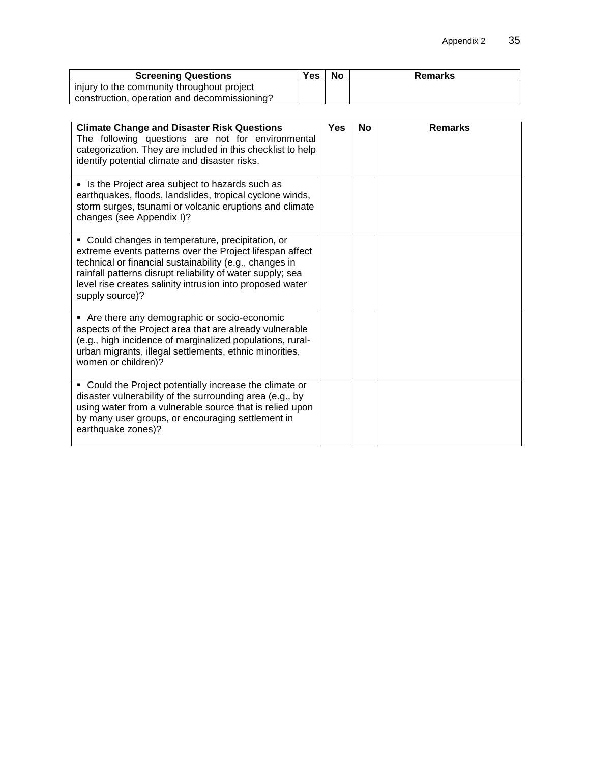| Screening Questions | Yes | No | Remarks |
| --- | --- | --- | --- |
| injury to the community throughout project construction, operation and decommissioning? | | | |

| **Climate Change and Disaster Risk Questions** The following questions are not for environmental categorization. They are included in this checklist to help identify potential climate and disaster risks. | Yes | No | Remarks |
| --- | --- | --- | --- |
| • Is the Project area subject to hazards such as earthquakes, floods, landslides, tropical cyclone winds, storm surges, tsunami or volcanic eruptions and climate changes (see Appendix I)? | | | |
| ▪ Could changes in temperature, precipitation, or extreme events patterns over the Project lifespan affect technical or financial sustainability (e.g., changes in rainfall patterns disrupt reliability of water supply; sea level rise creates salinity intrusion into proposed water supply source)? | | | |
| ▪ Are there any demographic or socio-economic aspects of the Project area that are already vulnerable (e.g., high incidence of marginalized populations, rural-urban migrants, illegal settlements, ethnic minorities, women or children)? | | | |
| ▪ Could the Project potentially increase the climate or disaster vulnerability of the surrounding area (e.g., by using water from a vulnerable source that is relied upon by many user groups, or encouraging settlement in earthquake zones)? | | | |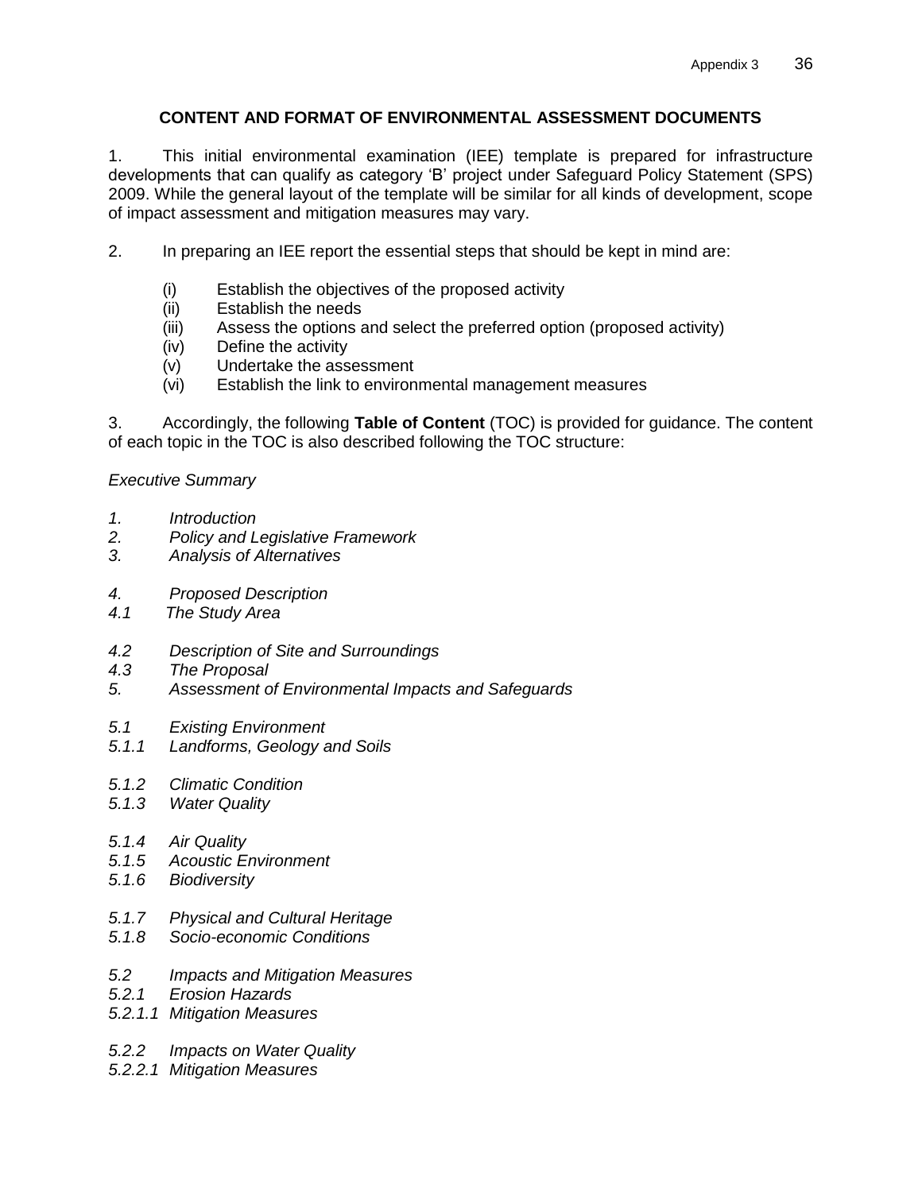## CONTENT AND FORMAT OF ENVIRONMENTAL ASSESSMENT DOCUMENTS

1. This initial environmental examination (IEE) template is prepared for infrastructure developments that can qualify as category 'B' project under Safeguard Policy Statement (SPS) 2009. While the general layout of the template will be similar for all kinds of development, scope of impact assessment and mitigation measures may vary.

2. In preparing an IEE report the essential steps that should be kept in mind are:

   (i) Establish the objectives of the proposed activity
   (ii) Establish the needs
   (iii) Assess the options and select the preferred option (proposed activity)
   (iv) Define the activity
   (v) Undertake the assessment
   (vi) Establish the link to environmental management measures

3. Accordingly, the following **Table of Content** (TOC) is provided for guidance. The content of each topic in the TOC is also described following the TOC structure:

*Executive Summary*

*1. Introduction*
*2. Policy and Legislative Framework*
*3. Analysis of Alternatives*

*4. Proposed Description*
*4.1 The Study Area*

*4.2 Description of Site and Surroundings*
*4.3 The Proposal*
*5. Assessment of Environmental Impacts and Safeguards*

*5.1 Existing Environment*
*5.1.1 Landforms, Geology and Soils*

*5.1.2 Climatic Condition*
*5.1.3 Water Quality*

*5.1.4 Air Quality*
*5.1.5 Acoustic Environment*
*5.1.6 Biodiversity*

*5.1.7 Physical and Cultural Heritage*
*5.1.8 Socio-economic Conditions*

*5.2 Impacts and Mitigation Measures*
*5.2.1 Erosion Hazards*
*5.2.1.1 Mitigation Measures*

*5.2.2 Impacts on Water Quality*
*5.2.2.1 Mitigation Measures*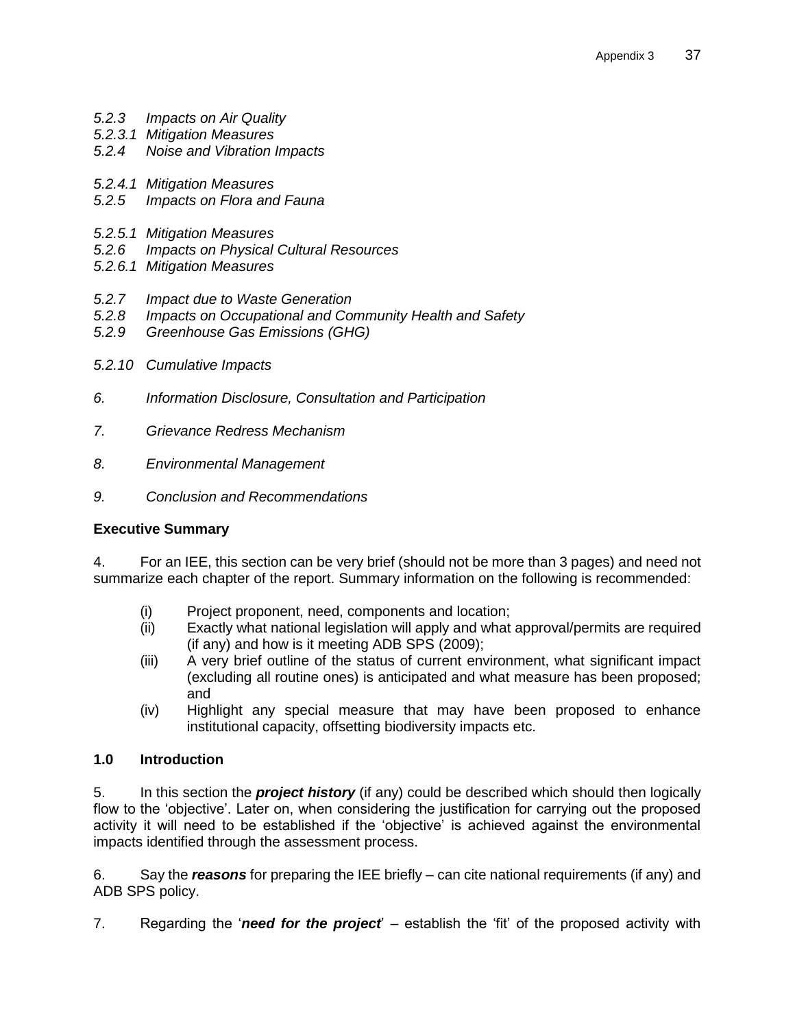*5.2.3 Impacts on Air Quality*
*5.2.3.1 Mitigation Measures*
*5.2.4 Noise and Vibration Impacts*

*5.2.4.1 Mitigation Measures*
*5.2.5 Impacts on Flora and Fauna*

*5.2.5.1 Mitigation Measures*
*5.2.6 Impacts on Physical Cultural Resources*
*5.2.6.1 Mitigation Measures*

*5.2.7 Impact due to Waste Generation*
*5.2.8 Impacts on Occupational and Community Health and Safety*
*5.2.9 Greenhouse Gas Emissions (GHG)*

*5.2.10 Cumulative Impacts*

*6. Information Disclosure, Consultation and Participation*

*7. Grievance Redress Mechanism*

*8. Environmental Management*

*9. Conclusion and Recommendations*

**Executive Summary**

4. For an IEE, this section can be very brief (should not be more than 3 pages) and need not summarize each chapter of the report. Summary information on the following is recommended:

(i) Project proponent, need, components and location;
(ii) Exactly what national legislation will apply and what approval/permits are required (if any) and how is it meeting ADB SPS (2009);
(iii) A very brief outline of the status of current environment, what significant impact (excluding all routine ones) is anticipated and what measure has been proposed; and
(iv) Highlight any special measure that may have been proposed to enhance institutional capacity, offsetting biodiversity impacts etc.

**1.0 Introduction**

5. In this section the ***project history*** (if any) could be described which should then logically flow to the 'objective'. Later on, when considering the justification for carrying out the proposed activity it will need to be established if the 'objective' is achieved against the environmental impacts identified through the assessment process.

6. Say the ***reasons*** for preparing the IEE briefly – can cite national requirements (if any) and ADB SPS policy.

7. Regarding the '***need for the project***' – establish the 'fit' of the proposed activity with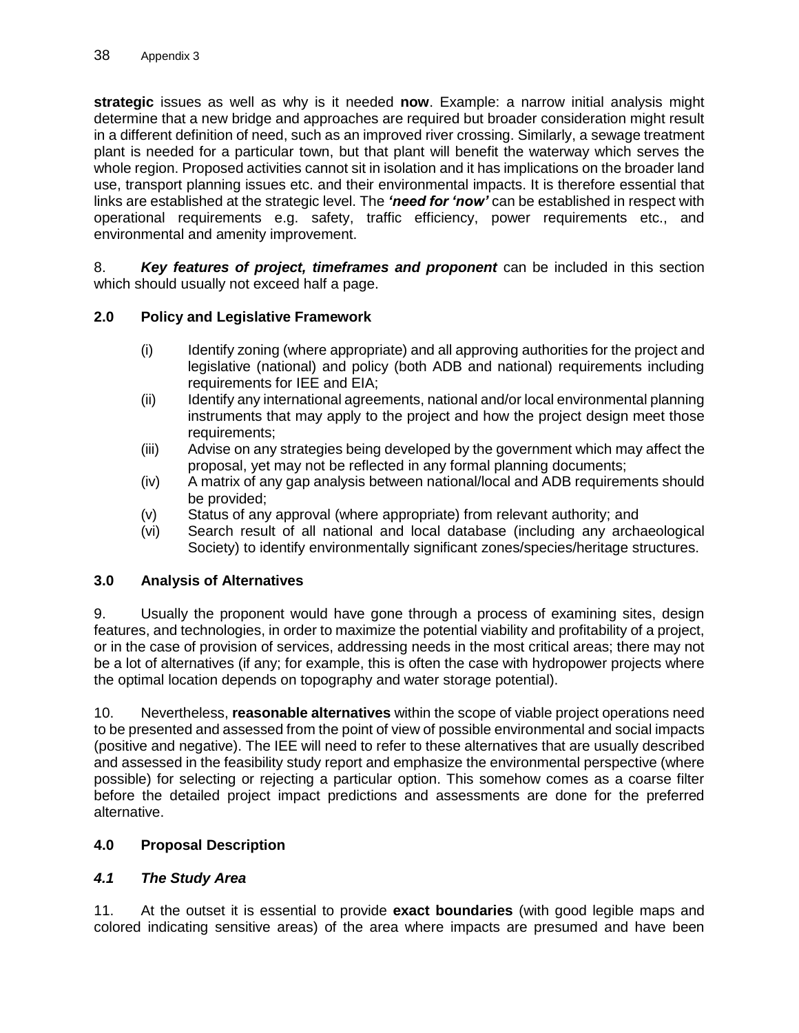**strategic** issues as well as why is it needed **now**. Example: a narrow initial analysis might determine that a new bridge and approaches are required but broader consideration might result in a different definition of need, such as an improved river crossing. Similarly, a sewage treatment plant is needed for a particular town, but that plant will benefit the waterway which serves the whole region. Proposed activities cannot sit in isolation and it has implications on the broader land use, transport planning issues etc. and their environmental impacts. It is therefore essential that links are established at the strategic level. The ***'need for 'now'*** can be established in respect with operational requirements e.g. safety, traffic efficiency, power requirements etc., and environmental and amenity improvement.

8. ***Key features of project, timeframes and proponent*** can be included in this section which should usually not exceed half a page.

## 2.0 Policy and Legislative Framework

(i) Identify zoning (where appropriate) and all approving authorities for the project and legislative (national) and policy (both ADB and national) requirements including requirements for IEE and EIA;

(ii) Identify any international agreements, national and/or local environmental planning instruments that may apply to the project and how the project design meet those requirements;

(iii) Advise on any strategies being developed by the government which may affect the proposal, yet may not be reflected in any formal planning documents;

(iv) A matrix of any gap analysis between national/local and ADB requirements should be provided;

(v) Status of any approval (where appropriate) from relevant authority; and

(vi) Search result of all national and local database (including any archaeological Society) to identify environmentally significant zones/species/heritage structures.

## 3.0 Analysis of Alternatives

9. Usually the proponent would have gone through a process of examining sites, design features, and technologies, in order to maximize the potential viability and profitability of a project, or in the case of provision of services, addressing needs in the most critical areas; there may not be a lot of alternatives (if any; for example, this is often the case with hydropower projects where the optimal location depends on topography and water storage potential).

10. Nevertheless, **reasonable alternatives** within the scope of viable project operations need to be presented and assessed from the point of view of possible environmental and social impacts (positive and negative). The IEE will need to refer to these alternatives that are usually described and assessed in the feasibility study report and emphasize the environmental perspective (where possible) for selecting or rejecting a particular option. This somehow comes as a coarse filter before the detailed project impact predictions and assessments are done for the preferred alternative.

## 4.0 Proposal Description

### *4.1 The Study Area*

11. At the outset it is essential to provide **exact boundaries** (with good legible maps and colored indicating sensitive areas) of the area where impacts are presumed and have been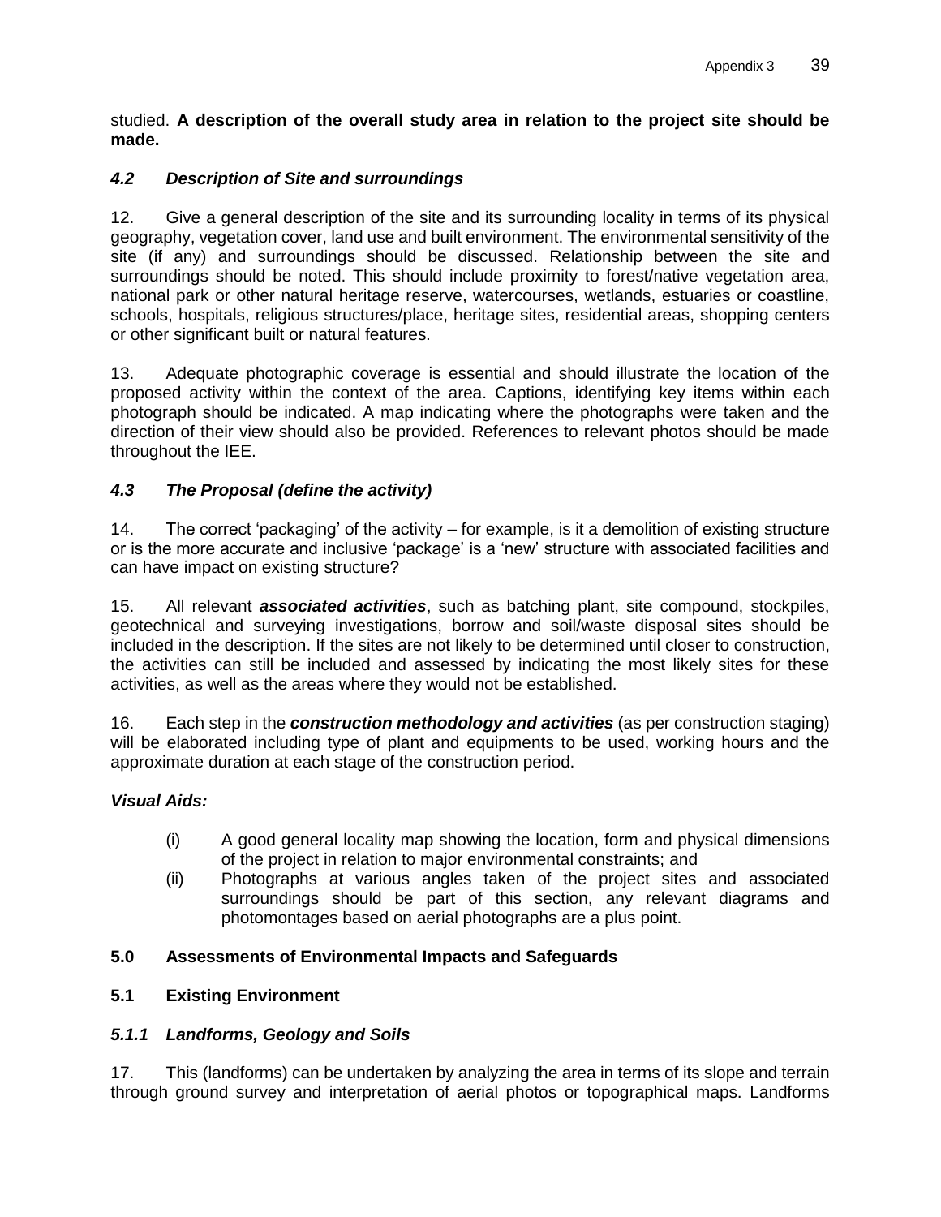studied. **A description of the overall study area in relation to the project site should be made.**

### *4.2 Description of Site and surroundings*

12. Give a general description of the site and its surrounding locality in terms of its physical geography, vegetation cover, land use and built environment. The environmental sensitivity of the site (if any) and surroundings should be discussed. Relationship between the site and surroundings should be noted. This should include proximity to forest/native vegetation area, national park or other natural heritage reserve, watercourses, wetlands, estuaries or coastline, schools, hospitals, religious structures/place, heritage sites, residential areas, shopping centers or other significant built or natural features.

13. Adequate photographic coverage is essential and should illustrate the location of the proposed activity within the context of the area. Captions, identifying key items within each photograph should be indicated. A map indicating where the photographs were taken and the direction of their view should also be provided. References to relevant photos should be made throughout the IEE.

### *4.3 The Proposal (define the activity)*

14. The correct 'packaging' of the activity – for example, is it a demolition of existing structure or is the more accurate and inclusive 'package' is a 'new' structure with associated facilities and can have impact on existing structure?

15. All relevant ***associated activities***, such as batching plant, site compound, stockpiles, geotechnical and surveying investigations, borrow and soil/waste disposal sites should be included in the description. If the sites are not likely to be determined until closer to construction, the activities can still be included and assessed by indicating the most likely sites for these activities, as well as the areas where they would not be established.

16. Each step in the ***construction methodology and activities*** (as per construction staging) will be elaborated including type of plant and equipments to be used, working hours and the approximate duration at each stage of the construction period.

***Visual Aids:***

(i) A good general locality map showing the location, form and physical dimensions of the project in relation to major environmental constraints; and

(ii) Photographs at various angles taken of the project sites and associated surroundings should be part of this section, any relevant diagrams and photomontages based on aerial photographs are a plus point.

## 5.0 Assessments of Environmental Impacts and Safeguards

### 5.1 Existing Environment

#### *5.1.1 Landforms, Geology and Soils*

17. This (landforms) can be undertaken by analyzing the area in terms of its slope and terrain through ground survey and interpretation of aerial photos or topographical maps. Landforms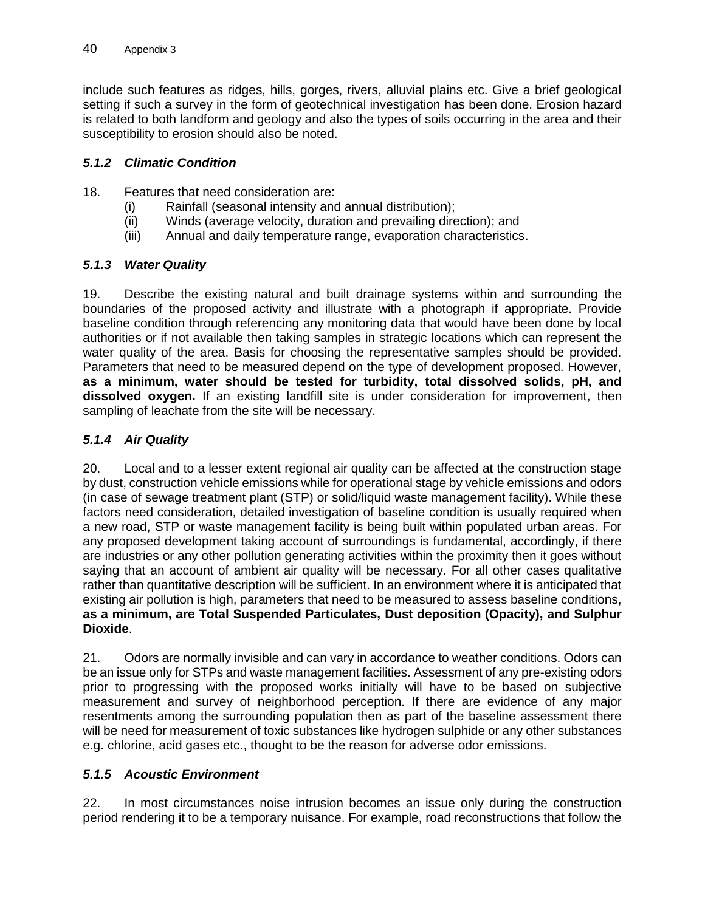include such features as ridges, hills, gorges, rivers, alluvial plains etc. Give a brief geological setting if such a survey in the form of geotechnical investigation has been done. Erosion hazard is related to both landform and geology and also the types of soils occurring in the area and their susceptibility to erosion should also be noted.

### *5.1.2 Climatic Condition*

18. Features that need consideration are:
   (i) Rainfall (seasonal intensity and annual distribution);
   (ii) Winds (average velocity, duration and prevailing direction); and
   (iii) Annual and daily temperature range, evaporation characteristics.

### *5.1.3 Water Quality*

19. Describe the existing natural and built drainage systems within and surrounding the boundaries of the proposed activity and illustrate with a photograph if appropriate. Provide baseline condition through referencing any monitoring data that would have been done by local authorities or if not available then taking samples in strategic locations which can represent the water quality of the area. Basis for choosing the representative samples should be provided. Parameters that need to be measured depend on the type of development proposed. However, **as a minimum, water should be tested for turbidity, total dissolved solids, pH, and dissolved oxygen.** If an existing landfill site is under consideration for improvement, then sampling of leachate from the site will be necessary.

### *5.1.4 Air Quality*

20. Local and to a lesser extent regional air quality can be affected at the construction stage by dust, construction vehicle emissions while for operational stage by vehicle emissions and odors (in case of sewage treatment plant (STP) or solid/liquid waste management facility). While these factors need consideration, detailed investigation of baseline condition is usually required when a new road, STP or waste management facility is being built within populated urban areas. For any proposed development taking account of surroundings is fundamental, accordingly, if there are industries or any other pollution generating activities within the proximity then it goes without saying that an account of ambient air quality will be necessary. For all other cases qualitative rather than quantitative description will be sufficient. In an environment where it is anticipated that existing air pollution is high, parameters that need to be measured to assess baseline conditions, **as a minimum, are Total Suspended Particulates, Dust deposition (Opacity), and Sulphur Dioxide**.

21. Odors are normally invisible and can vary in accordance to weather conditions. Odors can be an issue only for STPs and waste management facilities. Assessment of any pre-existing odors prior to progressing with the proposed works initially will have to be based on subjective measurement and survey of neighborhood perception. If there are evidence of any major resentments among the surrounding population then as part of the baseline assessment there will be need for measurement of toxic substances like hydrogen sulphide or any other substances e.g. chlorine, acid gases etc., thought to be the reason for adverse odor emissions.

### *5.1.5 Acoustic Environment*

22. In most circumstances noise intrusion becomes an issue only during the construction period rendering it to be a temporary nuisance. For example, road reconstructions that follow the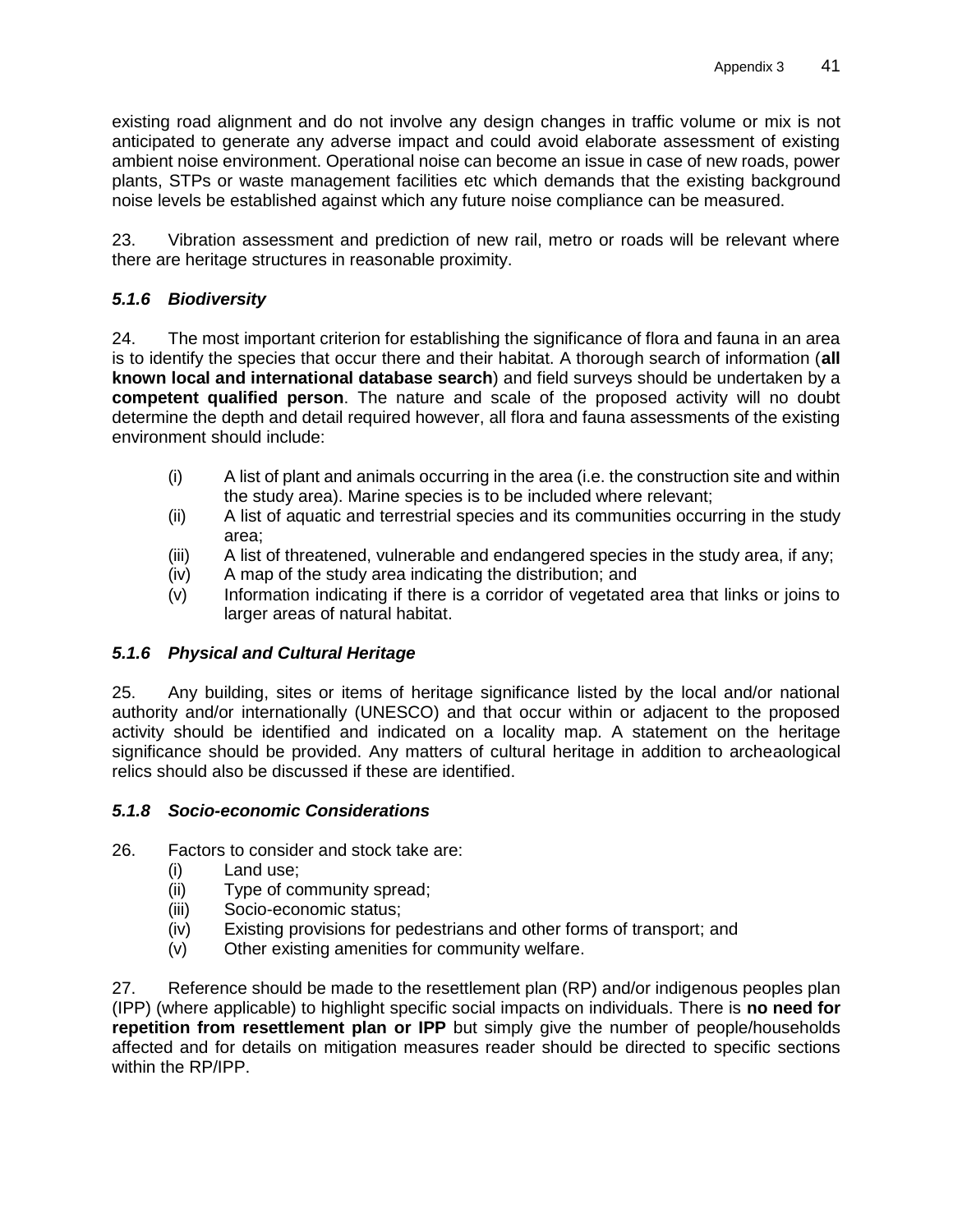existing road alignment and do not involve any design changes in traffic volume or mix is not anticipated to generate any adverse impact and could avoid elaborate assessment of existing ambient noise environment. Operational noise can become an issue in case of new roads, power plants, STPs or waste management facilities etc which demands that the existing background noise levels be established against which any future noise compliance can be measured.

23. Vibration assessment and prediction of new rail, metro or roads will be relevant where there are heritage structures in reasonable proximity.

### *5.1.6 Biodiversity*

24. The most important criterion for establishing the significance of flora and fauna in an area is to identify the species that occur there and their habitat. A thorough search of information (**all known local and international database search**) and field surveys should be undertaken by a **competent qualified person**. The nature and scale of the proposed activity will no doubt determine the depth and detail required however, all flora and fauna assessments of the existing environment should include:

(i) A list of plant and animals occurring in the area (i.e. the construction site and within the study area). Marine species is to be included where relevant;
(ii) A list of aquatic and terrestrial species and its communities occurring in the study area;
(iii) A list of threatened, vulnerable and endangered species in the study area, if any;
(iv) A map of the study area indicating the distribution; and
(v) Information indicating if there is a corridor of vegetated area that links or joins to larger areas of natural habitat.

### *5.1.6 Physical and Cultural Heritage*

25. Any building, sites or items of heritage significance listed by the local and/or national authority and/or internationally (UNESCO) and that occur within or adjacent to the proposed activity should be identified and indicated on a locality map. A statement on the heritage significance should be provided. Any matters of cultural heritage in addition to archeaological relics should also be discussed if these are identified.

### *5.1.8 Socio-economic Considerations*

26. Factors to consider and stock take are:
(i) Land use;
(ii) Type of community spread;
(iii) Socio-economic status;
(iv) Existing provisions for pedestrians and other forms of transport; and
(v) Other existing amenities for community welfare.

27. Reference should be made to the resettlement plan (RP) and/or indigenous peoples plan (IPP) (where applicable) to highlight specific social impacts on individuals. There is **no need for repetition from resettlement plan or IPP** but simply give the number of people/households affected and for details on mitigation measures reader should be directed to specific sections within the RP/IPP.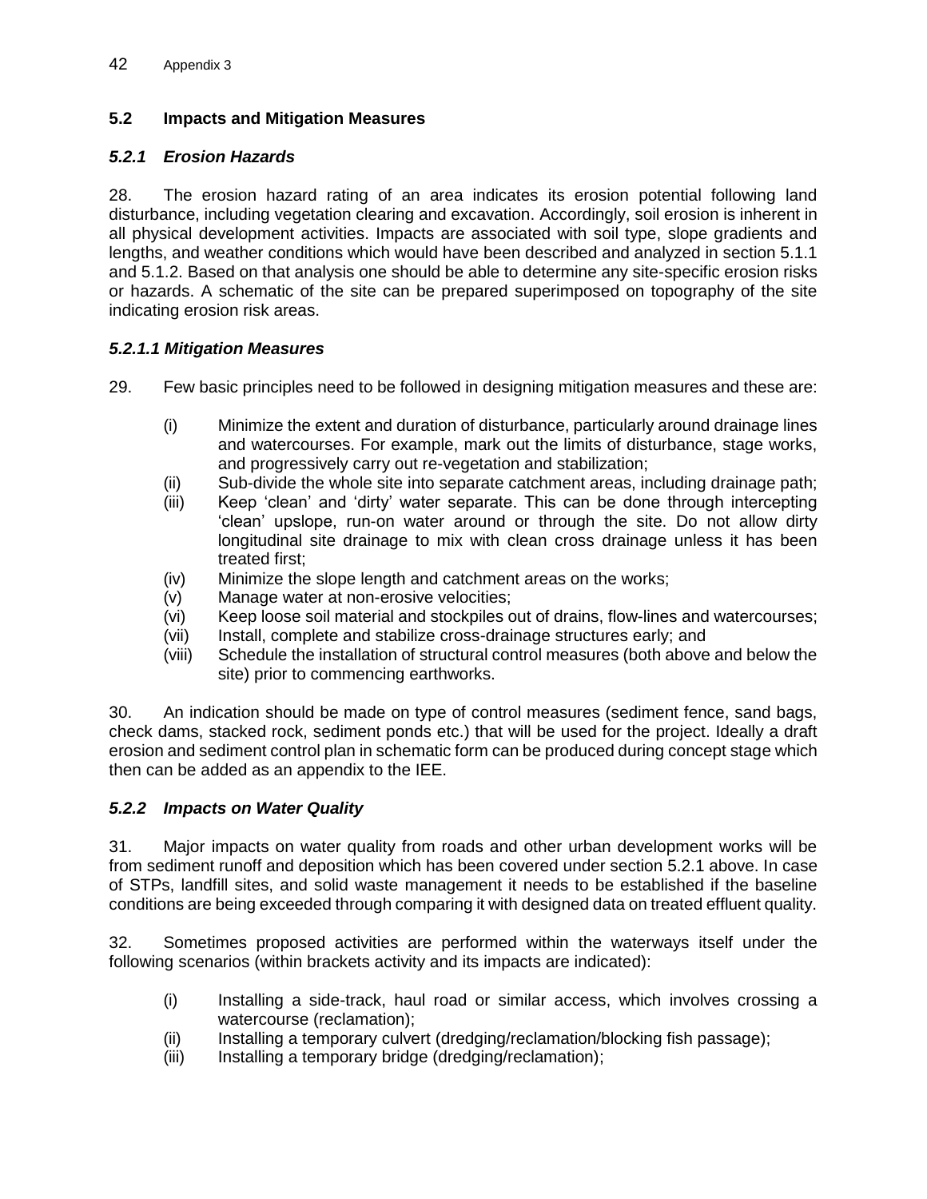## 5.2 Impacts and Mitigation Measures

### *5.2.1 Erosion Hazards*

28. The erosion hazard rating of an area indicates its erosion potential following land disturbance, including vegetation clearing and excavation. Accordingly, soil erosion is inherent in all physical development activities. Impacts are associated with soil type, slope gradients and lengths, and weather conditions which would have been described and analyzed in section 5.1.1 and 5.1.2. Based on that analysis one should be able to determine any site-specific erosion risks or hazards. A schematic of the site can be prepared superimposed on topography of the site indicating erosion risk areas.

#### *5.2.1.1 Mitigation Measures*

29. Few basic principles need to be followed in designing mitigation measures and these are:

(i) Minimize the extent and duration of disturbance, particularly around drainage lines and watercourses. For example, mark out the limits of disturbance, stage works, and progressively carry out re-vegetation and stabilization;
(ii) Sub-divide the whole site into separate catchment areas, including drainage path;
(iii) Keep 'clean' and 'dirty' water separate. This can be done through intercepting 'clean' upslope, run-on water around or through the site. Do not allow dirty longitudinal site drainage to mix with clean cross drainage unless it has been treated first;
(iv) Minimize the slope length and catchment areas on the works;
(v) Manage water at non-erosive velocities;
(vi) Keep loose soil material and stockpiles out of drains, flow-lines and watercourses;
(vii) Install, complete and stabilize cross-drainage structures early; and
(viii) Schedule the installation of structural control measures (both above and below the site) prior to commencing earthworks.

30. An indication should be made on type of control measures (sediment fence, sand bags, check dams, stacked rock, sediment ponds etc.) that will be used for the project. Ideally a draft erosion and sediment control plan in schematic form can be produced during concept stage which then can be added as an appendix to the IEE.

### *5.2.2 Impacts on Water Quality*

31. Major impacts on water quality from roads and other urban development works will be from sediment runoff and deposition which has been covered under section 5.2.1 above. In case of STPs, landfill sites, and solid waste management it needs to be established if the baseline conditions are being exceeded through comparing it with designed data on treated effluent quality.

32. Sometimes proposed activities are performed within the waterways itself under the following scenarios (within brackets activity and its impacts are indicated):

(i) Installing a side-track, haul road or similar access, which involves crossing a watercourse (reclamation);
(ii) Installing a temporary culvert (dredging/reclamation/blocking fish passage);
(iii) Installing a temporary bridge (dredging/reclamation);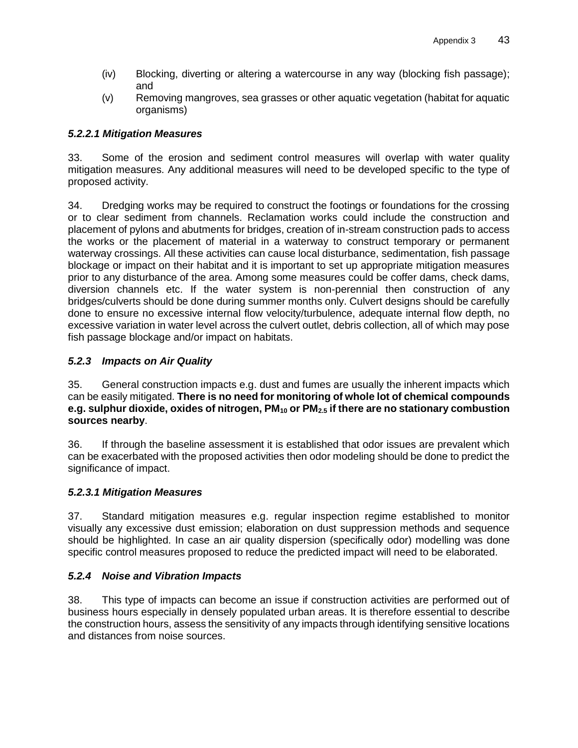(iv) Blocking, diverting or altering a watercourse in any way (blocking fish passage); and

(v) Removing mangroves, sea grasses or other aquatic vegetation (habitat for aquatic organisms)

#### *5.2.2.1 Mitigation Measures*

33. Some of the erosion and sediment control measures will overlap with water quality mitigation measures. Any additional measures will need to be developed specific to the type of proposed activity.

34. Dredging works may be required to construct the footings or foundations for the crossing or to clear sediment from channels. Reclamation works could include the construction and placement of pylons and abutments for bridges, creation of in-stream construction pads to access the works or the placement of material in a waterway to construct temporary or permanent waterway crossings. All these activities can cause local disturbance, sedimentation, fish passage blockage or impact on their habitat and it is important to set up appropriate mitigation measures prior to any disturbance of the area. Among some measures could be coffer dams, check dams, diversion channels etc. If the water system is non-perennial then construction of any bridges/culverts should be done during summer months only. Culvert designs should be carefully done to ensure no excessive internal flow velocity/turbulence, adequate internal flow depth, no excessive variation in water level across the culvert outlet, debris collection, all of which may pose fish passage blockage and/or impact on habitats.

### *5.2.3 Impacts on Air Quality*

35. General construction impacts e.g. dust and fumes are usually the inherent impacts which can be easily mitigated. **There is no need for monitoring of whole lot of chemical compounds e.g. sulphur dioxide, oxides of nitrogen, $PM_{10}$ or $PM_{2.5}$ if there are no stationary combustion sources nearby**.

36. If through the baseline assessment it is established that odor issues are prevalent which can be exacerbated with the proposed activities then odor modeling should be done to predict the significance of impact.

#### *5.2.3.1 Mitigation Measures*

37. Standard mitigation measures e.g. regular inspection regime established to monitor visually any excessive dust emission; elaboration on dust suppression methods and sequence should be highlighted. In case an air quality dispersion (specifically odor) modelling was done specific control measures proposed to reduce the predicted impact will need to be elaborated.

### *5.2.4 Noise and Vibration Impacts*

38. This type of impacts can become an issue if construction activities are performed out of business hours especially in densely populated urban areas. It is therefore essential to describe the construction hours, assess the sensitivity of any impacts through identifying sensitive locations and distances from noise sources.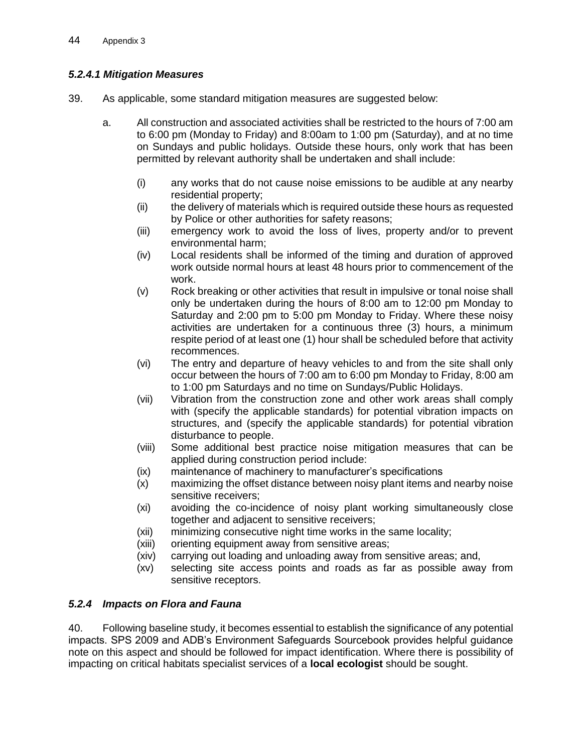#### *5.2.4.1 Mitigation Measures*

39. As applicable, some standard mitigation measures are suggested below:

a. All construction and associated activities shall be restricted to the hours of 7:00 am to 6:00 pm (Monday to Friday) and 8:00am to 1:00 pm (Saturday), and at no time on Sundays and public holidays. Outside these hours, only work that has been permitted by relevant authority shall be undertaken and shall include:

   (i) any works that do not cause noise emissions to be audible at any nearby residential property;
   
   (ii) the delivery of materials which is required outside these hours as requested by Police or other authorities for safety reasons;
   
   (iii) emergency work to avoid the loss of lives, property and/or to prevent environmental harm;
   
   (iv) Local residents shall be informed of the timing and duration of approved work outside normal hours at least 48 hours prior to commencement of the work.
   
   (v) Rock breaking or other activities that result in impulsive or tonal noise shall only be undertaken during the hours of 8:00 am to 12:00 pm Monday to Saturday and 2:00 pm to 5:00 pm Monday to Friday. Where these noisy activities are undertaken for a continuous three (3) hours, a minimum respite period of at least one (1) hour shall be scheduled before that activity recommences.
   
   (vi) The entry and departure of heavy vehicles to and from the site shall only occur between the hours of 7:00 am to 6:00 pm Monday to Friday, 8:00 am to 1:00 pm Saturdays and no time on Sundays/Public Holidays.
   
   (vii) Vibration from the construction zone and other work areas shall comply with (specify the applicable standards) for potential vibration impacts on structures, and (specify the applicable standards) for potential vibration disturbance to people.
   
   (viii) Some additional best practice noise mitigation measures that can be applied during construction period include:
   
   (ix) maintenance of machinery to manufacturer's specifications
   
   (x) maximizing the offset distance between noisy plant items and nearby noise sensitive receivers;
   
   (xi) avoiding the co-incidence of noisy plant working simultaneously close together and adjacent to sensitive receivers;
   
   (xii) minimizing consecutive night time works in the same locality;
   
   (xiii) orienting equipment away from sensitive areas;
   
   (xiv) carrying out loading and unloading away from sensitive areas; and,
   
   (xv) selecting site access points and roads as far as possible away from sensitive receptors.

### *5.2.4 Impacts on Flora and Fauna*

40. Following baseline study, it becomes essential to establish the significance of any potential impacts. SPS 2009 and ADB's Environment Safeguards Sourcebook provides helpful guidance note on this aspect and should be followed for impact identification. Where there is possibility of impacting on critical habitats specialist services of a **local ecologist** should be sought.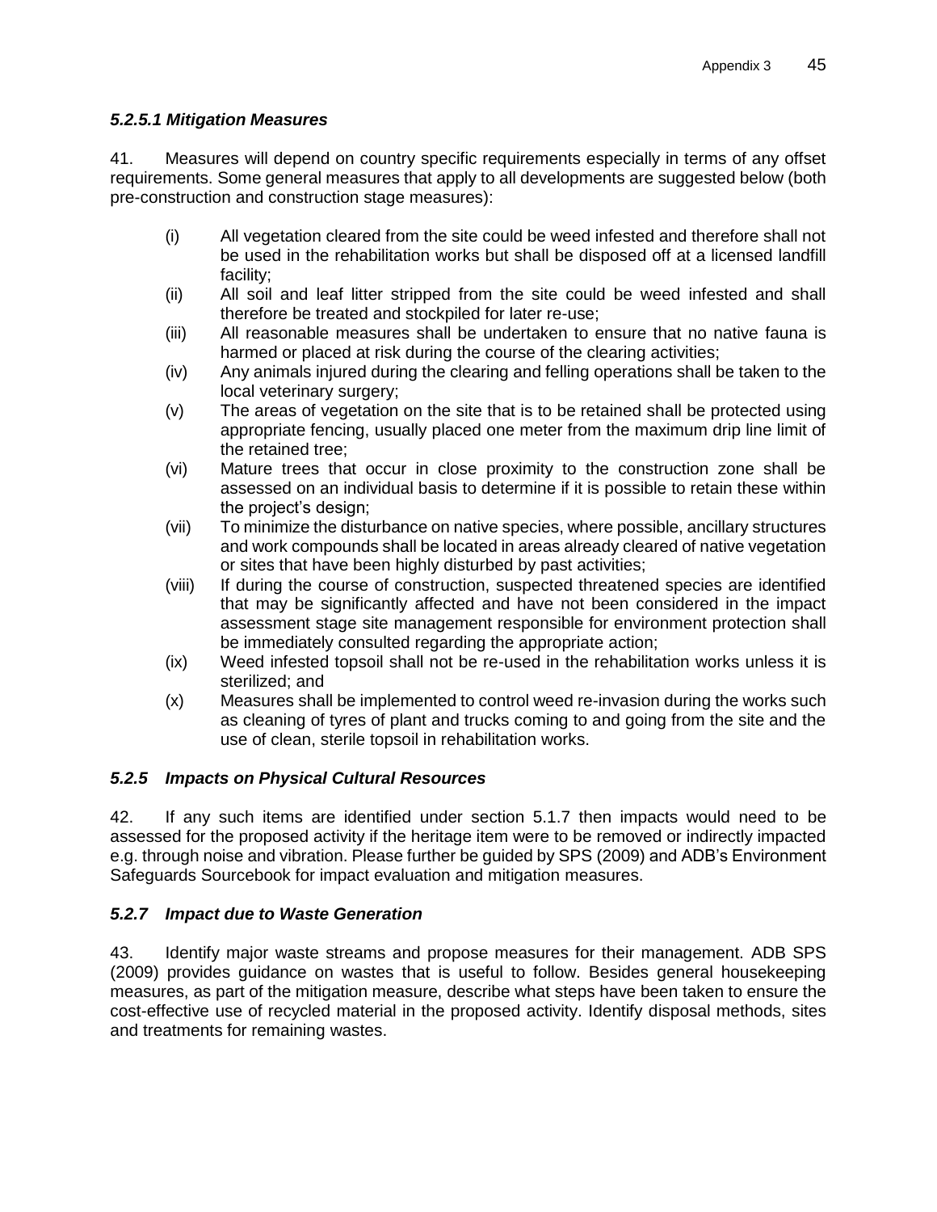#### *5.2.5.1 Mitigation Measures*

41. Measures will depend on country specific requirements especially in terms of any offset requirements. Some general measures that apply to all developments are suggested below (both pre-construction and construction stage measures):

(i) All vegetation cleared from the site could be weed infested and therefore shall not be used in the rehabilitation works but shall be disposed off at a licensed landfill facility;

(ii) All soil and leaf litter stripped from the site could be weed infested and shall therefore be treated and stockpiled for later re-use;

(iii) All reasonable measures shall be undertaken to ensure that no native fauna is harmed or placed at risk during the course of the clearing activities;

(iv) Any animals injured during the clearing and felling operations shall be taken to the local veterinary surgery;

(v) The areas of vegetation on the site that is to be retained shall be protected using appropriate fencing, usually placed one meter from the maximum drip line limit of the retained tree;

(vi) Mature trees that occur in close proximity to the construction zone shall be assessed on an individual basis to determine if it is possible to retain these within the project's design;

(vii) To minimize the disturbance on native species, where possible, ancillary structures and work compounds shall be located in areas already cleared of native vegetation or sites that have been highly disturbed by past activities;

(viii) If during the course of construction, suspected threatened species are identified that may be significantly affected and have not been considered in the impact assessment stage site management responsible for environment protection shall be immediately consulted regarding the appropriate action;

(ix) Weed infested topsoil shall not be re-used in the rehabilitation works unless it is sterilized; and

(x) Measures shall be implemented to control weed re-invasion during the works such as cleaning of tyres of plant and trucks coming to and going from the site and the use of clean, sterile topsoil in rehabilitation works.

### *5.2.5 Impacts on Physical Cultural Resources*

42. If any such items are identified under section 5.1.7 then impacts would need to be assessed for the proposed activity if the heritage item were to be removed or indirectly impacted e.g. through noise and vibration. Please further be guided by SPS (2009) and ADB's Environment Safeguards Sourcebook for impact evaluation and mitigation measures.

### *5.2.7 Impact due to Waste Generation*

43. Identify major waste streams and propose measures for their management. ADB SPS (2009) provides guidance on wastes that is useful to follow. Besides general housekeeping measures, as part of the mitigation measure, describe what steps have been taken to ensure the cost-effective use of recycled material in the proposed activity. Identify disposal methods, sites and treatments for remaining wastes.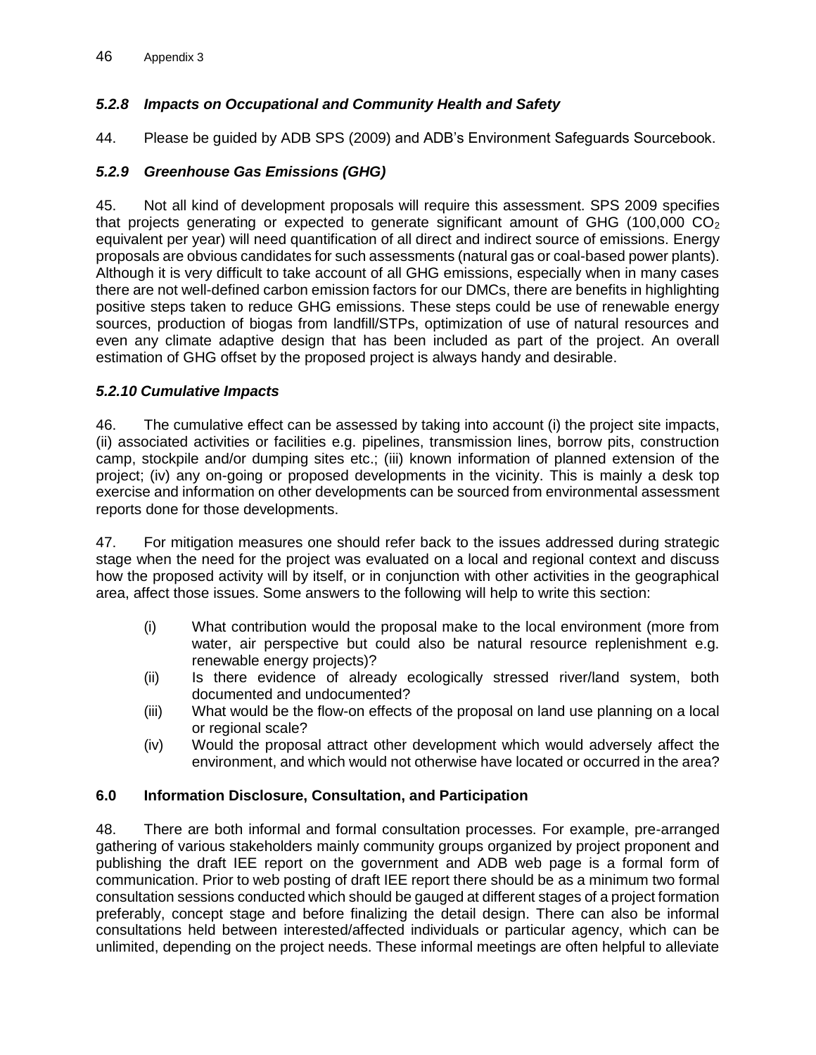#### *5.2.8 Impacts on Occupational and Community Health and Safety*

44. Please be guided by ADB SPS (2009) and ADB's Environment Safeguards Sourcebook.

#### *5.2.9 Greenhouse Gas Emissions (GHG)*

45. Not all kind of development proposals will require this assessment. SPS 2009 specifies that projects generating or expected to generate significant amount of GHG (100,000 $CO_2$ equivalent per year) will need quantification of all direct and indirect source of emissions. Energy proposals are obvious candidates for such assessments (natural gas or coal-based power plants). Although it is very difficult to take account of all GHG emissions, especially when in many cases there are not well-defined carbon emission factors for our DMCs, there are benefits in highlighting positive steps taken to reduce GHG emissions. These steps could be use of renewable energy sources, production of biogas from landfill/STPs, optimization of use of natural resources and even any climate adaptive design that has been included as part of the project. An overall estimation of GHG offset by the proposed project is always handy and desirable.

#### *5.2.10 Cumulative Impacts*

46. The cumulative effect can be assessed by taking into account (i) the project site impacts, (ii) associated activities or facilities e.g. pipelines, transmission lines, borrow pits, construction camp, stockpile and/or dumping sites etc.; (iii) known information of planned extension of the project; (iv) any on-going or proposed developments in the vicinity. This is mainly a desk top exercise and information on other developments can be sourced from environmental assessment reports done for those developments.

47. For mitigation measures one should refer back to the issues addressed during strategic stage when the need for the project was evaluated on a local and regional context and discuss how the proposed activity will by itself, or in conjunction with other activities in the geographical area, affect those issues. Some answers to the following will help to write this section:

- (i) What contribution would the proposal make to the local environment (more from water, air perspective but could also be natural resource replenishment e.g. renewable energy projects)?
- (ii) Is there evidence of already ecologically stressed river/land system, both documented and undocumented?
- (iii) What would be the flow-on effects of the proposal on land use planning on a local or regional scale?
- (iv) Would the proposal attract other development which would adversely affect the environment, and which would not otherwise have located or occurred in the area?

### 6.0 Information Disclosure, Consultation, and Participation

48. There are both informal and formal consultation processes. For example, pre-arranged gathering of various stakeholders mainly community groups organized by project proponent and publishing the draft IEE report on the government and ADB web page is a formal form of communication. Prior to web posting of draft IEE report there should be as a minimum two formal consultation sessions conducted which should be gauged at different stages of a project formation preferably, concept stage and before finalizing the detail design. There can also be informal consultations held between interested/affected individuals or particular agency, which can be unlimited, depending on the project needs. These informal meetings are often helpful to alleviate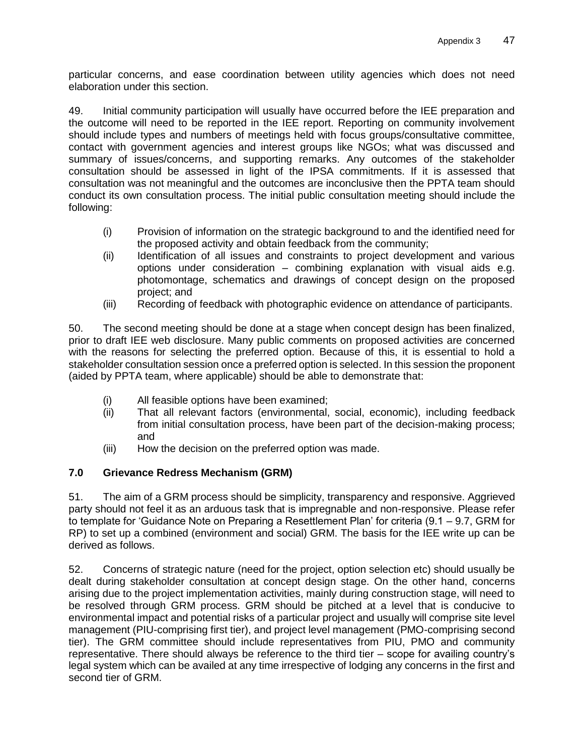particular concerns, and ease coordination between utility agencies which does not need elaboration under this section.

49. Initial community participation will usually have occurred before the IEE preparation and the outcome will need to be reported in the IEE report. Reporting on community involvement should include types and numbers of meetings held with focus groups/consultative committee, contact with government agencies and interest groups like NGOs; what was discussed and summary of issues/concerns, and supporting remarks. Any outcomes of the stakeholder consultation should be assessed in light of the IPSA commitments. If it is assessed that consultation was not meaningful and the outcomes are inconclusive then the PPTA team should conduct its own consultation process. The initial public consultation meeting should include the following:

(i) Provision of information on the strategic background to and the identified need for the proposed activity and obtain feedback from the community;
(ii) Identification of all issues and constraints to project development and various options under consideration – combining explanation with visual aids e.g. photomontage, schematics and drawings of concept design on the proposed project; and
(iii) Recording of feedback with photographic evidence on attendance of participants.

50. The second meeting should be done at a stage when concept design has been finalized, prior to draft IEE web disclosure. Many public comments on proposed activities are concerned with the reasons for selecting the preferred option. Because of this, it is essential to hold a stakeholder consultation session once a preferred option is selected. In this session the proponent (aided by PPTA team, where applicable) should be able to demonstrate that:

(i) All feasible options have been examined;
(ii) That all relevant factors (environmental, social, economic), including feedback from initial consultation process, have been part of the decision-making process; and
(iii) How the decision on the preferred option was made.

### 7.0 Grievance Redress Mechanism (GRM)

51. The aim of a GRM process should be simplicity, transparency and responsive. Aggrieved party should not feel it as an arduous task that is impregnable and non-responsive. Please refer to template for 'Guidance Note on Preparing a Resettlement Plan' for criteria (9.1 – 9.7, GRM for RP) to set up a combined (environment and social) GRM. The basis for the IEE write up can be derived as follows.

52. Concerns of strategic nature (need for the project, option selection etc) should usually be dealt during stakeholder consultation at concept design stage. On the other hand, concerns arising due to the project implementation activities, mainly during construction stage, will need to be resolved through GRM process. GRM should be pitched at a level that is conducive to environmental impact and potential risks of a particular project and usually will comprise site level management (PIU-comprising first tier), and project level management (PMO-comprising second tier). The GRM committee should include representatives from PIU, PMO and community representative. There should always be reference to the third tier – scope for availing country's legal system which can be availed at any time irrespective of lodging any concerns in the first and second tier of GRM.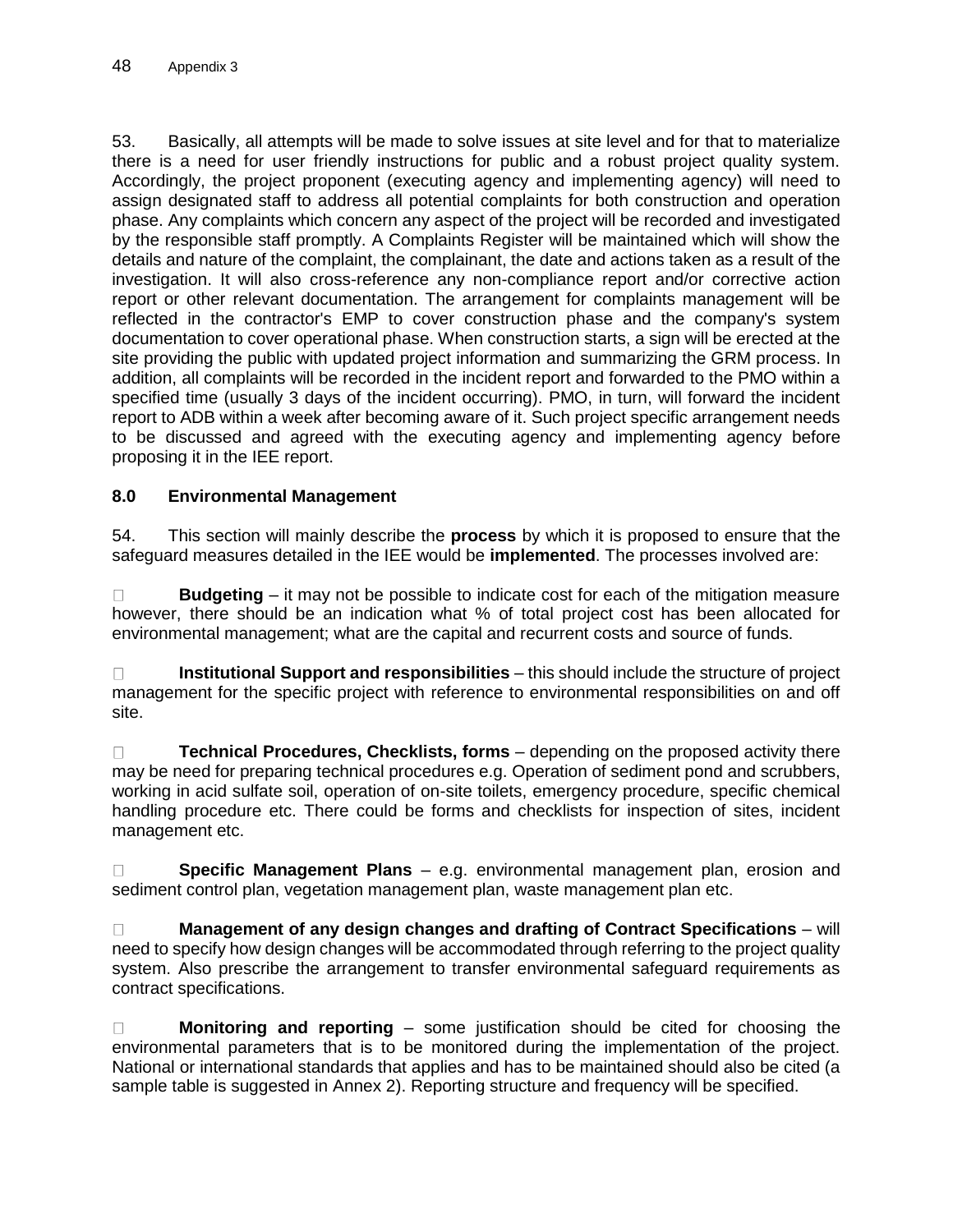53. Basically, all attempts will be made to solve issues at site level and for that to materialize there is a need for user friendly instructions for public and a robust project quality system. Accordingly, the project proponent (executing agency and implementing agency) will need to assign designated staff to address all potential complaints for both construction and operation phase. Any complaints which concern any aspect of the project will be recorded and investigated by the responsible staff promptly. A Complaints Register will be maintained which will show the details and nature of the complaint, the complainant, the date and actions taken as a result of the investigation. It will also cross-reference any non-compliance report and/or corrective action report or other relevant documentation. The arrangement for complaints management will be reflected in the contractor's EMP to cover construction phase and the company's system documentation to cover operational phase. When construction starts, a sign will be erected at the site providing the public with updated project information and summarizing the GRM process. In addition, all complaints will be recorded in the incident report and forwarded to the PMO within a specified time (usually 3 days of the incident occurring). PMO, in turn, will forward the incident report to ADB within a week after becoming aware of it. Such project specific arrangement needs to be discussed and agreed with the executing agency and implementing agency before proposing it in the IEE report.

### 8.0 Environmental Management

54. This section will mainly describe the **process** by which it is proposed to ensure that the safeguard measures detailed in the IEE would be **implemented**. The processes involved are:

- **Budgeting** – it may not be possible to indicate cost for each of the mitigation measure however, there should be an indication what % of total project cost has been allocated for environmental management; what are the capital and recurrent costs and source of funds.

- **Institutional Support and responsibilities** – this should include the structure of project management for the specific project with reference to environmental responsibilities on and off site.

- **Technical Procedures, Checklists, forms** – depending on the proposed activity there may be need for preparing technical procedures e.g. Operation of sediment pond and scrubbers, working in acid sulfate soil, operation of on-site toilets, emergency procedure, specific chemical handling procedure etc. There could be forms and checklists for inspection of sites, incident management etc.

- **Specific Management Plans** – e.g. environmental management plan, erosion and sediment control plan, vegetation management plan, waste management plan etc.

- **Management of any design changes and drafting of Contract Specifications** – will need to specify how design changes will be accommodated through referring to the project quality system. Also prescribe the arrangement to transfer environmental safeguard requirements as contract specifications.

- **Monitoring and reporting** – some justification should be cited for choosing the environmental parameters that is to be monitored during the implementation of the project. National or international standards that applies and has to be maintained should also be cited (a sample table is suggested in Annex 2). Reporting structure and frequency will be specified.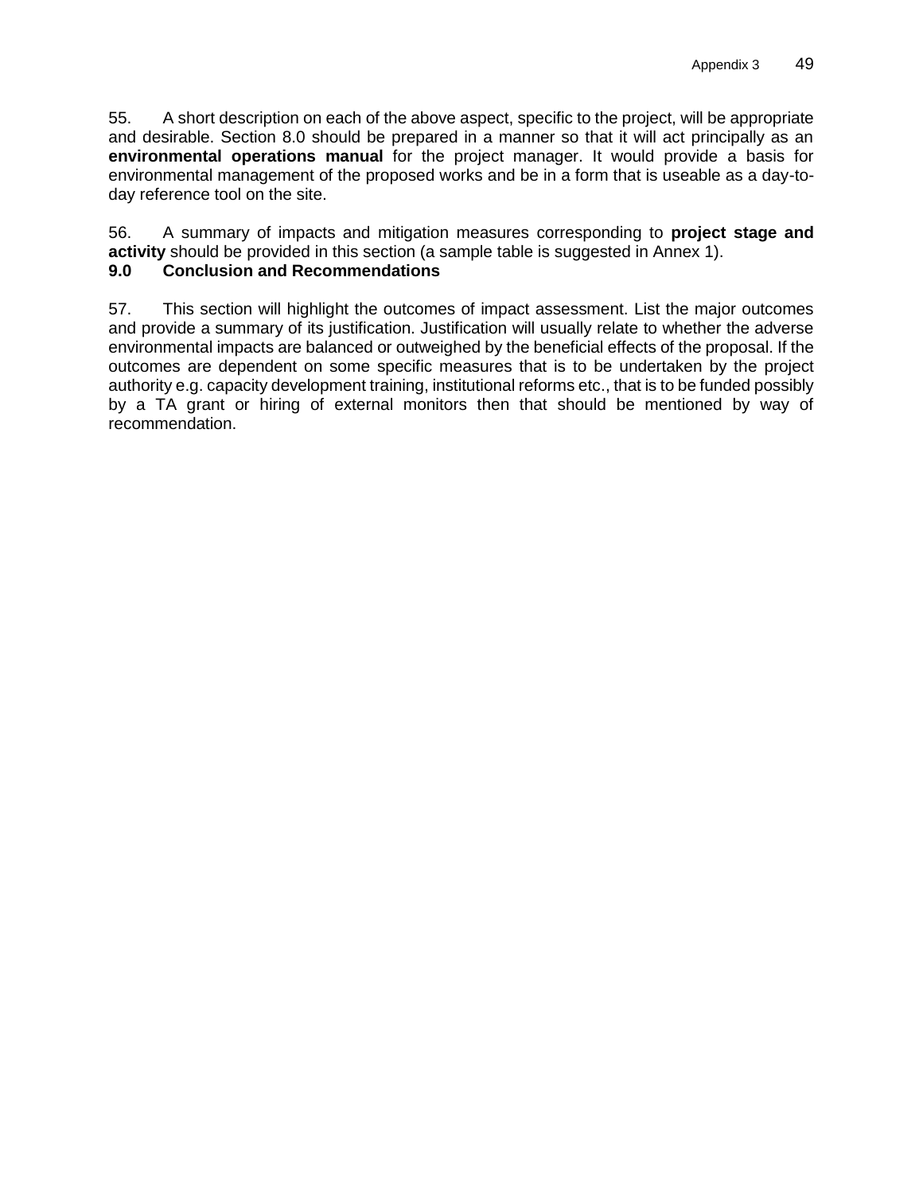55. A short description on each of the above aspect, specific to the project, will be appropriate and desirable. Section 8.0 should be prepared in a manner so that it will act principally as an **environmental operations manual** for the project manager. It would provide a basis for environmental management of the proposed works and be in a form that is useable as a day-to-day reference tool on the site.

56. A summary of impacts and mitigation measures corresponding to **project stage and activity** should be provided in this section (a sample table is suggested in Annex 1).

## 9.0 Conclusion and Recommendations

57. This section will highlight the outcomes of impact assessment. List the major outcomes and provide a summary of its justification. Justification will usually relate to whether the adverse environmental impacts are balanced or outweighed by the beneficial effects of the proposal. If the outcomes are dependent on some specific measures that is to be undertaken by the project authority e.g. capacity development training, institutional reforms etc., that is to be funded possibly by a TA grant or hiring of external monitors then that should be mentioned by way of recommendation.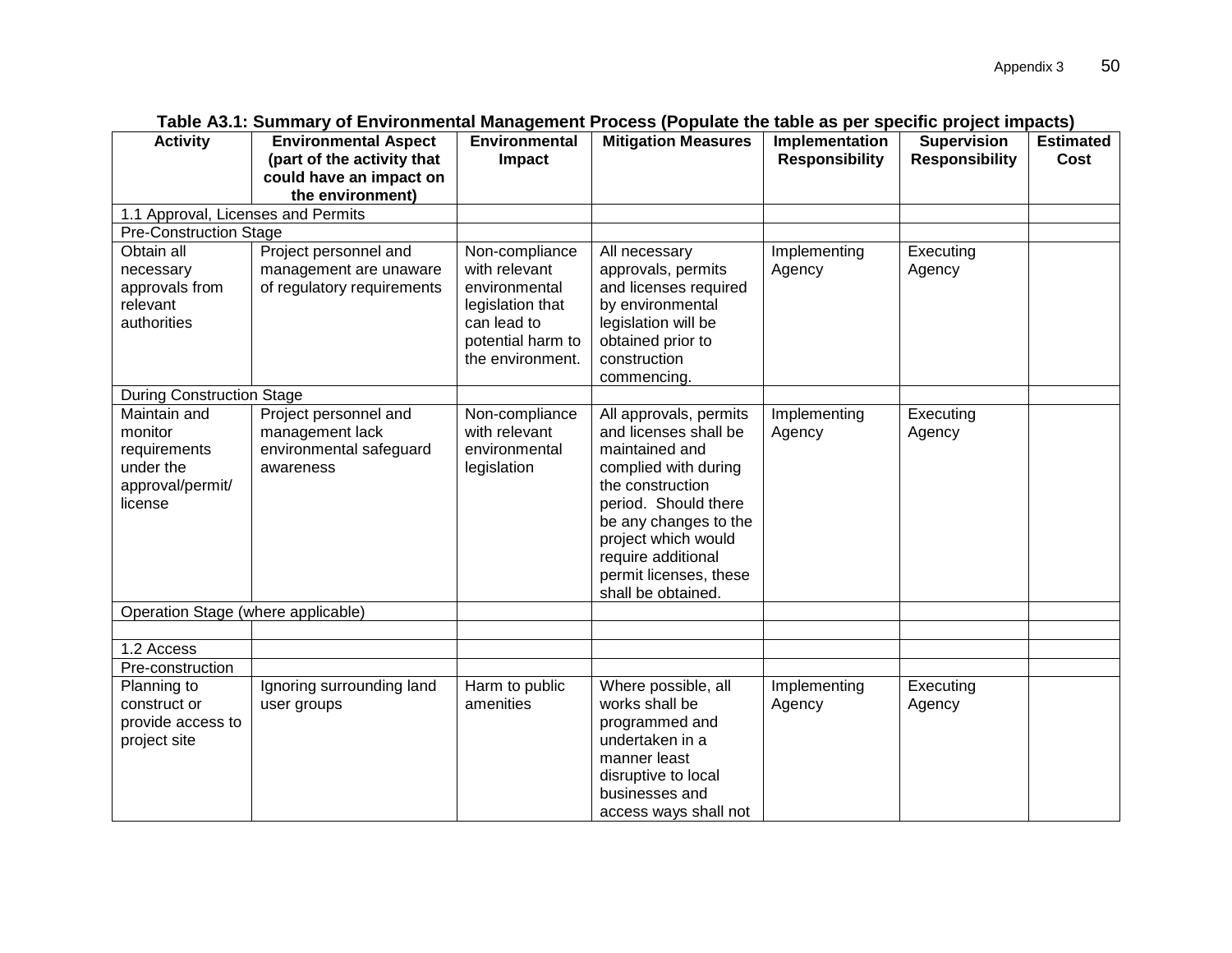**Table A3.1: Summary of Environmental Management Process (Populate the table as per specific project impacts)**

| Activity | Environmental Aspect (part of the activity that could have an impact on the environment) | Environmental Impact | Mitigation Measures | Implementation Responsibility | Supervision Responsibility | Estimated Cost |
|---|---|---|---|---|---|---|
| 1.1 Approval, Licenses and Permits | | | | | | |
| Pre-Construction Stage | | | | | | |
| Obtain all necessary approvals from relevant authorities | Project personnel and management are unaware of regulatory requirements | Non-compliance with relevant environmental legislation that can lead to potential harm to the environment. | All necessary approvals, permits and licenses required by environmental legislation will be obtained prior to construction commencing. | Implementing Agency | Executing Agency | |
| During Construction Stage | | | | | | |
| Maintain and monitor requirements under the approval/permit/ license | Project personnel and management lack environmental safeguard awareness | Non-compliance with relevant environmental legislation | All approvals, permits and licenses shall be maintained and complied with during the construction period. Should there be any changes to the project which would require additional permit licenses, these shall be obtained. | Implementing Agency | Executing Agency | |
| Operation Stage (where applicable) | | | | | | |
| | | | | | | |
| 1.2 Access | | | | | | |
| Pre-construction | | | | | | |
| Planning to construct or provide access to project site | Ignoring surrounding land user groups | Harm to public amenities | Where possible, all works shall be programmed and undertaken in a manner least disruptive to local businesses and access ways shall not | Implementing Agency | Executing Agency | |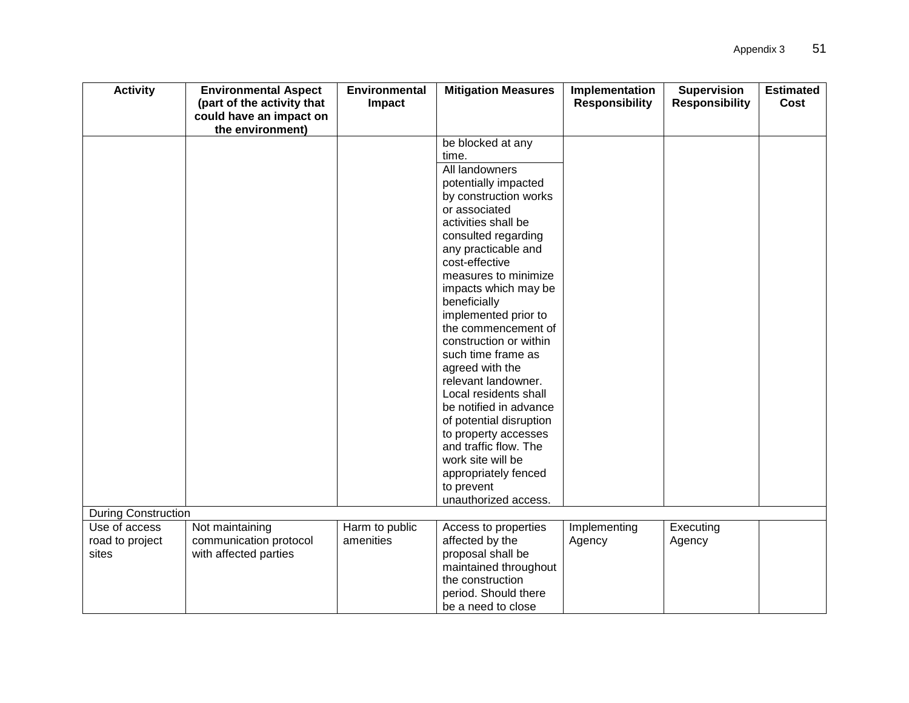| Activity | Environmental Aspect (part of the activity that could have an impact on the environment) | Environmental Impact | Mitigation Measures | Implementation Responsibility | Supervision Responsibility | Estimated Cost |
|---|---|---|---|---|---|---|
| | | | be blocked at any time. | | | |
| | | | All landowners potentially impacted by construction works or associated activities shall be consulted regarding any practicable and cost-effective measures to minimize impacts which may be beneficially implemented prior to the commencement of construction or within such time frame as agreed with the relevant landowner. Local residents shall be notified in advance of potential disruption to property accesses and traffic flow. The work site will be appropriately fenced to prevent unauthorized access. | | | |
| During Construction | | | | | | |
| Use of access road to project sites | Not maintaining communication protocol with affected parties | Harm to public amenities | Access to properties affected by the proposal shall be maintained throughout the construction period. Should there be a need to close | Implementing Agency | Executing Agency | |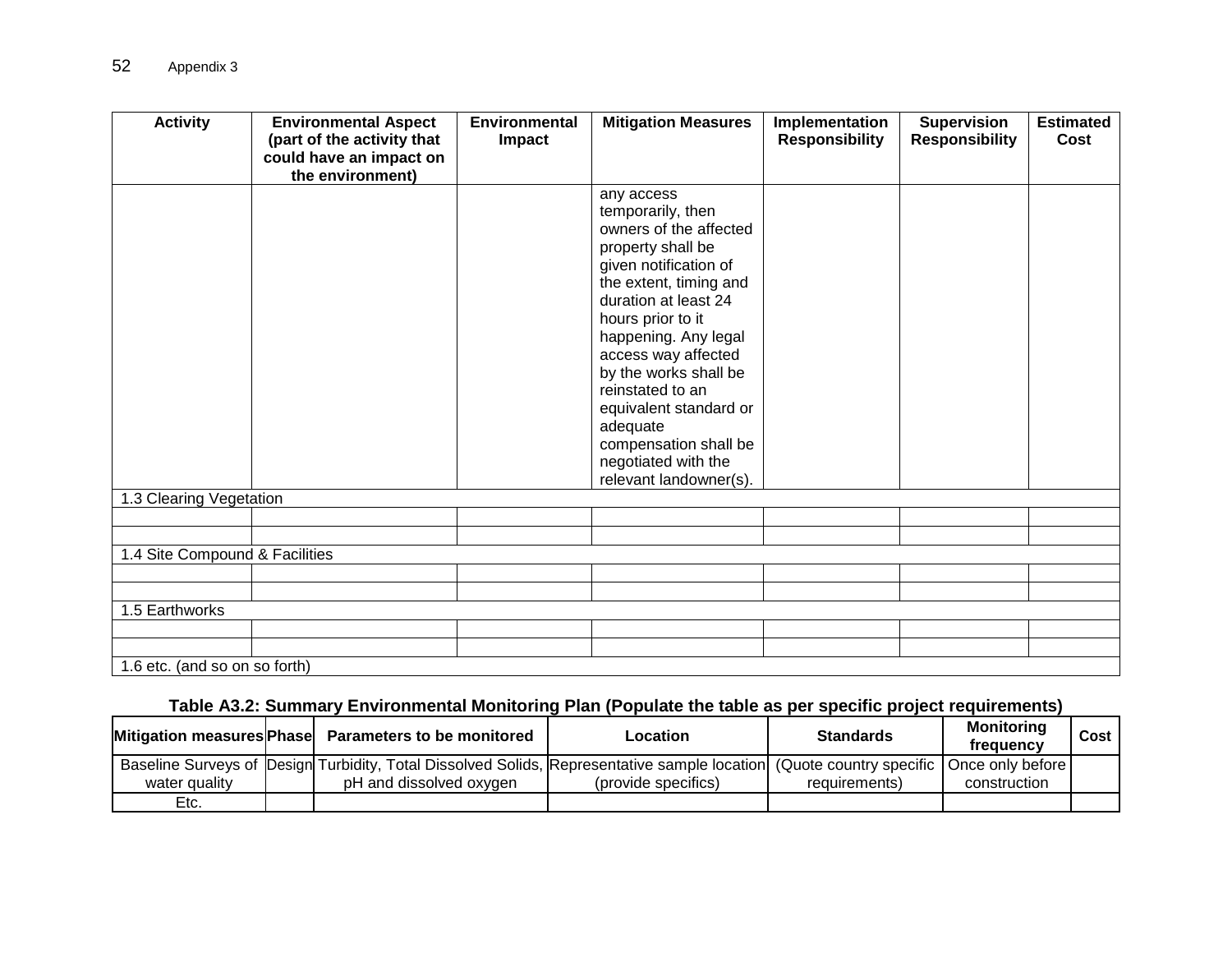| Activity | Environmental Aspect (part of the activity that could have an impact on the environment) | Environmental Impact | Mitigation Measures | Implementation Responsibility | Supervision Responsibility | Estimated Cost |
|---|---|---|---|---|---|---|
| | | | any access temporarily, then owners of the affected property shall be given notification of the extent, timing and duration at least 24 hours prior to it happening. Any legal access way affected by the works shall be reinstated to an equivalent standard or adequate compensation shall be negotiated with the relevant landowner(s). | | | |
| 1.3 Clearing Vegetation | | | | | | |
| | | | | | | |
| | | | | | | |
| 1.4 Site Compound & Facilities | | | | | | |
| | | | | | | |
| | | | | | | |
| 1.5 Earthworks | | | | | | |
| | | | | | | |
| | | | | | | |
| 1.6 etc. (and so on so forth) | | | | | | |

**Table A3.2: Summary Environmental Monitoring Plan (Populate the table as per specific project requirements)**

| Mitigation measures | Phase | Parameters to be monitored | Location | Standards | Monitoring frequency | Cost |
|---|---|---|---|---|---|---|
| Baseline Surveys of water quality | Design | Turbidity, Total Dissolved Solids, pH and dissolved oxygen | Representative sample location (provide specifics) | (Quote country specific requirements) | Once only before construction | |
| Etc. | | | | | | |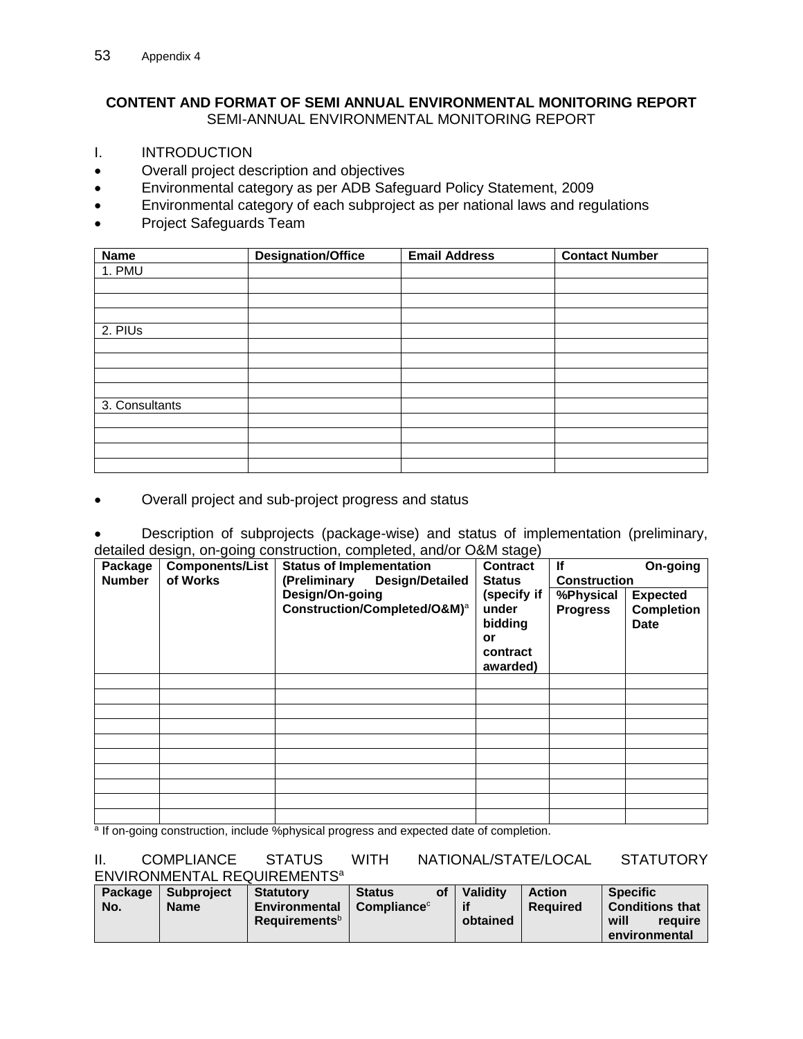## CONTENT AND FORMAT OF SEMI ANNUAL ENVIRONMENTAL MONITORING REPORT

SEMI-ANNUAL ENVIRONMENTAL MONITORING REPORT

I. INTRODUCTION

- Overall project description and objectives
- Environmental category as per ADB Safeguard Policy Statement, 2009
- Environmental category of each subproject as per national laws and regulations
- Project Safeguards Team

| Name | Designation/Office | Email Address | Contact Number |
|---|---|---|---|
| 1. PMU | | | |
| | | | |
| | | | |
| | | | |
| 2. PIUs | | | |
| | | | |
| | | | |
| | | | |
| | | | |
| 3. Consultants | | | |
| | | | |
| | | | |
| | | | |
| | | | |

- Overall project and sub-project progress and status
- Description of subprojects (package-wise) and status of implementation (preliminary, detailed design, on-going construction, completed, and/or O&M stage)

| Package Number | Components/List of Works | Status of Implementation (Preliminary Design/Detailed Design/On-going Construction/Completed/O&M)[a] | Contract Status (specify if under bidding or contract awarded) | If On-going Construction | |
|---|---|---|---|---|---|
| | | | | %Physical Progress | Expected Completion Date |
| | | | | | |
| | | | | | |
| | | | | | |
| | | | | | |
| | | | | | |
| | | | | | |
| | | | | | |
| | | | | | |
| | | | | | |
| | | | | | |

[a] If on-going construction, include %physical progress and expected date of completion.

II. COMPLIANCE STATUS WITH NATIONAL/STATE/LOCAL STATUTORY ENVIRONMENTAL REQUIREMENTS[a]

| Package No. | Subproject Name | Statutory Environmental Requirements[b] | Status of Compliance[c] | Validity if obtained | Action Required | Specific Conditions that will require environmental |
|---|---|---|---|---|---|---|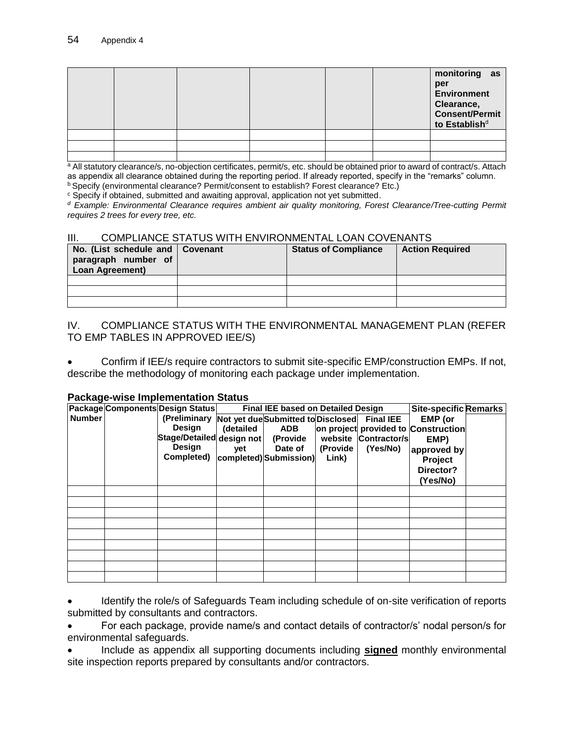| | | | | | | monitoring as per Environment Clearance, Consent/Permit to Establish[d] |
|---|---|---|---|---|---|---|
| | | | | | | |
| | | | | | | |
| | | | | | | |

[a] All statutory clearance/s, no-objection certificates, permit/s, etc. should be obtained prior to award of contract/s. Attach as appendix all clearance obtained during the reporting period. If already reported, specify in the "remarks" column.
[b] Specify (environmental clearance? Permit/consent to establish? Forest clearance? Etc.)
[c] Specify if obtained, submitted and awaiting approval, application not yet submitted.
[d] *Example: Environmental Clearance requires ambient air quality monitoring, Forest Clearance/Tree-cutting Permit requires 2 trees for every tree, etc.*

## III. COMPLIANCE STATUS WITH ENVIRONMENTAL LOAN COVENANTS

| No. (List schedule and paragraph number of Loan Agreement) | Covenant | Status of Compliance | Action Required |
|---|---|---|---|
| | | | |
| | | | |
| | | | |

## IV. COMPLIANCE STATUS WITH THE ENVIRONMENTAL MANAGEMENT PLAN (REFER TO EMP TABLES IN APPROVED IEE/S)

- Confirm if IEE/s require contractors to submit site-specific EMP/construction EMPs. If not, describe the methodology of monitoring each package under implementation.

**Package-wise Implementation Status**

| Package Number | Components | Design Status (Preliminary Design Stage/Detailed Design Completed) | Final IEE based on Detailed Design | | | | Site-specific EMP (or Construction EMP) approved by Project Director? (Yes/No) | Remarks |
|---|---|---|---|---|---|---|---|---|
| | | | Not yet due (detailed design not yet completed) | Submitted to ADB (Provide Date of Submission) | Disclosed on project website (Provide Link) | Final IEE provided to Contractor/s (Yes/No) | | |
| | | | | | | | | |
| | | | | | | | | |
| | | | | | | | | |
| | | | | | | | | |
| | | | | | | | | |
| | | | | | | | | |
| | | | | | | | | |
| | | | | | | | | |
| | | | | | | | | |

- Identify the role/s of Safeguards Team including schedule of on-site verification of reports submitted by consultants and contractors.
- For each package, provide name/s and contact details of contractor/s' nodal person/s for environmental safeguards.
- Include as appendix all supporting documents including **signed** monthly environmental site inspection reports prepared by consultants and/or contractors.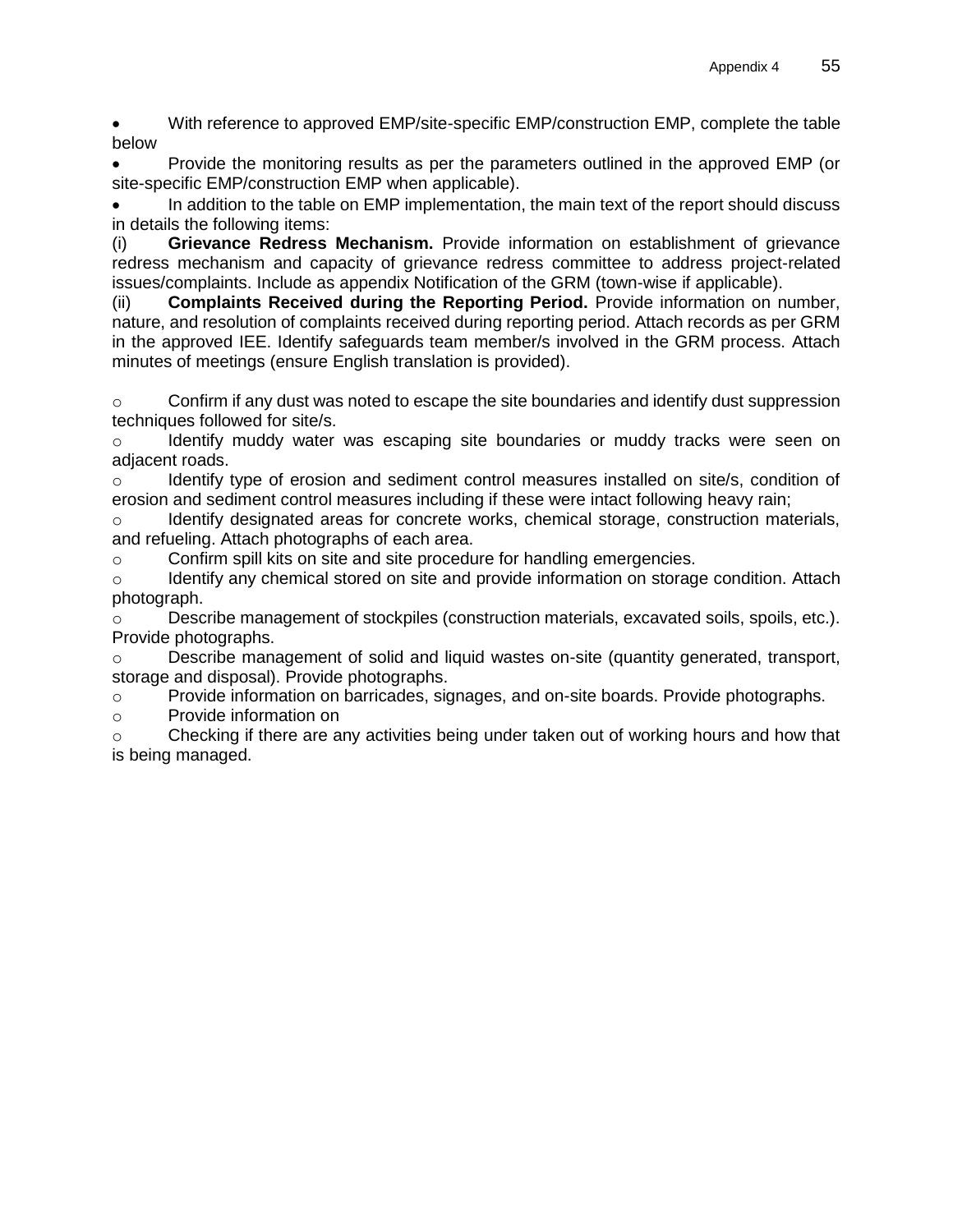- With reference to approved EMP/site-specific EMP/construction EMP, complete the table below
- Provide the monitoring results as per the parameters outlined in the approved EMP (or site-specific EMP/construction EMP when applicable).
- In addition to the table on EMP implementation, the main text of the report should discuss in details the following items:

(i) **Grievance Redress Mechanism.** Provide information on establishment of grievance redress mechanism and capacity of grievance redress committee to address project-related issues/complaints. Include as appendix Notification of the GRM (town-wise if applicable).

(ii) **Complaints Received during the Reporting Period.** Provide information on number, nature, and resolution of complaints received during reporting period. Attach records as per GRM in the approved IEE. Identify safeguards team member/s involved in the GRM process. Attach minutes of meetings (ensure English translation is provided).

- Confirm if any dust was noted to escape the site boundaries and identify dust suppression techniques followed for site/s.
- Identify muddy water was escaping site boundaries or muddy tracks were seen on adjacent roads.
- Identify type of erosion and sediment control measures installed on site/s, condition of erosion and sediment control measures including if these were intact following heavy rain;
- Identify designated areas for concrete works, chemical storage, construction materials, and refueling. Attach photographs of each area.
- Confirm spill kits on site and site procedure for handling emergencies.
- Identify any chemical stored on site and provide information on storage condition. Attach photograph.
- Describe management of stockpiles (construction materials, excavated soils, spoils, etc.). Provide photographs.
- Describe management of solid and liquid wastes on-site (quantity generated, transport, storage and disposal). Provide photographs.
- Provide information on barricades, signages, and on-site boards. Provide photographs.
- Provide information on
- Checking if there are any activities being under taken out of working hours and how that is being managed.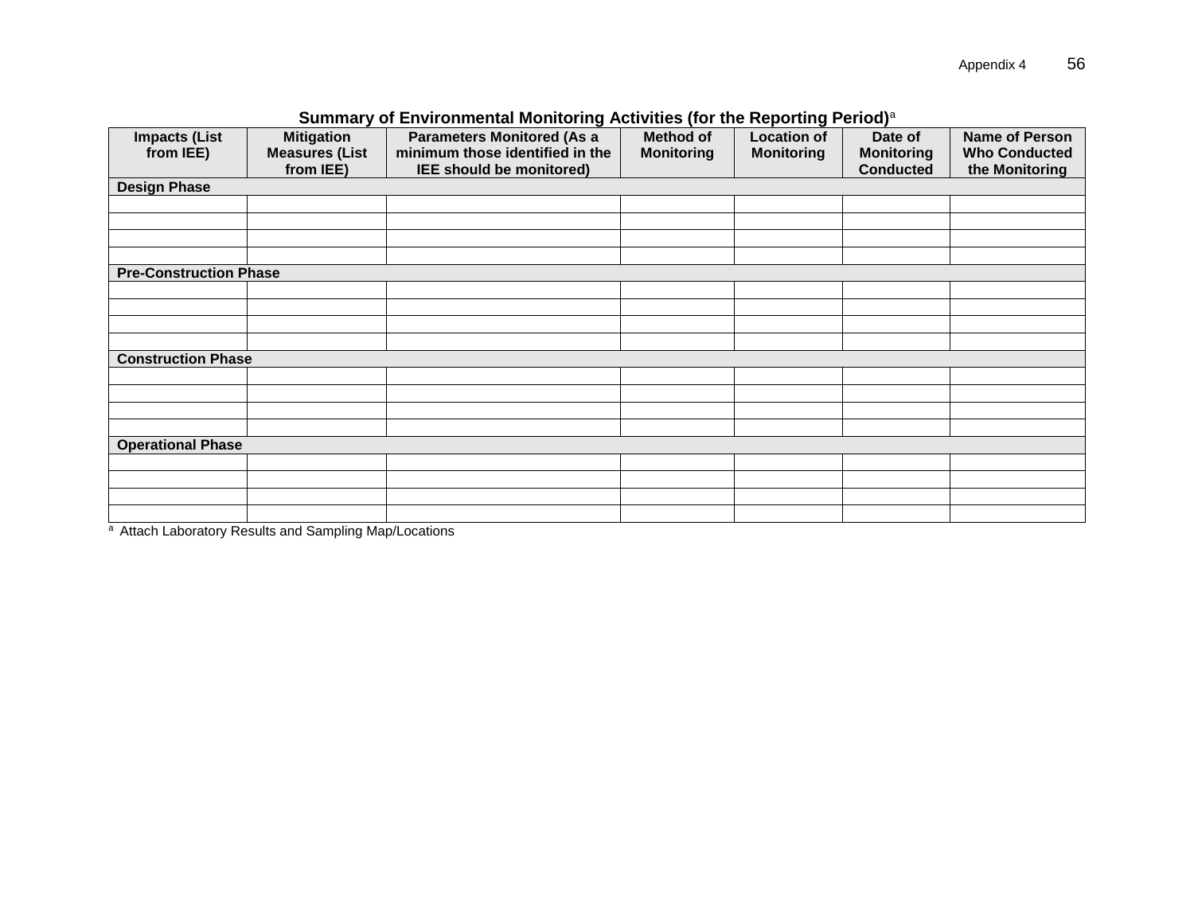**Summary of Environmental Monitoring Activities (for the Reporting Period)[a]**

| Impacts (List from IEE) | Mitigation Measures (List from IEE) | Parameters Monitored (As a minimum those identified in the IEE should be monitored) | Method of Monitoring | Location of Monitoring | Date of Monitoring Conducted | Name of Person Who Conducted the Monitoring |
|---|---|---|---|---|---|---|
| **Design Phase** | | | | | | |
| | | | | | | |
| | | | | | | |
| | | | | | | |
| | | | | | | |
| **Pre-Construction Phase** | | | | | | |
| | | | | | | |
| | | | | | | |
| | | | | | | |
| | | | | | | |
| **Construction Phase** | | | | | | |
| | | | | | | |
| | | | | | | |
| | | | | | | |
| | | | | | | |
| **Operational Phase** | | | | | | |
| | | | | | | |
| | | | | | | |
| | | | | | | |
| | | | | | | |

[a] Attach Laboratory Results and Sampling Map/Locations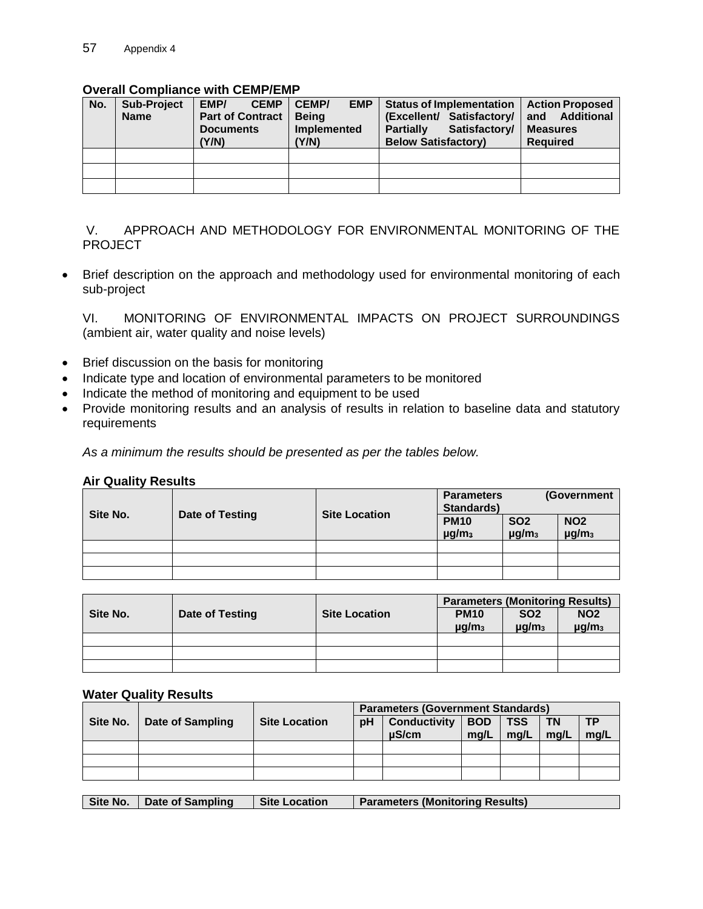**Overall Compliance with CEMP/EMP**

| No. | Sub-Project Name | EMP/ CEMP Part of Contract Documents (Y/N) | CEMP/ EMP Being Implemented (Y/N) | Status of Implementation (Excellent/ Satisfactory/ Partially Satisfactory/ Below Satisfactory) | Action Proposed and Additional Measures Required |
|---|---|---|---|---|---|
| | | | | | |
| | | | | | |
| | | | | | |

V. APPROACH AND METHODOLOGY FOR ENVIRONMENTAL MONITORING OF THE PROJECT

- Brief description on the approach and methodology used for environmental monitoring of each sub-project

VI. MONITORING OF ENVIRONMENTAL IMPACTS ON PROJECT SURROUNDINGS (ambient air, water quality and noise levels)

- Brief discussion on the basis for monitoring
- Indicate type and location of environmental parameters to be monitored
- Indicate the method of monitoring and equipment to be used
- Provide monitoring results and an analysis of results in relation to baseline data and statutory requirements

*As a minimum the results should be presented as per the tables below.*

**Air Quality Results**

| Site No. | Date of Testing | Site Location | Parameters (Government Standards) | | |
|---|---|---|---|---|---|
| | | | PM10 μg/m3 | SO2 μg/m3 | NO2 μg/m3 |
| | | | | | |
| | | | | | |
| | | | | | |

| Site No. | Date of Testing | Site Location | Parameters (Monitoring Results) | | |
|---|---|---|---|---|---|
| | | | PM10 μg/m3 | SO2 μg/m3 | NO2 μg/m3 |
| | | | | | |
| | | | | | |
| | | | | | |

**Water Quality Results**

| Site No. | Date of Sampling | Site Location | Parameters (Government Standards) | | | | | |
|---|---|---|---|---|---|---|---|---|
| | | | pH | Conductivity μS/cm | BOD mg/L | TSS mg/L | TN mg/L | TP mg/L |
| | | | | | | | | |
| | | | | | | | | |
| | | | | | | | | |

| Site No. | Date of Sampling | Site Location | Parameters (Monitoring Results) |
|---|---|---|---|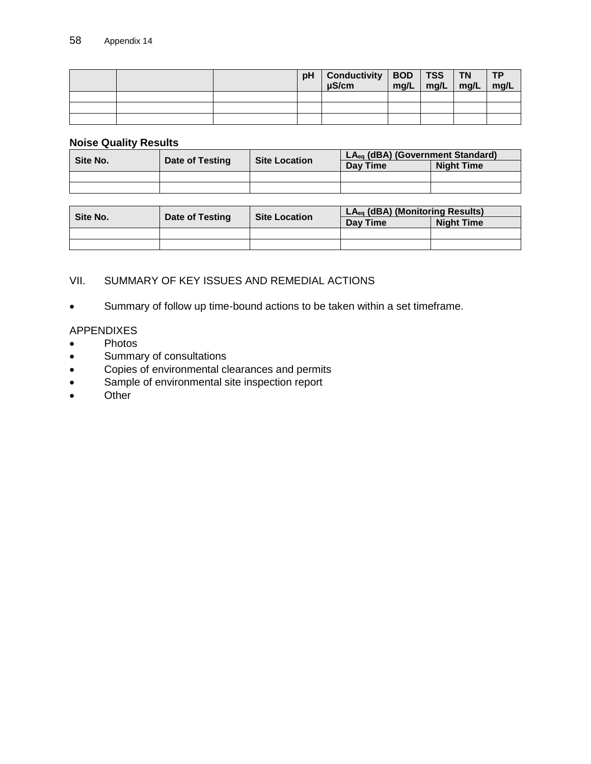|  |  |  | pH | Conductivity µS/cm | BOD mg/L | TSS mg/L | TN mg/L | TP mg/L |
|---|---|---|---|---|---|---|---|---|
|  |  |  |  |  |  |  |  |  |
|  |  |  |  |  |  |  |  |  |
|  |  |  |  |  |  |  |  |  |

**Noise Quality Results**

| Site No. | Date of Testing | Site Location | $LA_{eq}$ (dBA) (Government Standard) | |
|---|---|---|---|---|
| | | | Day Time | Night Time |
|  |  |  |  |  |
|  |  |  |  |  |

| Site No. | Date of Testing | Site Location | $LA_{eq}$ (dBA) (Monitoring Results) | |
|---|---|---|---|---|
| | | | Day Time | Night Time |
|  |  |  |  |  |
|  |  |  |  |  |

VII. SUMMARY OF KEY ISSUES AND REMEDIAL ACTIONS

- Summary of follow up time-bound actions to be taken within a set timeframe.

APPENDIXES

- Photos
- Summary of consultations
- Copies of environmental clearances and permits
- Sample of environmental site inspection report
- Other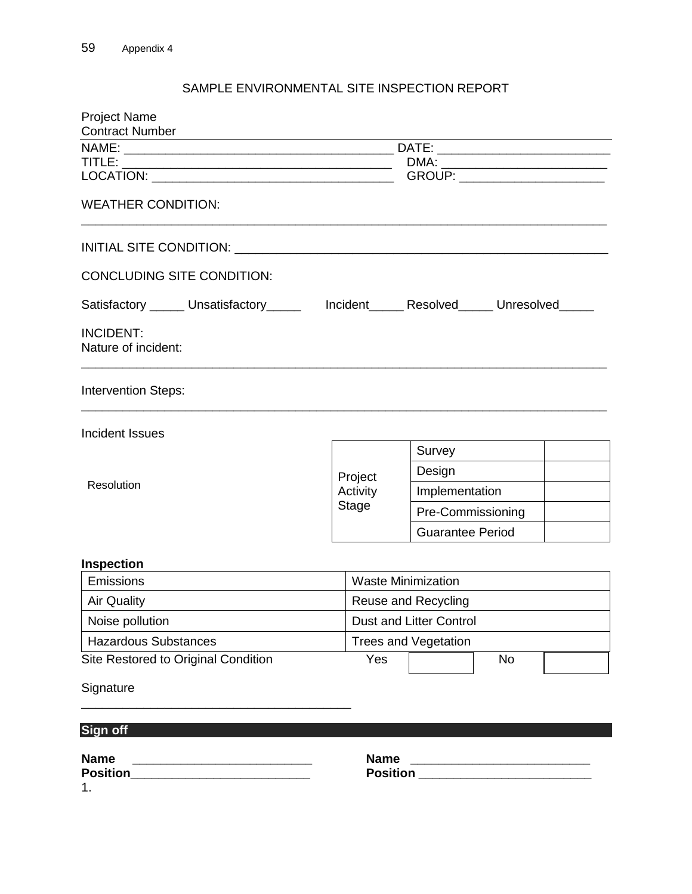Appendix 4

# SAMPLE ENVIRONMENTAL SITE INSPECTION REPORT

Project Name
Contract Number

NAME: ______________________________________ DATE: ________________________
TITLE: ______________________________________ DMA: ________________________
LOCATION: __________________________________ GROUP: _____________________

WEATHER CONDITION:
___________________________________________________________________________

INITIAL SITE CONDITION: ___________________________________________________

CONCLUDING SITE CONDITION:

Satisfactory _____ Unsatisfactory_____ Incident_____ Resolved_____ Unresolved_____

INCIDENT:
Nature of incident:
___________________________________________________________________________

Intervention Steps:
___________________________________________________________________________

Incident Issues

Resolution

| | | |
|---|---|---|
| Project Activity Stage | Survey | |
| | Design | |
| | Implementation | |
| | Pre-Commissioning | |
| | Guarantee Period | |

**Inspection**

| | |
|---|---|
| Emissions | Waste Minimization |
| Air Quality | Reuse and Recycling |
| Noise pollution | Dust and Litter Control |
| Hazardous Substances | Trees and Vegetation |

| | | | | |
|---|---|---|---|---|
| Site Restored to Original Condition | Yes | | No | |

Signature
_____________________________________

**Sign off**

**Name** _________________________ **Name** _________________________
**Position**_________________________ **Position** _________________________
1.